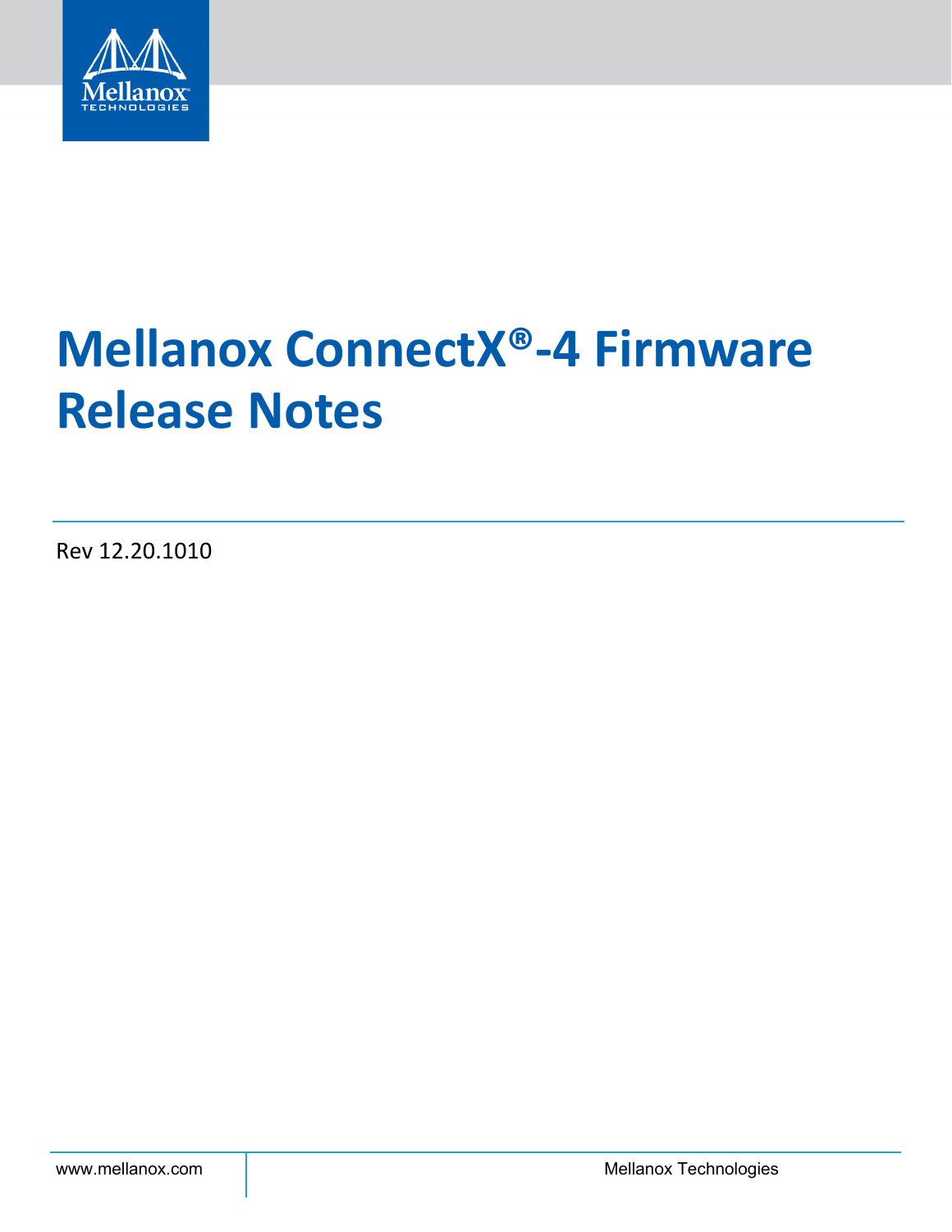# Mellanox ConnectX®-4 Firmware Release Notes

Rev 12.20.1010

www.mellanox.com

Mellanox Technologies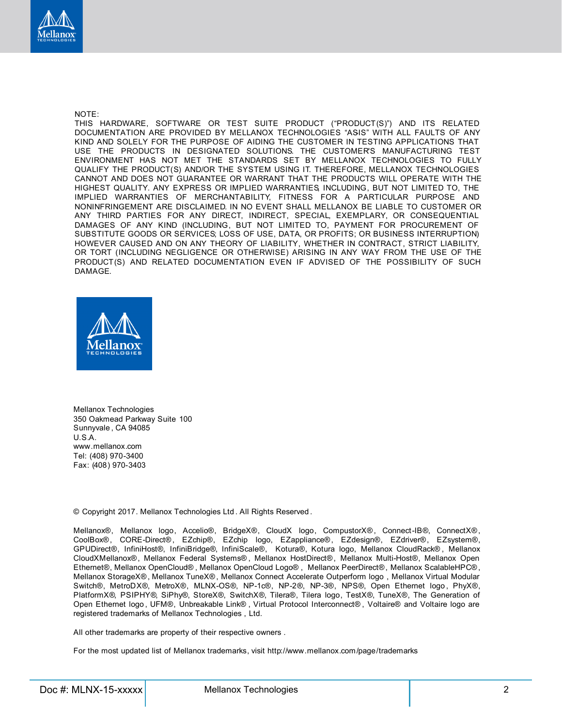NOTE:

THIS HARDWARE, SOFTWARE OR TEST SUITE PRODUCT ("PRODUCT(S)") AND ITS RELATED DOCUMENTATION ARE PROVIDED BY MELLANOX TECHNOLOGIES "ASIS" WITH ALL FAULTS OF ANY KIND AND SOLELY FOR THE PURPOSE OF AIDING THE CUSTOMER IN TESTING APPLICATIONS THAT USE THE PRODUCTS IN DESIGNATED SOLUTIONS. THE CUSTOMER'S MANUFACTURING TEST ENVIRONMENT HAS NOT MET THE STANDARDS SET BY MELLANOX TECHNOLOGIES TO FULLY QUALIFY THE PRODUCT(S) AND/OR THE SYSTEM USING IT. THEREFORE, MELLANOX TECHNOLOGIES CANNOT AND DOES NOT GUARANTEE OR WARRANT THAT THE PRODUCTS WILL OPERATE WITH THE HIGHEST QUALITY. ANY EXPRESS OR IMPLIED WARRANTIES, INCLUDING, BUT NOT LIMITED TO, THE IMPLIED WARRANTIES OF MERCHANTABILITY, FITNESS FOR A PARTICULAR PURPOSE AND NONINFRINGEMENT ARE DISCLAIMED. IN NO EVENT SHALL MELLANOX BE LIABLE TO CUSTOMER OR ANY THIRD PARTIES FOR ANY DIRECT, INDIRECT, SPECIAL, EXEMPLARY, OR CONSEQUENTIAL DAMAGES OF ANY KIND (INCLUDING, BUT NOT LIMITED TO, PAYMENT FOR PROCUREMENT OF SUBSTITUTE GOODS OR SERVICES; LOSS OF USE, DATA, OR PROFITS; OR BUSINESS INTERRUPTION) HOWEVER CAUSED AND ON ANY THEORY OF LIABILITY, WHETHER IN CONTRACT, STRICT LIABILITY, OR TORT (INCLUDING NEGLIGENCE OR OTHERWISE) ARISING IN ANY WAY FROM THE USE OF THE PRODUCT(S) AND RELATED DOCUMENTATION EVEN IF ADVISED OF THE POSSIBILITY OF SUCH DAMAGE.

Mellanox Technologies
350 Oakmead Parkway Suite 100
Sunnyvale, CA 94085
U.S.A.
www.mellanox.com
Tel: (408) 970-3400
Fax: (408) 970-3403

© Copyright 2017. Mellanox Technologies Ltd. All Rights Reserved.

Mellanox®, Mellanox logo, Accelio®, BridgeX®, CloudX logo, CompustorX®, Connect-IB®, ConnectX®, CoolBox®, CORE-Direct®, EZchip®, EZchip logo, EZappliance®, EZdesign®, EZdriver®, EZsystem®, GPUDirect®, InfiniHost®, InfiniBridge®, InfiniScale®, Kotura®, Kotura logo, Mellanox CloudRack®, Mellanox CloudXMellanox®, Mellanox Federal Systems®, Mellanox HostDirect®, Mellanox Multi-Host®, Mellanox Open Ethernet®, Mellanox OpenCloud®, Mellanox OpenCloud Logo®, Mellanox PeerDirect®, Mellanox ScalableHPC®, Mellanox StorageX®, Mellanox TuneX®, Mellanox Connect Accelerate Outperform logo, Mellanox Virtual Modular Switch®, MetroDX®, MetroX®, MLNX-OS®, NP-1c®, NP-2®, NP-3®, NPS®, Open Ethernet logo, PhyX®, PlatformX®, PSIPHY®, SiPhy®, StoreX®, SwitchX®, Tilera®, Tilera logo, TestX®, TuneX®, The Generation of Open Ethernet logo, UFM®, Unbreakable Link®, Virtual Protocol Interconnect®, Voltaire® and Voltaire logo are registered trademarks of Mellanox Technologies, Ltd.

All other trademarks are property of their respective owners.

For the most updated list of Mellanox trademarks, visit http://www.mellanox.com/page/trademarks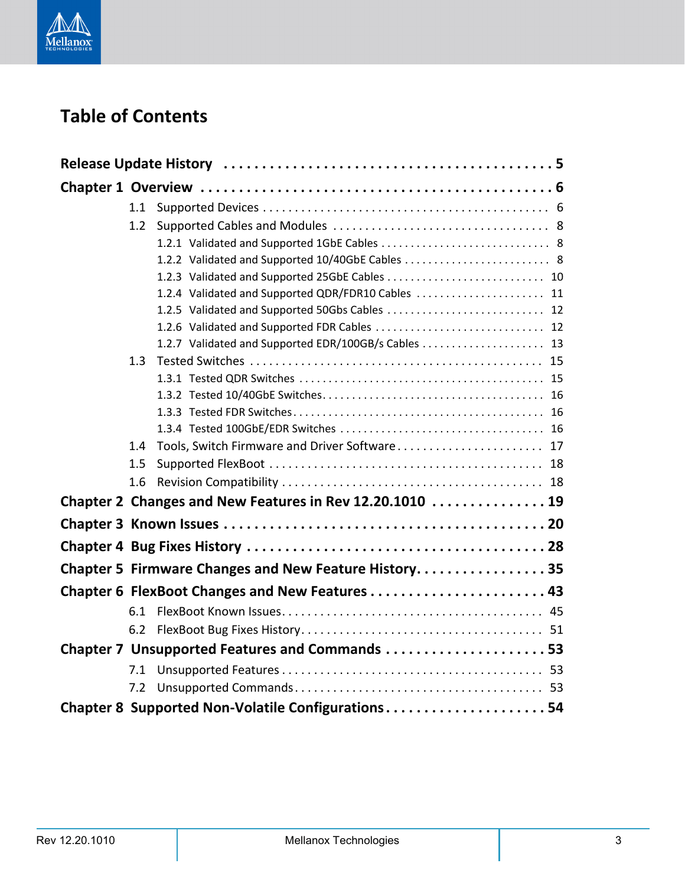# Table of Contents

**Release Update History** . . . . . . . . . . . . . . . . . . . . . . . . . . . . . . . . . . . . . . . . . . **5**

**Chapter 1 Overview** . . . . . . . . . . . . . . . . . . . . . . . . . . . . . . . . . . . . . . . . . . . . . . **6**

- 1.1 Supported Devices . . . . . . . . . . . . . . . . . . . . . . . . . . . . . . . . . . . . . . . . . . . . 6
- 1.2 Supported Cables and Modules . . . . . . . . . . . . . . . . . . . . . . . . . . . . . . . . . . 8
  - 1.2.1 Validated and Supported 1GbE Cables . . . . . . . . . . . . . . . . . . . . . . . . . . . . 8
  - 1.2.2 Validated and Supported 10/40GbE Cables . . . . . . . . . . . . . . . . . . . . . . . . . 8
  - 1.2.3 Validated and Supported 25GbE Cables . . . . . . . . . . . . . . . . . . . . . . . . . . 10
  - 1.2.4 Validated and Supported QDR/FDR10 Cables . . . . . . . . . . . . . . . . . . . . . 11
  - 1.2.5 Validated and Supported 50Gbs Cables . . . . . . . . . . . . . . . . . . . . . . . . . . 12
  - 1.2.6 Validated and Supported FDR Cables . . . . . . . . . . . . . . . . . . . . . . . . . . . . 12
  - 1.2.7 Validated and Supported EDR/100GB/s Cables . . . . . . . . . . . . . . . . . . . . 13
- 1.3 Tested Switches . . . . . . . . . . . . . . . . . . . . . . . . . . . . . . . . . . . . . . . . . . . . . 15
  - 1.3.1 Tested QDR Switches . . . . . . . . . . . . . . . . . . . . . . . . . . . . . . . . . . . . . . . . 15
  - 1.3.2 Tested 10/40GbE Switches. . . . . . . . . . . . . . . . . . . . . . . . . . . . . . . . . . . . 16
  - 1.3.3 Tested FDR Switches. . . . . . . . . . . . . . . . . . . . . . . . . . . . . . . . . . . . . . . . . 16
  - 1.3.4 Tested 100GbE/EDR Switches . . . . . . . . . . . . . . . . . . . . . . . . . . . . . . . . . 16
- 1.4 Tools, Switch Firmware and Driver Software. . . . . . . . . . . . . . . . . . . . . . . 17
- 1.5 Supported FlexBoot . . . . . . . . . . . . . . . . . . . . . . . . . . . . . . . . . . . . . . . . . . 18
- 1.6 Revision Compatibility . . . . . . . . . . . . . . . . . . . . . . . . . . . . . . . . . . . . . . . . 18

**Chapter 2 Changes and New Features in Rev 12.20.1010** . . . . . . . . . . . . . . . **19**

**Chapter 3 Known Issues** . . . . . . . . . . . . . . . . . . . . . . . . . . . . . . . . . . . . . . . . . **20**

**Chapter 4 Bug Fixes History** . . . . . . . . . . . . . . . . . . . . . . . . . . . . . . . . . . . . . **28**

**Chapter 5 Firmware Changes and New Feature History**. . . . . . . . . . . . . . . . . **35**

**Chapter 6 FlexBoot Changes and New Features** . . . . . . . . . . . . . . . . . . . . . . **43**

- 6.1 FlexBoot Known Issues. . . . . . . . . . . . . . . . . . . . . . . . . . . . . . . . . . . . . . . . 45
- 6.2 FlexBoot Bug Fixes History. . . . . . . . . . . . . . . . . . . . . . . . . . . . . . . . . . . . . 51

**Chapter 7 Unsupported Features and Commands** . . . . . . . . . . . . . . . . . . . . . **53**

- 7.1 Unsupported Features . . . . . . . . . . . . . . . . . . . . . . . . . . . . . . . . . . . . . . . . 53
- 7.2 Unsupported Commands. . . . . . . . . . . . . . . . . . . . . . . . . . . . . . . . . . . . . . 53

**Chapter 8 Supported Non-Volatile Configurations**. . . . . . . . . . . . . . . . . . . . . **54**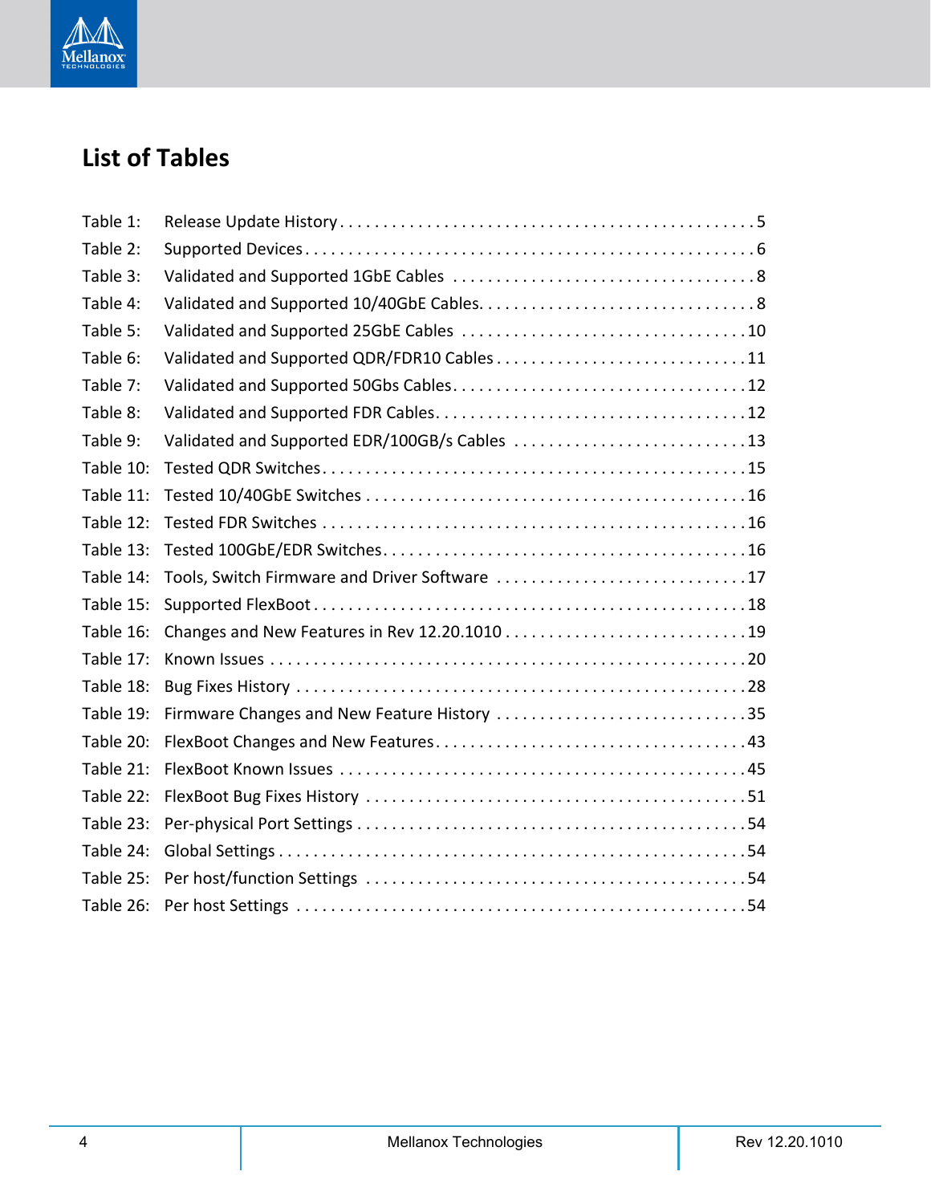# List of Tables

Table 1: Release Update History . . . . . . . . . . . . . . . . . . . . . . . . . . . . . . . . . . . . . . . . . . . . . . 5
Table 2: Supported Devices . . . . . . . . . . . . . . . . . . . . . . . . . . . . . . . . . . . . . . . . . . . . . . . . . . 6
Table 3: Validated and Supported 1GbE Cables . . . . . . . . . . . . . . . . . . . . . . . . . . . . . . . . . . 8
Table 4: Validated and Supported 10/40GbE Cables. . . . . . . . . . . . . . . . . . . . . . . . . . . . . . . 8
Table 5: Validated and Supported 25GbE Cables . . . . . . . . . . . . . . . . . . . . . . . . . . . . . . . . 10
Table 6: Validated and Supported QDR/FDR10 Cables . . . . . . . . . . . . . . . . . . . . . . . . . . . . 11
Table 7: Validated and Supported 50Gbs Cables. . . . . . . . . . . . . . . . . . . . . . . . . . . . . . . . . 12
Table 8: Validated and Supported FDR Cables. . . . . . . . . . . . . . . . . . . . . . . . . . . . . . . . . . . 12
Table 9: Validated and Supported EDR/100GB/s Cables . . . . . . . . . . . . . . . . . . . . . . . . . . . 13
Table 10: Tested QDR Switches. . . . . . . . . . . . . . . . . . . . . . . . . . . . . . . . . . . . . . . . . . . . . . . . 15
Table 11: Tested 10/40GbE Switches . . . . . . . . . . . . . . . . . . . . . . . . . . . . . . . . . . . . . . . . . . . 16
Table 12: Tested FDR Switches . . . . . . . . . . . . . . . . . . . . . . . . . . . . . . . . . . . . . . . . . . . . . . . . 16
Table 13: Tested 100GbE/EDR Switches. . . . . . . . . . . . . . . . . . . . . . . . . . . . . . . . . . . . . . . . . 16
Table 14: Tools, Switch Firmware and Driver Software . . . . . . . . . . . . . . . . . . . . . . . . . . . . 17
Table 15: Supported FlexBoot . . . . . . . . . . . . . . . . . . . . . . . . . . . . . . . . . . . . . . . . . . . . . . . . . 18
Table 16: Changes and New Features in Rev 12.20.1010 . . . . . . . . . . . . . . . . . . . . . . . . . . . 19
Table 17: Known Issues . . . . . . . . . . . . . . . . . . . . . . . . . . . . . . . . . . . . . . . . . . . . . . . . . . . . . 20
Table 18: Bug Fixes History . . . . . . . . . . . . . . . . . . . . . . . . . . . . . . . . . . . . . . . . . . . . . . . . . . 28
Table 19: Firmware Changes and New Feature History . . . . . . . . . . . . . . . . . . . . . . . . . . . . 35
Table 20: FlexBoot Changes and New Features. . . . . . . . . . . . . . . . . . . . . . . . . . . . . . . . . . . 43
Table 21: FlexBoot Known Issues . . . . . . . . . . . . . . . . . . . . . . . . . . . . . . . . . . . . . . . . . . . . . 45
Table 22: FlexBoot Bug Fixes History . . . . . . . . . . . . . . . . . . . . . . . . . . . . . . . . . . . . . . . . . . 51
Table 23: Per-physical Port Settings . . . . . . . . . . . . . . . . . . . . . . . . . . . . . . . . . . . . . . . . . . . 54
Table 24: Global Settings . . . . . . . . . . . . . . . . . . . . . . . . . . . . . . . . . . . . . . . . . . . . . . . . . . . . 54
Table 25: Per host/function Settings . . . . . . . . . . . . . . . . . . . . . . . . . . . . . . . . . . . . . . . . . . . 54
Table 26: Per host Settings . . . . . . . . . . . . . . . . . . . . . . . . . . . . . . . . . . . . . . . . . . . . . . . . . . . 54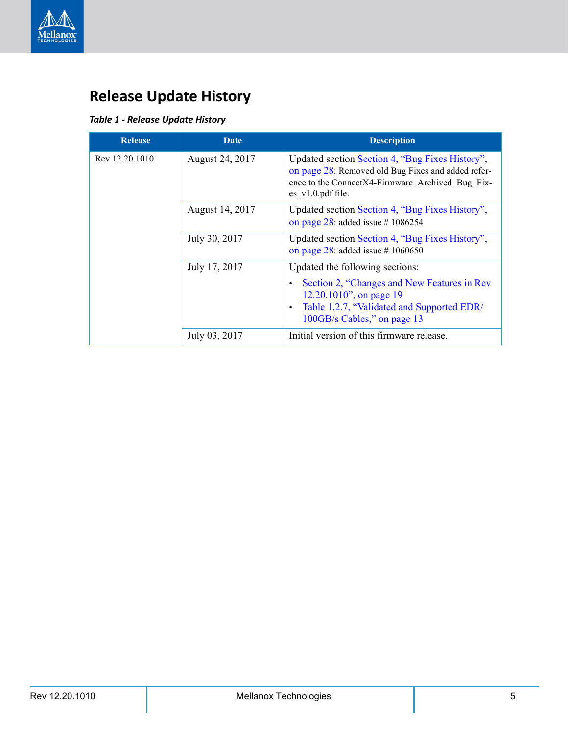# Release Update History

*Table 1 - Release Update History*

| Release | Date | Description |
|---|---|---|
| Rev 12.20.1010 | August 24, 2017 | Updated section Section 4, "Bug Fixes History", on page 28: Removed old Bug Fixes and added reference to the ConnectX4-Firmware_Archived_Bug_Fixes_v1.0.pdf file. |
| | August 14, 2017 | Updated section Section 4, "Bug Fixes History", on page 28: added issue # 1086254 |
| | July 30, 2017 | Updated section Section 4, "Bug Fixes History", on page 28: added issue # 1060650 |
| | July 17, 2017 | Updated the following sections:<br>• Section 2, "Changes and New Features in Rev 12.20.1010", on page 19<br>• Table 1.2.7, "Validated and Supported EDR/100GB/s Cables," on page 13 |
| | July 03, 2017 | Initial version of this firmware release. |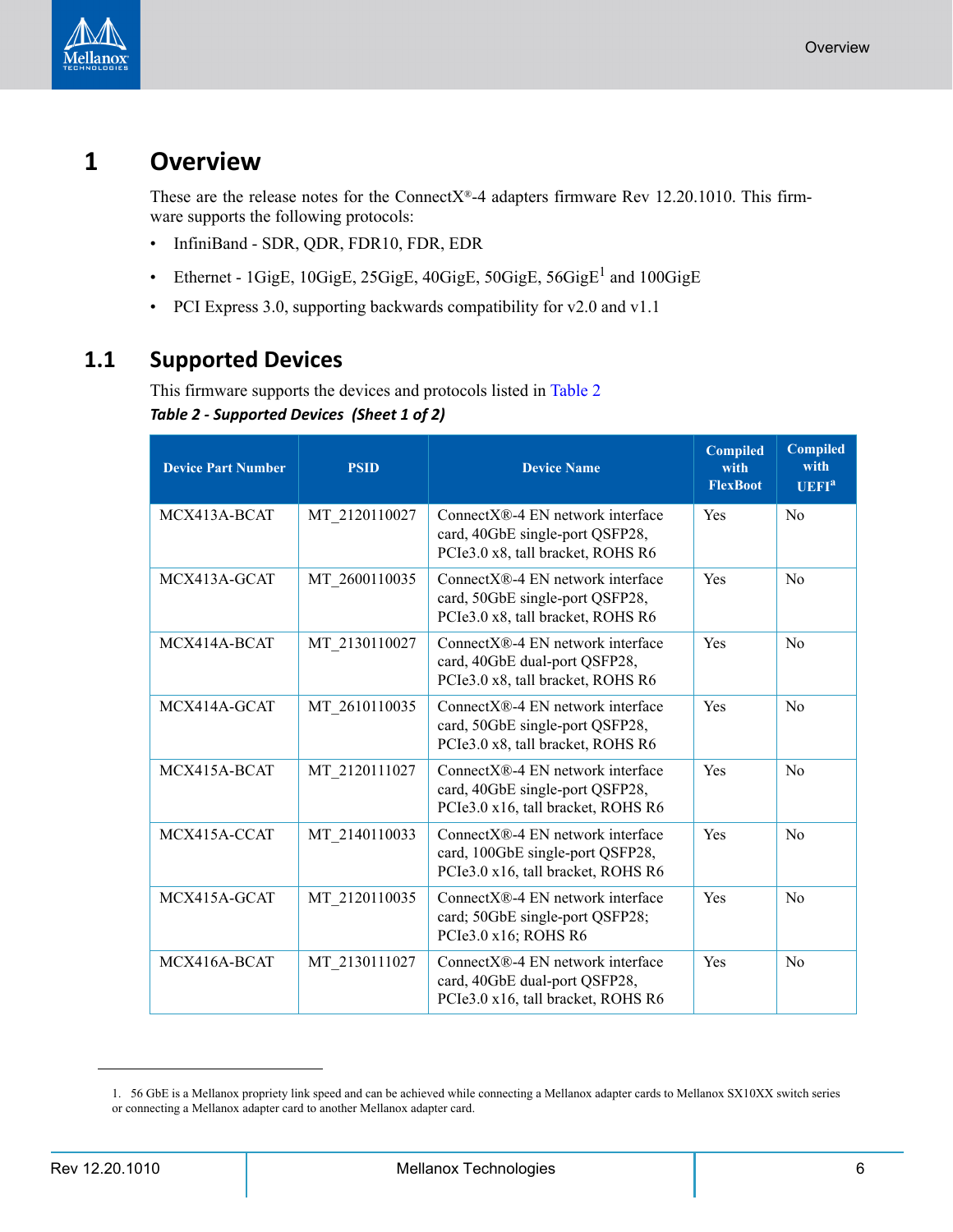# 1 Overview

These are the release notes for the ConnectX®-4 adapters firmware Rev 12.20.1010. This firmware supports the following protocols:

- InfiniBand - SDR, QDR, FDR10, FDR, EDR
- Ethernet - 1GigE, 10GigE, 25GigE, 40GigE, 50GigE, 56GigE[1] and 100GigE
- PCI Express 3.0, supporting backwards compatibility for v2.0 and v1.1

## 1.1 Supported Devices

This firmware supports the devices and protocols listed in Table 2

*Table 2 - Supported Devices (Sheet 1 of 2)*

| Device Part Number | PSID | Device Name | Compiled with FlexBoot | Compiled with UEFI[a] |
|---|---|---|---|---|
| MCX413A-BCAT | MT_2120110027 | ConnectX®-4 EN network interface card, 40GbE single-port QSFP28, PCIe3.0 x8, tall bracket, ROHS R6 | Yes | No |
| MCX413A-GCAT | MT_2600110035 | ConnectX®-4 EN network interface card, 50GbE single-port QSFP28, PCIe3.0 x8, tall bracket, ROHS R6 | Yes | No |
| MCX414A-BCAT | MT_2130110027 | ConnectX®-4 EN network interface card, 40GbE dual-port QSFP28, PCIe3.0 x8, tall bracket, ROHS R6 | Yes | No |
| MCX414A-GCAT | MT_2610110035 | ConnectX®-4 EN network interface card, 50GbE single-port QSFP28, PCIe3.0 x8, tall bracket, ROHS R6 | Yes | No |
| MCX415A-BCAT | MT_2120111027 | ConnectX®-4 EN network interface card, 40GbE single-port QSFP28, PCIe3.0 x16, tall bracket, ROHS R6 | Yes | No |
| MCX415A-CCAT | MT_2140110033 | ConnectX®-4 EN network interface card, 100GbE single-port QSFP28, PCIe3.0 x16, tall bracket, ROHS R6 | Yes | No |
| MCX415A-GCAT | MT_2120110035 | ConnectX®-4 EN network interface card; 50GbE single-port QSFP28; PCIe3.0 x16; ROHS R6 | Yes | No |
| MCX416A-BCAT | MT_2130111027 | ConnectX®-4 EN network interface card, 40GbE dual-port QSFP28, PCIe3.0 x16, tall bracket, ROHS R6 | Yes | No |

1. 56 GbE is a Mellanox propriety link speed and can be achieved while connecting a Mellanox adapter cards to Mellanox SX10XX switch series or connecting a Mellanox adapter card to another Mellanox adapter card.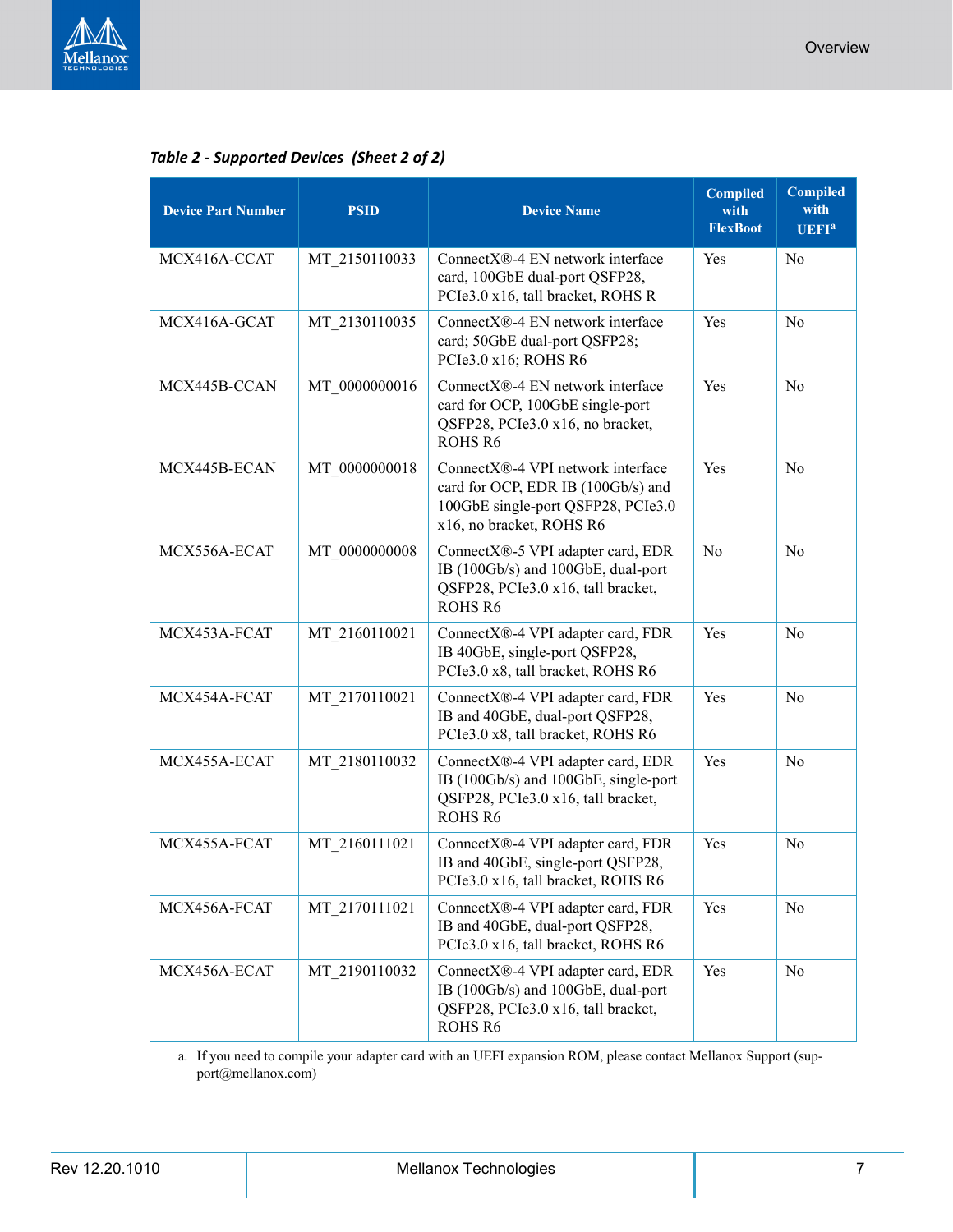*Table 2 - Supported Devices  (Sheet 2 of 2)*

| Device Part Number | PSID | Device Name | Compiled with FlexBoot | Compiled with UEFI[a] |
|---|---|---|---|---|
| MCX416A-CCAT | MT_2150110033 | ConnectX®-4 EN network interface card, 100GbE dual-port QSFP28, PCIe3.0 x16, tall bracket, ROHS R | Yes | No |
| MCX416A-GCAT | MT_2130110035 | ConnectX®-4 EN network interface card; 50GbE dual-port QSFP28; PCIe3.0 x16; ROHS R6 | Yes | No |
| MCX445B-CCAN | MT_0000000016 | ConnectX®-4 EN network interface card for OCP, 100GbE single-port QSFP28, PCIe3.0 x16, no bracket, ROHS R6 | Yes | No |
| MCX445B-ECAN | MT_0000000018 | ConnectX®-4 VPI network interface card for OCP, EDR IB (100Gb/s) and 100GbE single-port QSFP28, PCIe3.0 x16, no bracket, ROHS R6 | Yes | No |
| MCX556A-ECAT | MT_0000000008 | ConnectX®-5 VPI adapter card, EDR IB (100Gb/s) and 100GbE, dual-port QSFP28, PCIe3.0 x16, tall bracket, ROHS R6 | No | No |
| MCX453A-FCAT | MT_2160110021 | ConnectX®-4 VPI adapter card, FDR IB 40GbE, single-port QSFP28, PCIe3.0 x8, tall bracket, ROHS R6 | Yes | No |
| MCX454A-FCAT | MT_2170110021 | ConnectX®-4 VPI adapter card, FDR IB and 40GbE, dual-port QSFP28, PCIe3.0 x8, tall bracket, ROHS R6 | Yes | No |
| MCX455A-ECAT | MT_2180110032 | ConnectX®-4 VPI adapter card, EDR IB (100Gb/s) and 100GbE, single-port QSFP28, PCIe3.0 x16, tall bracket, ROHS R6 | Yes | No |
| MCX455A-FCAT | MT_2160111021 | ConnectX®-4 VPI adapter card, FDR IB and 40GbE, single-port QSFP28, PCIe3.0 x16, tall bracket, ROHS R6 | Yes | No |
| MCX456A-FCAT | MT_2170111021 | ConnectX®-4 VPI adapter card, FDR IB and 40GbE, dual-port QSFP28, PCIe3.0 x16, tall bracket, ROHS R6 | Yes | No |
| MCX456A-ECAT | MT_2190110032 | ConnectX®-4 VPI adapter card, EDR IB (100Gb/s) and 100GbE, dual-port QSFP28, PCIe3.0 x16, tall bracket, ROHS R6 | Yes | No |

a. If you need to compile your adapter card with an UEFI expansion ROM, please contact Mellanox Support (support@mellanox.com)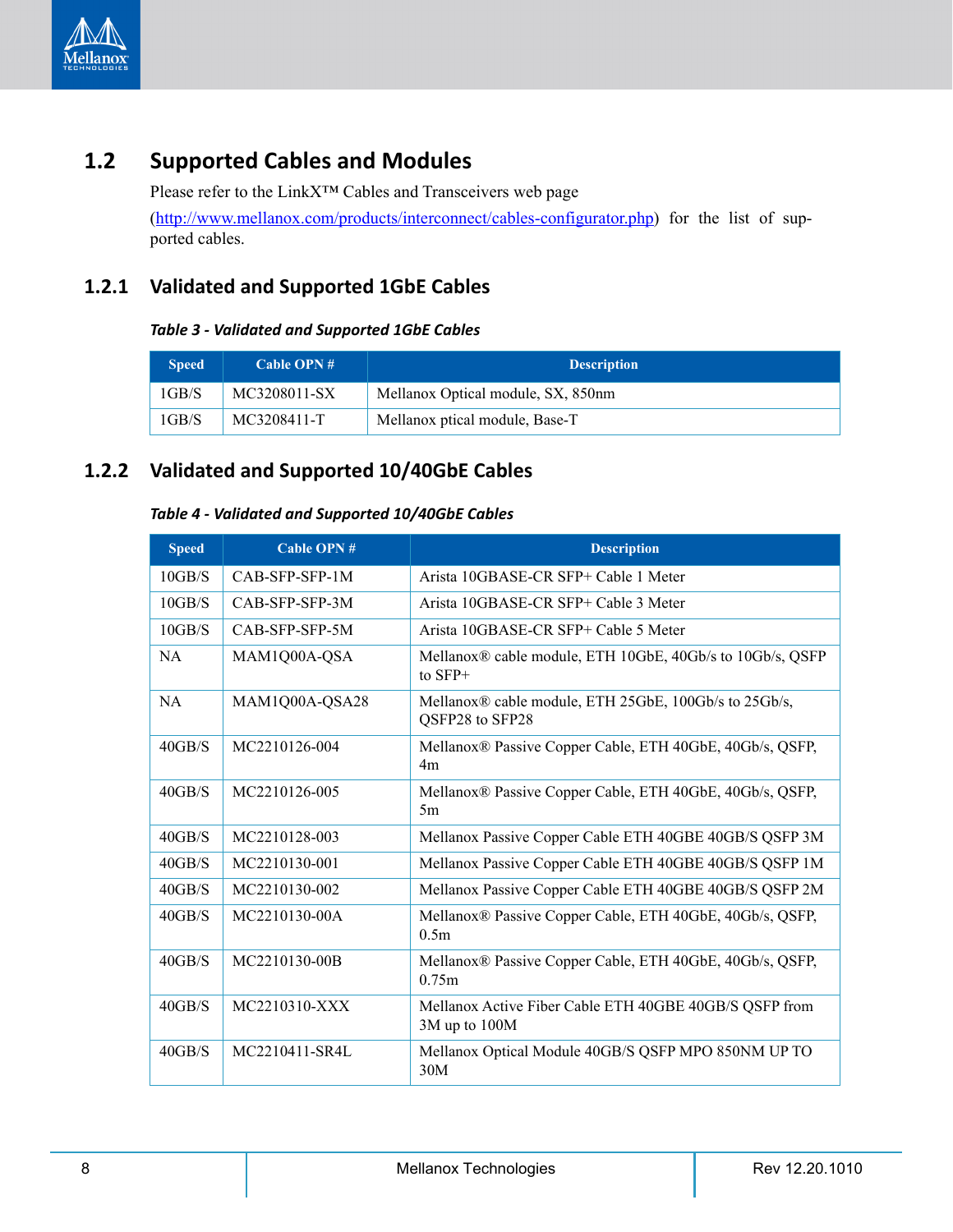## 1.2 Supported Cables and Modules

Please refer to the LinkX™ Cables and Transceivers web page (http://www.mellanox.com/products/interconnect/cables-configurator.php) for the list of supported cables.

### 1.2.1 Validated and Supported 1GbE Cables

*Table 3 - Validated and Supported 1GbE Cables*

| Speed | Cable OPN # | Description |
|---|---|---|
| 1GB/S | MC3208011-SX | Mellanox Optical module, SX, 850nm |
| 1GB/S | MC3208411-T | Mellanox ptical module, Base-T |

### 1.2.2 Validated and Supported 10/40GbE Cables

*Table 4 - Validated and Supported 10/40GbE Cables*

| Speed | Cable OPN # | Description |
|---|---|---|
| 10GB/S | CAB-SFP-SFP-1M | Arista 10GBASE-CR SFP+ Cable 1 Meter |
| 10GB/S | CAB-SFP-SFP-3M | Arista 10GBASE-CR SFP+ Cable 3 Meter |
| 10GB/S | CAB-SFP-SFP-5M | Arista 10GBASE-CR SFP+ Cable 5 Meter |
| NA | MAM1Q00A-QSA | Mellanox® cable module, ETH 10GbE, 40Gb/s to 10Gb/s, QSFP to SFP+ |
| NA | MAM1Q00A-QSA28 | Mellanox® cable module, ETH 25GbE, 100Gb/s to 25Gb/s, QSFP28 to SFP28 |
| 40GB/S | MC2210126-004 | Mellanox® Passive Copper Cable, ETH 40GbE, 40Gb/s, QSFP, 4m |
| 40GB/S | MC2210126-005 | Mellanox® Passive Copper Cable, ETH 40GbE, 40Gb/s, QSFP, 5m |
| 40GB/S | MC2210128-003 | Mellanox Passive Copper Cable ETH 40GBE 40GB/S QSFP 3M |
| 40GB/S | MC2210130-001 | Mellanox Passive Copper Cable ETH 40GBE 40GB/S QSFP 1M |
| 40GB/S | MC2210130-002 | Mellanox Passive Copper Cable ETH 40GBE 40GB/S QSFP 2M |
| 40GB/S | MC2210130-00A | Mellanox® Passive Copper Cable, ETH 40GbE, 40Gb/s, QSFP, 0.5m |
| 40GB/S | MC2210130-00B | Mellanox® Passive Copper Cable, ETH 40GbE, 40Gb/s, QSFP, 0.75m |
| 40GB/S | MC2210310-XXX | Mellanox Active Fiber Cable ETH 40GBE 40GB/S QSFP from 3M up to 100M |
| 40GB/S | MC2210411-SR4L | Mellanox Optical Module 40GB/S QSFP MPO 850NM UP TO 30M |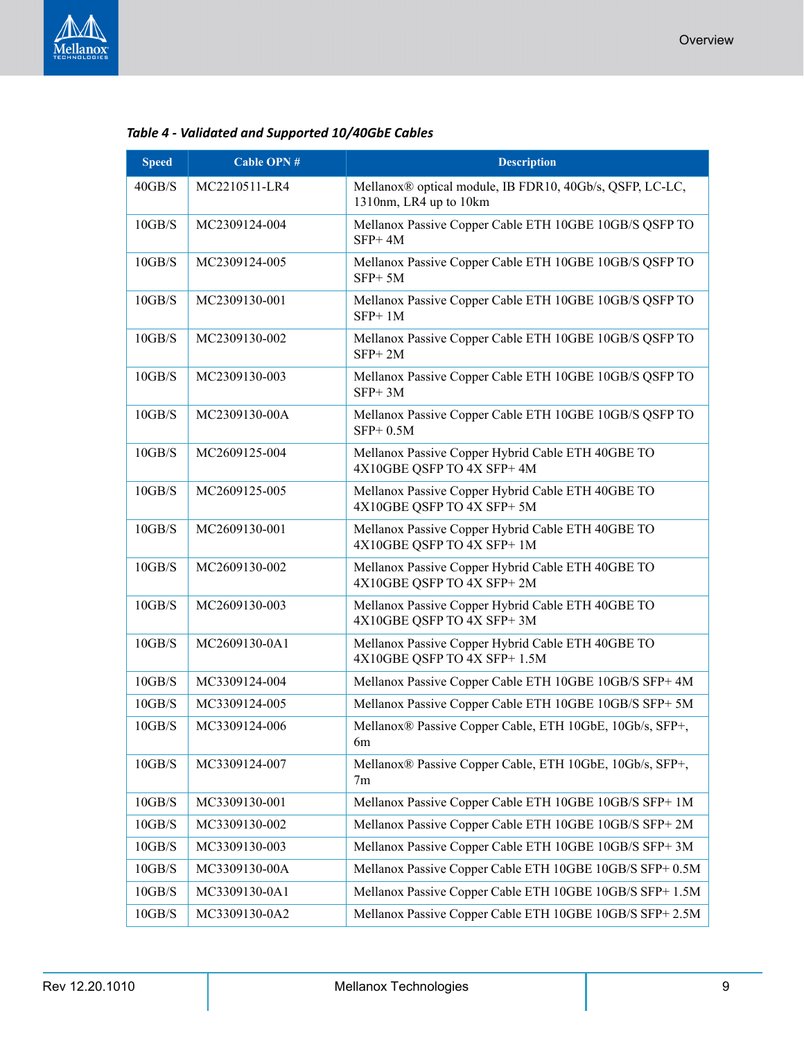*Table 4 - Validated and Supported 10/40GbE Cables*

| Speed | Cable OPN # | Description |
|---|---|---|
| 40GB/S | MC2210511-LR4 | Mellanox® optical module, IB FDR10, 40Gb/s, QSFP, LC-LC, 1310nm, LR4 up to 10km |
| 10GB/S | MC2309124-004 | Mellanox Passive Copper Cable ETH 10GBE 10GB/S QSFP TO SFP+ 4M |
| 10GB/S | MC2309124-005 | Mellanox Passive Copper Cable ETH 10GBE 10GB/S QSFP TO SFP+ 5M |
| 10GB/S | MC2309130-001 | Mellanox Passive Copper Cable ETH 10GBE 10GB/S QSFP TO SFP+ 1M |
| 10GB/S | MC2309130-002 | Mellanox Passive Copper Cable ETH 10GBE 10GB/S QSFP TO SFP+ 2M |
| 10GB/S | MC2309130-003 | Mellanox Passive Copper Cable ETH 10GBE 10GB/S QSFP TO SFP+ 3M |
| 10GB/S | MC2309130-00A | Mellanox Passive Copper Cable ETH 10GBE 10GB/S QSFP TO SFP+ 0.5M |
| 10GB/S | MC2609125-004 | Mellanox Passive Copper Hybrid Cable ETH 40GBE TO 4X10GBE QSFP TO 4X SFP+ 4M |
| 10GB/S | MC2609125-005 | Mellanox Passive Copper Hybrid Cable ETH 40GBE TO 4X10GBE QSFP TO 4X SFP+ 5M |
| 10GB/S | MC2609130-001 | Mellanox Passive Copper Hybrid Cable ETH 40GBE TO 4X10GBE QSFP TO 4X SFP+ 1M |
| 10GB/S | MC2609130-002 | Mellanox Passive Copper Hybrid Cable ETH 40GBE TO 4X10GBE QSFP TO 4X SFP+ 2M |
| 10GB/S | MC2609130-003 | Mellanox Passive Copper Hybrid Cable ETH 40GBE TO 4X10GBE QSFP TO 4X SFP+ 3M |
| 10GB/S | MC2609130-0A1 | Mellanox Passive Copper Hybrid Cable ETH 40GBE TO 4X10GBE QSFP TO 4X SFP+ 1.5M |
| 10GB/S | MC3309124-004 | Mellanox Passive Copper Cable ETH 10GBE 10GB/S SFP+ 4M |
| 10GB/S | MC3309124-005 | Mellanox Passive Copper Cable ETH 10GBE 10GB/S SFP+ 5M |
| 10GB/S | MC3309124-006 | Mellanox® Passive Copper Cable, ETH 10GbE, 10Gb/s, SFP+, 6m |
| 10GB/S | MC3309124-007 | Mellanox® Passive Copper Cable, ETH 10GbE, 10Gb/s, SFP+, 7m |
| 10GB/S | MC3309130-001 | Mellanox Passive Copper Cable ETH 10GBE 10GB/S SFP+ 1M |
| 10GB/S | MC3309130-002 | Mellanox Passive Copper Cable ETH 10GBE 10GB/S SFP+ 2M |
| 10GB/S | MC3309130-003 | Mellanox Passive Copper Cable ETH 10GBE 10GB/S SFP+ 3M |
| 10GB/S | MC3309130-00A | Mellanox Passive Copper Cable ETH 10GBE 10GB/S SFP+ 0.5M |
| 10GB/S | MC3309130-0A1 | Mellanox Passive Copper Cable ETH 10GBE 10GB/S SFP+ 1.5M |
| 10GB/S | MC3309130-0A2 | Mellanox Passive Copper Cable ETH 10GBE 10GB/S SFP+ 2.5M |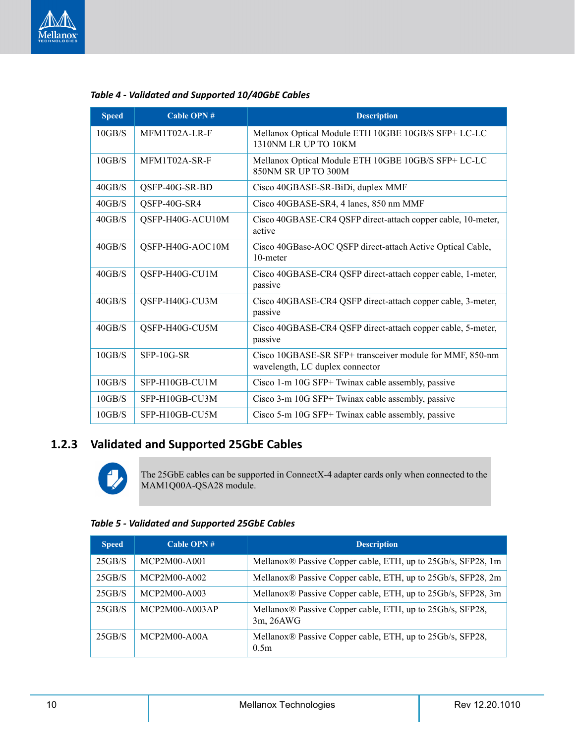*Table 4 - Validated and Supported 10/40GbE Cables*

| Speed | Cable OPN # | Description |
|---|---|---|
| 10GB/S | MFM1T02A-LR-F | Mellanox Optical Module ETH 10GBE 10GB/S SFP+ LC-LC 1310NM LR UP TO 10KM |
| 10GB/S | MFM1T02A-SR-F | Mellanox Optical Module ETH 10GBE 10GB/S SFP+ LC-LC 850NM SR UP TO 300M |
| 40GB/S | QSFP-40G-SR-BD | Cisco 40GBASE-SR-BiDi, duplex MMF |
| 40GB/S | QSFP-40G-SR4 | Cisco 40GBASE-SR4, 4 lanes, 850 nm MMF |
| 40GB/S | QSFP-H40G-ACU10M | Cisco 40GBASE-CR4 QSFP direct-attach copper cable, 10-meter, active |
| 40GB/S | QSFP-H40G-AOC10M | Cisco 40GBase-AOC QSFP direct-attach Active Optical Cable, 10-meter |
| 40GB/S | QSFP-H40G-CU1M | Cisco 40GBASE-CR4 QSFP direct-attach copper cable, 1-meter, passive |
| 40GB/S | QSFP-H40G-CU3M | Cisco 40GBASE-CR4 QSFP direct-attach copper cable, 3-meter, passive |
| 40GB/S | QSFP-H40G-CU5M | Cisco 40GBASE-CR4 QSFP direct-attach copper cable, 5-meter, passive |
| 10GB/S | SFP-10G-SR | Cisco 10GBASE-SR SFP+ transceiver module for MMF, 850-nm wavelength, LC duplex connector |
| 10GB/S | SFP-H10GB-CU1M | Cisco 1-m 10G SFP+ Twinax cable assembly, passive |
| 10GB/S | SFP-H10GB-CU3M | Cisco 3-m 10G SFP+ Twinax cable assembly, passive |
| 10GB/S | SFP-H10GB-CU5M | Cisco 5-m 10G SFP+ Twinax cable assembly, passive |

### 1.2.3 Validated and Supported 25GbE Cables

> The 25GbE cables can be supported in ConnectX-4 adapter cards only when connected to the MAM1Q00A-QSA28 module.

*Table 5 - Validated and Supported 25GbE Cables*

| Speed | Cable OPN # | Description |
|---|---|---|
| 25GB/S | MCP2M00-A001 | Mellanox® Passive Copper cable, ETH, up to 25Gb/s, SFP28, 1m |
| 25GB/S | MCP2M00-A002 | Mellanox® Passive Copper cable, ETH, up to 25Gb/s, SFP28, 2m |
| 25GB/S | MCP2M00-A003 | Mellanox® Passive Copper cable, ETH, up to 25Gb/s, SFP28, 3m |
| 25GB/S | MCP2M00-A003AP | Mellanox® Passive Copper cable, ETH, up to 25Gb/s, SFP28, 3m, 26AWG |
| 25GB/S | MCP2M00-A00A | Mellanox® Passive Copper cable, ETH, up to 25Gb/s, SFP28, 0.5m |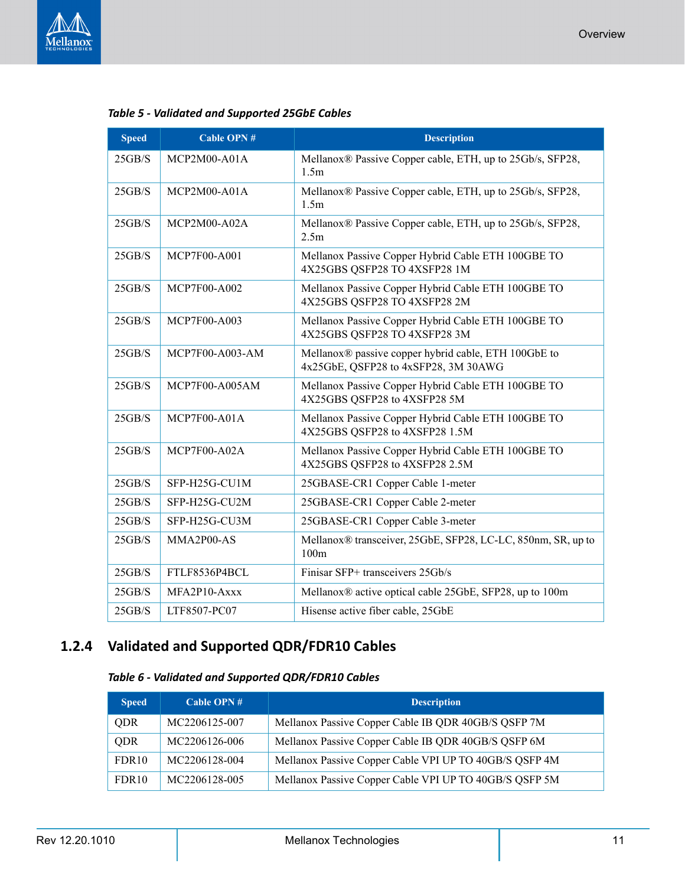*Table 5 - Validated and Supported 25GbE Cables*

| Speed | Cable OPN # | Description |
|---|---|---|
| 25GB/S | MCP2M00-A01A | Mellanox® Passive Copper cable, ETH, up to 25Gb/s, SFP28, 1.5m |
| 25GB/S | MCP2M00-A01A | Mellanox® Passive Copper cable, ETH, up to 25Gb/s, SFP28, 1.5m |
| 25GB/S | MCP2M00-A02A | Mellanox® Passive Copper cable, ETH, up to 25Gb/s, SFP28, 2.5m |
| 25GB/S | MCP7F00-A001 | Mellanox Passive Copper Hybrid Cable ETH 100GBE TO 4X25GBS QSFP28 TO 4XSFP28 1M |
| 25GB/S | MCP7F00-A002 | Mellanox Passive Copper Hybrid Cable ETH 100GBE TO 4X25GBS QSFP28 TO 4XSFP28 2M |
| 25GB/S | MCP7F00-A003 | Mellanox Passive Copper Hybrid Cable ETH 100GBE TO 4X25GBS QSFP28 TO 4XSFP28 3M |
| 25GB/S | MCP7F00-A003-AM | Mellanox® passive copper hybrid cable, ETH 100GbE to 4x25GbE, QSFP28 to 4xSFP28, 3M 30AWG |
| 25GB/S | MCP7F00-A005AM | Mellanox Passive Copper Hybrid Cable ETH 100GBE TO 4X25GBS QSFP28 to 4XSFP28 5M |
| 25GB/S | MCP7F00-A01A | Mellanox Passive Copper Hybrid Cable ETH 100GBE TO 4X25GBS QSFP28 to 4XSFP28 1.5M |
| 25GB/S | MCP7F00-A02A | Mellanox Passive Copper Hybrid Cable ETH 100GBE TO 4X25GBS QSFP28 to 4XSFP28 2.5M |
| 25GB/S | SFP-H25G-CU1M | 25GBASE-CR1 Copper Cable 1-meter |
| 25GB/S | SFP-H25G-CU2M | 25GBASE-CR1 Copper Cable 2-meter |
| 25GB/S | SFP-H25G-CU3M | 25GBASE-CR1 Copper Cable 3-meter |
| 25GB/S | MMA2P00-AS | Mellanox® transceiver, 25GbE, SFP28, LC-LC, 850nm, SR, up to 100m |
| 25GB/S | FTLF8536P4BCL | Finisar SFP+ transceivers 25Gb/s |
| 25GB/S | MFA2P10-Axxx | Mellanox® active optical cable 25GbE, SFP28, up to 100m |
| 25GB/S | LTF8507-PC07 | Hisense active fiber cable, 25GbE |

### 1.2.4 Validated and Supported QDR/FDR10 Cables

*Table 6 - Validated and Supported QDR/FDR10 Cables*

| Speed | Cable OPN # | Description |
|---|---|---|
| QDR | MC2206125-007 | Mellanox Passive Copper Cable IB QDR 40GB/S QSFP 7M |
| QDR | MC2206126-006 | Mellanox Passive Copper Cable IB QDR 40GB/S QSFP 6M |
| FDR10 | MC2206128-004 | Mellanox Passive Copper Cable VPI UP TO 40GB/S QSFP 4M |
| FDR10 | MC2206128-005 | Mellanox Passive Copper Cable VPI UP TO 40GB/S QSFP 5M |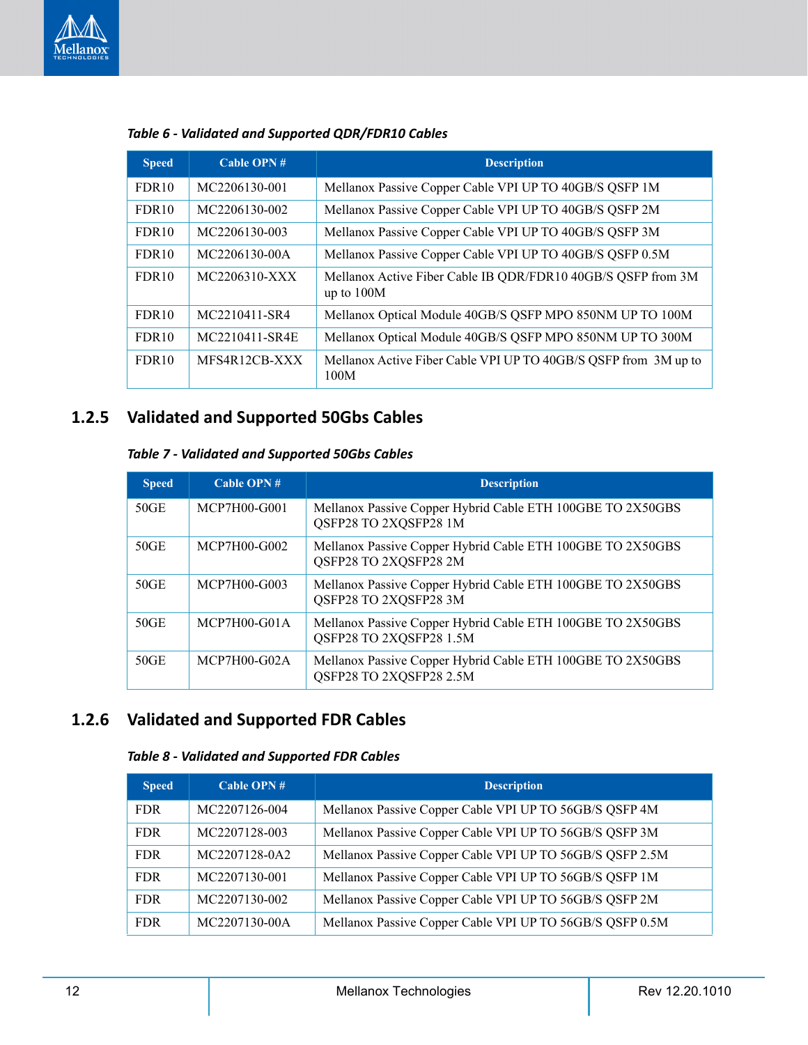*Table 6 - Validated and Supported QDR/FDR10 Cables*

| Speed | Cable OPN # | Description |
|---|---|---|
| FDR10 | MC2206130-001 | Mellanox Passive Copper Cable VPI UP TO 40GB/S QSFP 1M |
| FDR10 | MC2206130-002 | Mellanox Passive Copper Cable VPI UP TO 40GB/S QSFP 2M |
| FDR10 | MC2206130-003 | Mellanox Passive Copper Cable VPI UP TO 40GB/S QSFP 3M |
| FDR10 | MC2206130-00A | Mellanox Passive Copper Cable VPI UP TO 40GB/S QSFP 0.5M |
| FDR10 | MC2206310-XXX | Mellanox Active Fiber Cable IB QDR/FDR10 40GB/S QSFP from 3M up to 100M |
| FDR10 | MC2210411-SR4 | Mellanox Optical Module 40GB/S QSFP MPO 850NM UP TO 100M |
| FDR10 | MC2210411-SR4E | Mellanox Optical Module 40GB/S QSFP MPO 850NM UP TO 300M |
| FDR10 | MFS4R12CB-XXX | Mellanox Active Fiber Cable VPI UP TO 40GB/S QSFP from 3M up to 100M |

### 1.2.5 Validated and Supported 50Gbs Cables

*Table 7 - Validated and Supported 50Gbs Cables*

| Speed | Cable OPN # | Description |
|---|---|---|
| 50GE | MCP7H00-G001 | Mellanox Passive Copper Hybrid Cable ETH 100GBE TO 2X50GBS QSFP28 TO 2XQSFP28 1M |
| 50GE | MCP7H00-G002 | Mellanox Passive Copper Hybrid Cable ETH 100GBE TO 2X50GBS QSFP28 TO 2XQSFP28 2M |
| 50GE | MCP7H00-G003 | Mellanox Passive Copper Hybrid Cable ETH 100GBE TO 2X50GBS QSFP28 TO 2XQSFP28 3M |
| 50GE | MCP7H00-G01A | Mellanox Passive Copper Hybrid Cable ETH 100GBE TO 2X50GBS QSFP28 TO 2XQSFP28 1.5M |
| 50GE | MCP7H00-G02A | Mellanox Passive Copper Hybrid Cable ETH 100GBE TO 2X50GBS QSFP28 TO 2XQSFP28 2.5M |

### 1.2.6 Validated and Supported FDR Cables

*Table 8 - Validated and Supported FDR Cables*

| Speed | Cable OPN # | Description |
|---|---|---|
| FDR | MC2207126-004 | Mellanox Passive Copper Cable VPI UP TO 56GB/S QSFP 4M |
| FDR | MC2207128-003 | Mellanox Passive Copper Cable VPI UP TO 56GB/S QSFP 3M |
| FDR | MC2207128-0A2 | Mellanox Passive Copper Cable VPI UP TO 56GB/S QSFP 2.5M |
| FDR | MC2207130-001 | Mellanox Passive Copper Cable VPI UP TO 56GB/S QSFP 1M |
| FDR | MC2207130-002 | Mellanox Passive Copper Cable VPI UP TO 56GB/S QSFP 2M |
| FDR | MC2207130-00A | Mellanox Passive Copper Cable VPI UP TO 56GB/S QSFP 0.5M |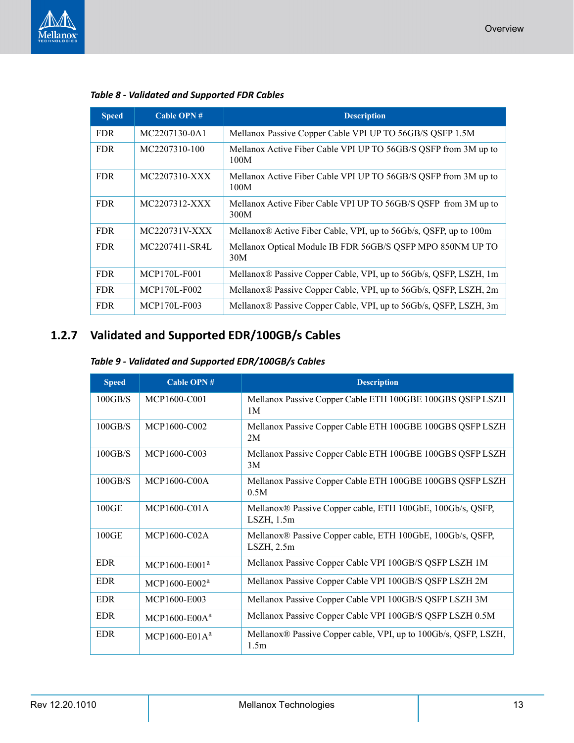*Table 8 - Validated and Supported FDR Cables*

| Speed | Cable OPN # | Description |
|---|---|---|
| FDR | MC2207130-0A1 | Mellanox Passive Copper Cable VPI UP TO 56GB/S QSFP 1.5M |
| FDR | MC2207310-100 | Mellanox Active Fiber Cable VPI UP TO 56GB/S QSFP from 3M up to 100M |
| FDR | MC2207310-XXX | Mellanox Active Fiber Cable VPI UP TO 56GB/S QSFP from 3M up to 100M |
| FDR | MC2207312-XXX | Mellanox Active Fiber Cable VPI UP TO 56GB/S QSFP from 3M up to 300M |
| FDR | MC220731V-XXX | Mellanox® Active Fiber Cable, VPI, up to 56Gb/s, QSFP, up to 100m |
| FDR | MC2207411-SR4L | Mellanox Optical Module IB FDR 56GB/S QSFP MPO 850NM UP TO 30M |
| FDR | MCP170L-F001 | Mellanox® Passive Copper Cable, VPI, up to 56Gb/s, QSFP, LSZH, 1m |
| FDR | MCP170L-F002 | Mellanox® Passive Copper Cable, VPI, up to 56Gb/s, QSFP, LSZH, 2m |
| FDR | MCP170L-F003 | Mellanox® Passive Copper Cable, VPI, up to 56Gb/s, QSFP, LSZH, 3m |

### 1.2.7 Validated and Supported EDR/100GB/s Cables

*Table 9 - Validated and Supported EDR/100GB/s Cables*

| Speed | Cable OPN # | Description |
|---|---|---|
| 100GB/S | MCP1600-C001 | Mellanox Passive Copper Cable ETH 100GBE 100GBS QSFP LSZH 1M |
| 100GB/S | MCP1600-C002 | Mellanox Passive Copper Cable ETH 100GBE 100GBS QSFP LSZH 2M |
| 100GB/S | MCP1600-C003 | Mellanox Passive Copper Cable ETH 100GBE 100GBS QSFP LSZH 3M |
| 100GB/S | MCP1600-C00A | Mellanox Passive Copper Cable ETH 100GBE 100GBS QSFP LSZH 0.5M |
| 100GE | MCP1600-C01A | Mellanox® Passive Copper cable, ETH 100GbE, 100Gb/s, QSFP, LSZH, 1.5m |
| 100GE | MCP1600-C02A | Mellanox® Passive Copper cable, ETH 100GbE, 100Gb/s, QSFP, LSZH, 2.5m |
| EDR | MCP1600-E001[a] | Mellanox Passive Copper Cable VPI 100GB/S QSFP LSZH 1M |
| EDR | MCP1600-E002[a] | Mellanox Passive Copper Cable VPI 100GB/S QSFP LSZH 2M |
| EDR | MCP1600-E003 | Mellanox Passive Copper Cable VPI 100GB/S QSFP LSZH 3M |
| EDR | MCP1600-E00A[a] | Mellanox Passive Copper Cable VPI 100GB/S QSFP LSZH 0.5M |
| EDR | MCP1600-E01A[a] | Mellanox® Passive Copper cable, VPI, up to 100Gb/s, QSFP, LSZH, 1.5m |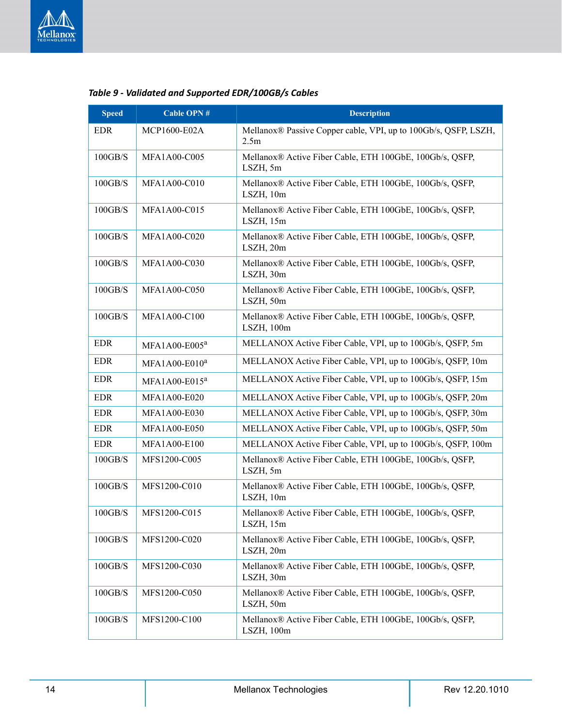*Table 9 - Validated and Supported EDR/100GB/s Cables*

| Speed | Cable OPN # | Description |
|---|---|---|
| EDR | MCP1600-E02A | Mellanox® Passive Copper cable, VPI, up to 100Gb/s, QSFP, LSZH, 2.5m |
| 100GB/S | MFA1A00-C005 | Mellanox® Active Fiber Cable, ETH 100GbE, 100Gb/s, QSFP, LSZH, 5m |
| 100GB/S | MFA1A00-C010 | Mellanox® Active Fiber Cable, ETH 100GbE, 100Gb/s, QSFP, LSZH, 10m |
| 100GB/S | MFA1A00-C015 | Mellanox® Active Fiber Cable, ETH 100GbE, 100Gb/s, QSFP, LSZH, 15m |
| 100GB/S | MFA1A00-C020 | Mellanox® Active Fiber Cable, ETH 100GbE, 100Gb/s, QSFP, LSZH, 20m |
| 100GB/S | MFA1A00-C030 | Mellanox® Active Fiber Cable, ETH 100GbE, 100Gb/s, QSFP, LSZH, 30m |
| 100GB/S | MFA1A00-C050 | Mellanox® Active Fiber Cable, ETH 100GbE, 100Gb/s, QSFP, LSZH, 50m |
| 100GB/S | MFA1A00-C100 | Mellanox® Active Fiber Cable, ETH 100GbE, 100Gb/s, QSFP, LSZH, 100m |
| EDR | MFA1A00-E005[a] | MELLANOX Active Fiber Cable, VPI, up to 100Gb/s, QSFP, 5m |
| EDR | MFA1A00-E010[a] | MELLANOX Active Fiber Cable, VPI, up to 100Gb/s, QSFP, 10m |
| EDR | MFA1A00-E015[a] | MELLANOX Active Fiber Cable, VPI, up to 100Gb/s, QSFP, 15m |
| EDR | MFA1A00-E020 | MELLANOX Active Fiber Cable, VPI, up to 100Gb/s, QSFP, 20m |
| EDR | MFA1A00-E030 | MELLANOX Active Fiber Cable, VPI, up to 100Gb/s, QSFP, 30m |
| EDR | MFA1A00-E050 | MELLANOX Active Fiber Cable, VPI, up to 100Gb/s, QSFP, 50m |
| EDR | MFA1A00-E100 | MELLANOX Active Fiber Cable, VPI, up to 100Gb/s, QSFP, 100m |
| 100GB/S | MFS1200-C005 | Mellanox® Active Fiber Cable, ETH 100GbE, 100Gb/s, QSFP, LSZH, 5m |
| 100GB/S | MFS1200-C010 | Mellanox® Active Fiber Cable, ETH 100GbE, 100Gb/s, QSFP, LSZH, 10m |
| 100GB/S | MFS1200-C015 | Mellanox® Active Fiber Cable, ETH 100GbE, 100Gb/s, QSFP, LSZH, 15m |
| 100GB/S | MFS1200-C020 | Mellanox® Active Fiber Cable, ETH 100GbE, 100Gb/s, QSFP, LSZH, 20m |
| 100GB/S | MFS1200-C030 | Mellanox® Active Fiber Cable, ETH 100GbE, 100Gb/s, QSFP, LSZH, 30m |
| 100GB/S | MFS1200-C050 | Mellanox® Active Fiber Cable, ETH 100GbE, 100Gb/s, QSFP, LSZH, 50m |
| 100GB/S | MFS1200-C100 | Mellanox® Active Fiber Cable, ETH 100GbE, 100Gb/s, QSFP, LSZH, 100m |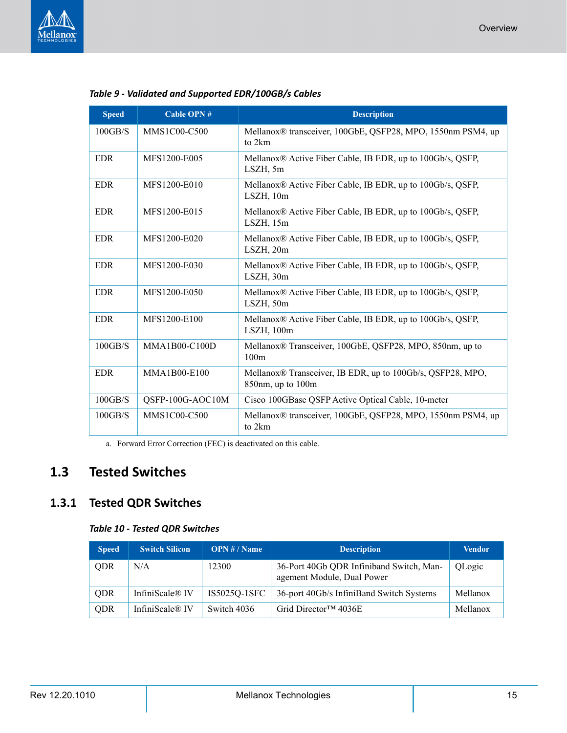*Table 9 - Validated and Supported EDR/100GB/s Cables*

| Speed | Cable OPN # | Description |
|---|---|---|
| 100GB/S | MMS1C00-C500 | Mellanox® transceiver, 100GbE, QSFP28, MPO, 1550nm PSM4, up to 2km |
| EDR | MFS1200-E005 | Mellanox® Active Fiber Cable, IB EDR, up to 100Gb/s, QSFP, LSZH, 5m |
| EDR | MFS1200-E010 | Mellanox® Active Fiber Cable, IB EDR, up to 100Gb/s, QSFP, LSZH, 10m |
| EDR | MFS1200-E015 | Mellanox® Active Fiber Cable, IB EDR, up to 100Gb/s, QSFP, LSZH, 15m |
| EDR | MFS1200-E020 | Mellanox® Active Fiber Cable, IB EDR, up to 100Gb/s, QSFP, LSZH, 20m |
| EDR | MFS1200-E030 | Mellanox® Active Fiber Cable, IB EDR, up to 100Gb/s, QSFP, LSZH, 30m |
| EDR | MFS1200-E050 | Mellanox® Active Fiber Cable, IB EDR, up to 100Gb/s, QSFP, LSZH, 50m |
| EDR | MFS1200-E100 | Mellanox® Active Fiber Cable, IB EDR, up to 100Gb/s, QSFP, LSZH, 100m |
| 100GB/S | MMA1B00-C100D | Mellanox® Transceiver, 100GbE, QSFP28, MPO, 850nm, up to 100m |
| EDR | MMA1B00-E100 | Mellanox® Transceiver, IB EDR, up to 100Gb/s, QSFP28, MPO, 850nm, up to 100m |
| 100GB/S | QSFP-100G-AOC10M | Cisco 100GBase QSFP Active Optical Cable, 10-meter |
| 100GB/S | MMS1C00-C500 | Mellanox® transceiver, 100GbE, QSFP28, MPO, 1550nm PSM4, up to 2km |

a. Forward Error Correction (FEC) is deactivated on this cable.

## 1.3 Tested Switches

### 1.3.1 Tested QDR Switches

*Table 10 - Tested QDR Switches*

| Speed | Switch Silicon | OPN # / Name | Description | Vendor |
|---|---|---|---|---|
| QDR | N/A | 12300 | 36-Port 40Gb QDR Infiniband Switch, Management Module, Dual Power | QLogic |
| QDR | InfiniScale® IV | IS5025Q-1SFC | 36-port 40Gb/s InfiniBand Switch Systems | Mellanox |
| QDR | InfiniScale® IV | Switch 4036 | Grid Director™ 4036E | Mellanox |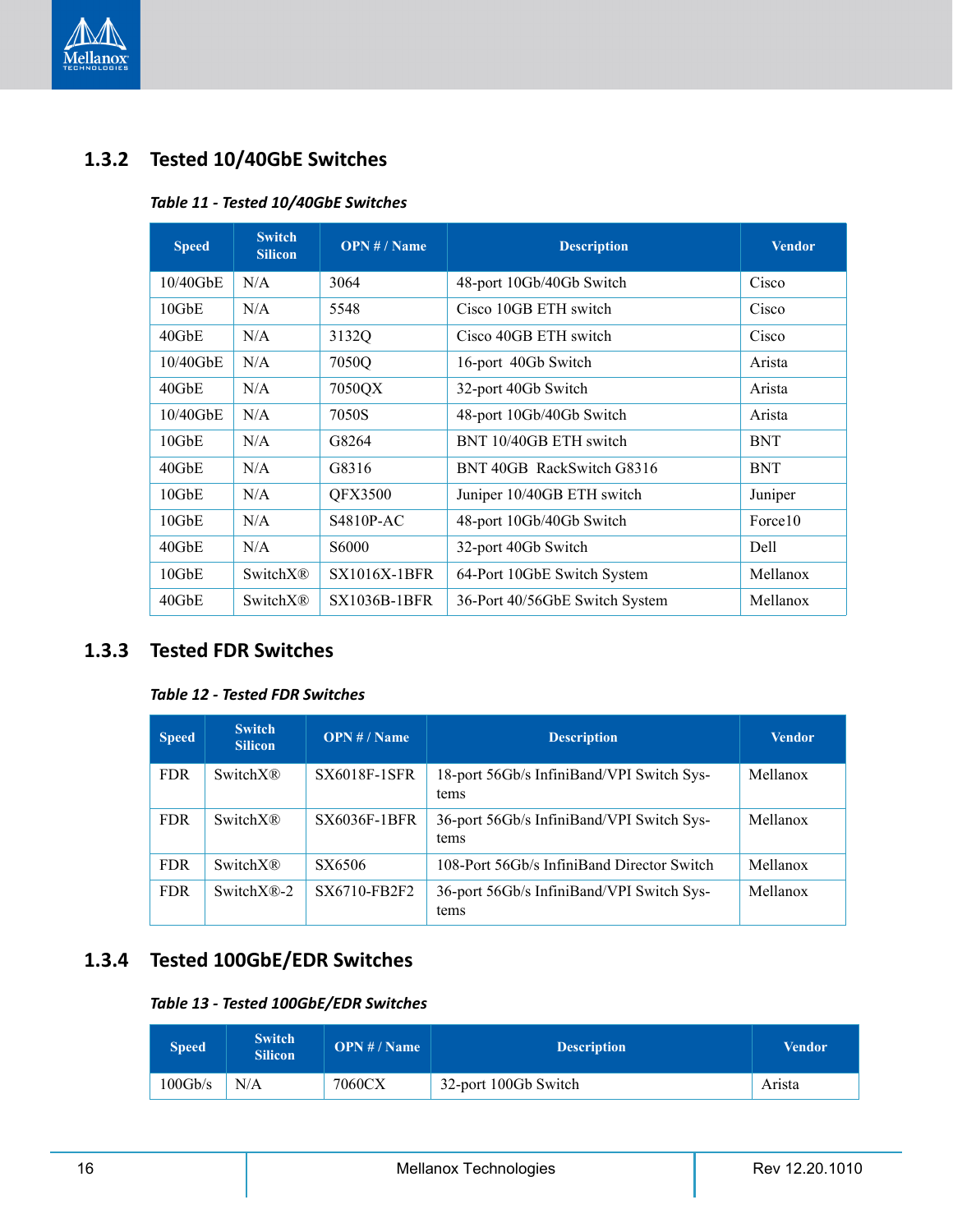### 1.3.2 Tested 10/40GbE Switches

*Table 11 - Tested 10/40GbE Switches*

| Speed | Switch Silicon | OPN # / Name | Description | Vendor |
|---|---|---|---|---|
| 10/40GbE | N/A | 3064 | 48-port 10Gb/40Gb Switch | Cisco |
| 10GbE | N/A | 5548 | Cisco 10GB ETH switch | Cisco |
| 40GbE | N/A | 3132Q | Cisco 40GB ETH switch | Cisco |
| 10/40GbE | N/A | 7050Q | 16-port 40Gb Switch | Arista |
| 40GbE | N/A | 7050QX | 32-port 40Gb Switch | Arista |
| 10/40GbE | N/A | 7050S | 48-port 10Gb/40Gb Switch | Arista |
| 10GbE | N/A | G8264 | BNT 10/40GB ETH switch | BNT |
| 40GbE | N/A | G8316 | BNT 40GB RackSwitch G8316 | BNT |
| 10GbE | N/A | QFX3500 | Juniper 10/40GB ETH switch | Juniper |
| 10GbE | N/A | S4810P-AC | 48-port 10Gb/40Gb Switch | Force10 |
| 40GbE | N/A | S6000 | 32-port 40Gb Switch | Dell |
| 10GbE | SwitchX® | SX1016X-1BFR | 64-Port 10GbE Switch System | Mellanox |
| 40GbE | SwitchX® | SX1036B-1BFR | 36-Port 40/56GbE Switch System | Mellanox |

### 1.3.3 Tested FDR Switches

*Table 12 - Tested FDR Switches*

| Speed | Switch Silicon | OPN # / Name | Description | Vendor |
|---|---|---|---|---|
| FDR | SwitchX® | SX6018F-1SFR | 18-port 56Gb/s InfiniBand/VPI Switch Systems | Mellanox |
| FDR | SwitchX® | SX6036F-1BFR | 36-port 56Gb/s InfiniBand/VPI Switch Systems | Mellanox |
| FDR | SwitchX® | SX6506 | 108-Port 56Gb/s InfiniBand Director Switch | Mellanox |
| FDR | SwitchX®-2 | SX6710-FB2F2 | 36-port 56Gb/s InfiniBand/VPI Switch Systems | Mellanox |

### 1.3.4 Tested 100GbE/EDR Switches

*Table 13 - Tested 100GbE/EDR Switches*

| Speed | Switch Silicon | OPN # / Name | Description | Vendor |
|---|---|---|---|---|
| 100Gb/s | N/A | 7060CX | 32-port 100Gb Switch | Arista |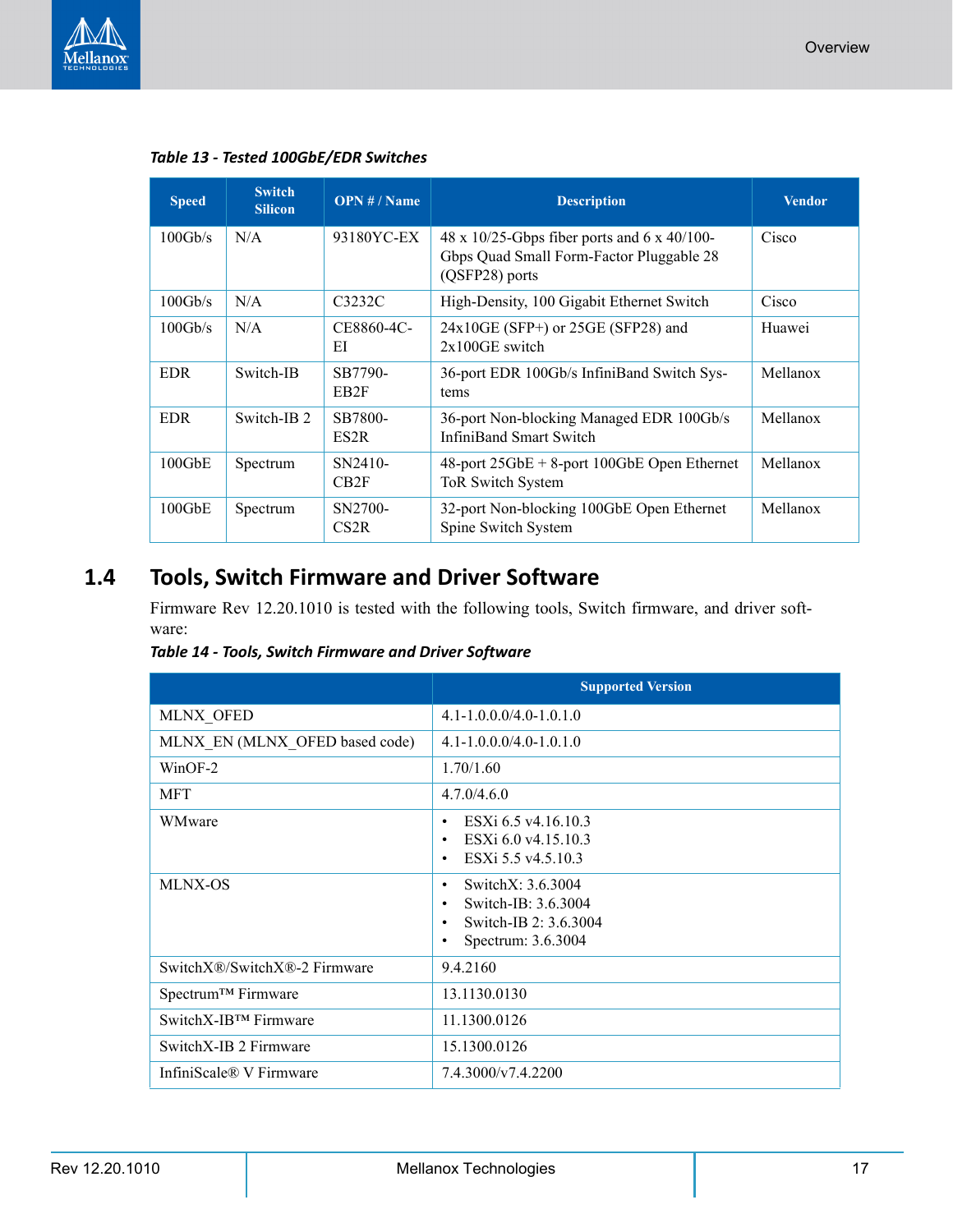*Table 13 - Tested 100GbE/EDR Switches*

| Speed | Switch Silicon | OPN # / Name | Description | Vendor |
|---|---|---|---|---|
| 100Gb/s | N/A | 93180YC-EX | 48 x 10/25-Gbps fiber ports and 6 x 40/100-Gbps Quad Small Form-Factor Pluggable 28 (QSFP28) ports | Cisco |
| 100Gb/s | N/A | C3232C | High-Density, 100 Gigabit Ethernet Switch | Cisco |
| 100Gb/s | N/A | CE8860-4C-EI | 24x10GE (SFP+) or 25GE (SFP28) and 2x100GE switch | Huawei |
| EDR | Switch-IB | SB7790-EB2F | 36-port EDR 100Gb/s InfiniBand Switch Systems | Mellanox |
| EDR | Switch-IB 2 | SB7800-ES2R | 36-port Non-blocking Managed EDR 100Gb/s InfiniBand Smart Switch | Mellanox |
| 100GbE | Spectrum | SN2410-CB2F | 48-port 25GbE + 8-port 100GbE Open Ethernet ToR Switch System | Mellanox |
| 100GbE | Spectrum | SN2700-CS2R | 32-port Non-blocking 100GbE Open Ethernet Spine Switch System | Mellanox |

## 1.4 Tools, Switch Firmware and Driver Software

Firmware Rev 12.20.1010 is tested with the following tools, Switch firmware, and driver software:

*Table 14 - Tools, Switch Firmware and Driver Software*

| | Supported Version |
|---|---|
| MLNX_OFED | 4.1-1.0.0.0/4.0-1.0.1.0 |
| MLNX_EN (MLNX_OFED based code) | 4.1-1.0.0.0/4.0-1.0.1.0 |
| WinOF-2 | 1.70/1.60 |
| MFT | 4.7.0/4.6.0 |
| WMware | • ESXi 6.5 v4.16.10.3<br>• ESXi 6.0 v4.15.10.3<br>• ESXi 5.5 v4.5.10.3 |
| MLNX-OS | • SwitchX: 3.6.3004<br>• Switch-IB: 3.6.3004<br>• Switch-IB 2: 3.6.3004<br>• Spectrum: 3.6.3004 |
| SwitchX®/SwitchX®-2 Firmware | 9.4.2160 |
| Spectrum™ Firmware | 13.1130.0130 |
| SwitchX-IB™ Firmware | 11.1300.0126 |
| SwitchX-IB 2 Firmware | 15.1300.0126 |
| InfiniScale® V Firmware | 7.4.3000/v7.4.2200 |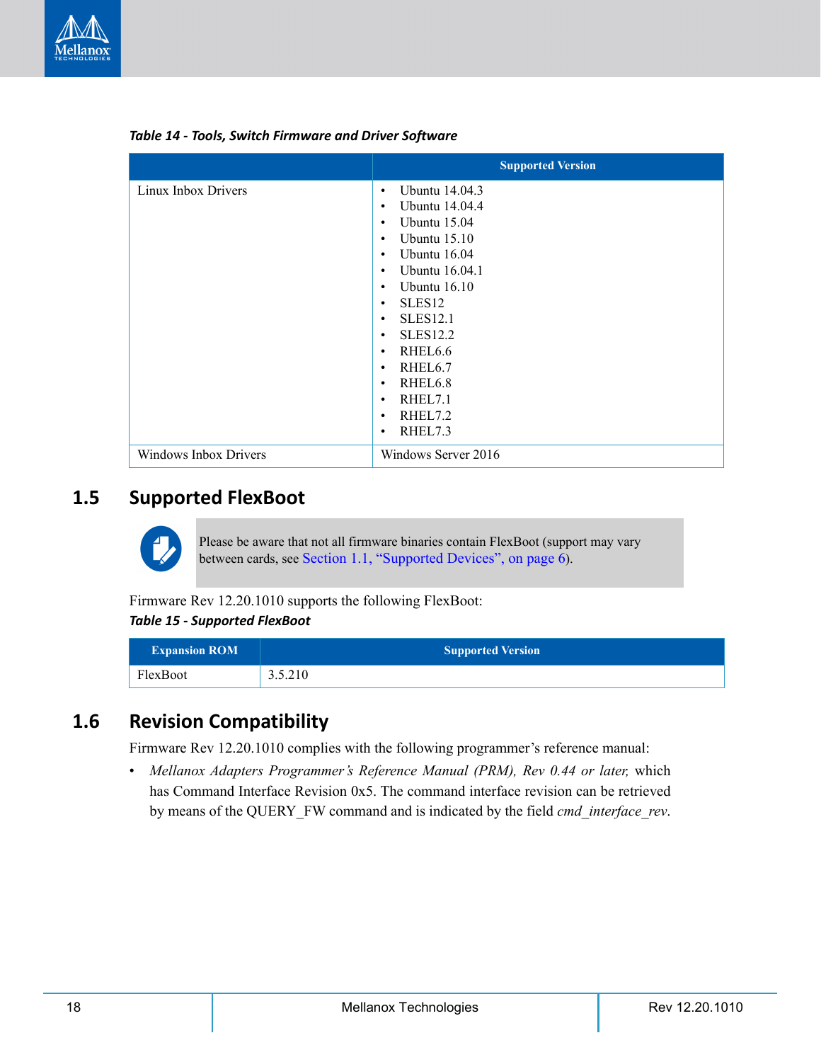*Table 14 - Tools, Switch Firmware and Driver Software*

| | Supported Version |
|---|---|
| Linux Inbox Drivers | • Ubuntu 14.04.3<br>• Ubuntu 14.04.4<br>• Ubuntu 15.04<br>• Ubuntu 15.10<br>• Ubuntu 16.04<br>• Ubuntu 16.04.1<br>• Ubuntu 16.10<br>• SLES12<br>• SLES12.1<br>• SLES12.2<br>• RHEL6.6<br>• RHEL6.7<br>• RHEL6.8<br>• RHEL7.1<br>• RHEL7.2<br>• RHEL7.3 |
| Windows Inbox Drivers | Windows Server 2016 |

## 1.5 Supported FlexBoot

> Please be aware that not all firmware binaries contain FlexBoot (support may vary between cards, see Section 1.1, "Supported Devices", on page 6).

Firmware Rev 12.20.1010 supports the following FlexBoot:

*Table 15 - Supported FlexBoot*

| Expansion ROM | Supported Version |
|---|---|
| FlexBoot | 3.5.210 |

## 1.6 Revision Compatibility

Firmware Rev 12.20.1010 complies with the following programmer's reference manual:

- *Mellanox Adapters Programmer's Reference Manual (PRM), Rev 0.44 or later,* which has Command Interface Revision 0x5. The command interface revision can be retrieved by means of the QUERY_FW command and is indicated by the field *cmd_interface_rev*.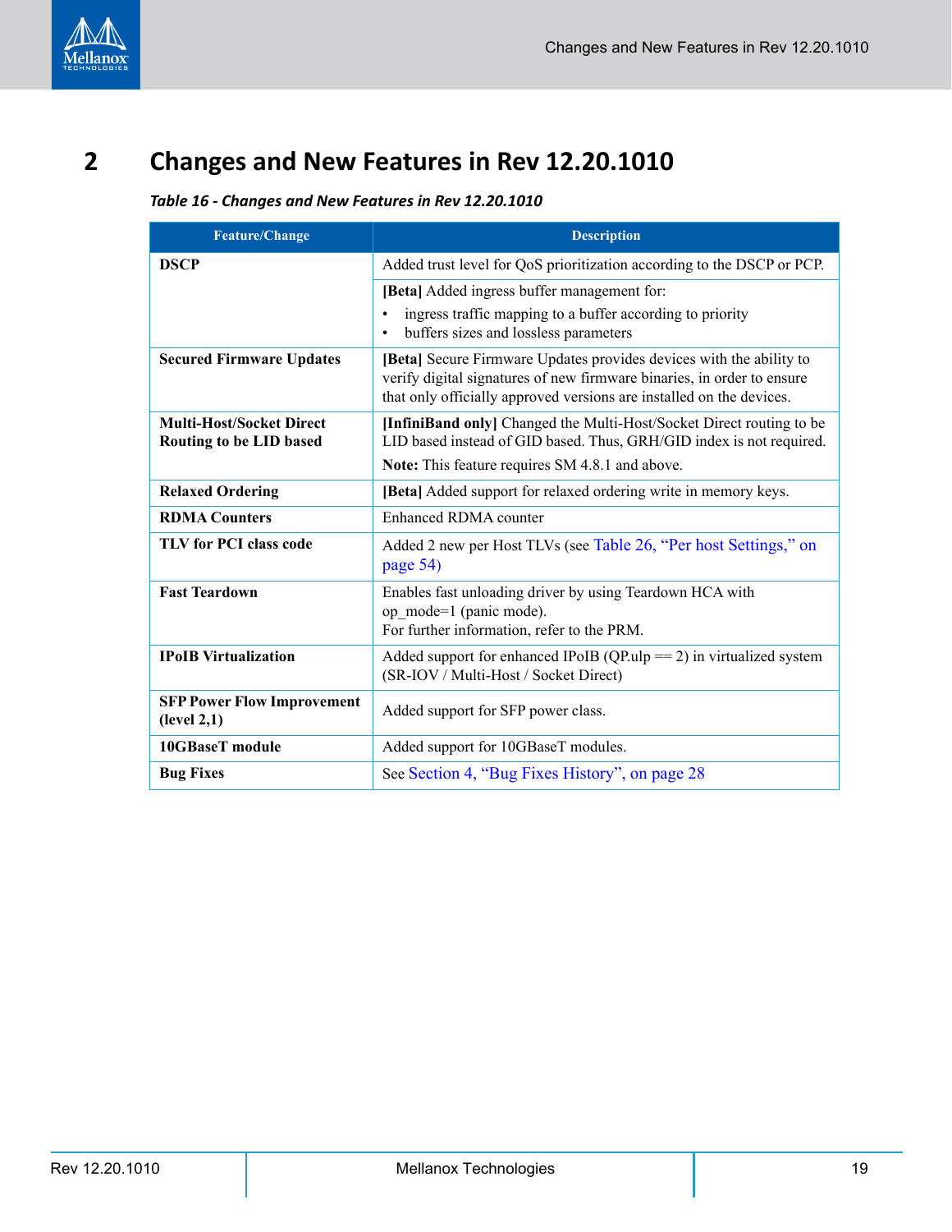# 2 Changes and New Features in Rev 12.20.1010

*Table 16 - Changes and New Features in Rev 12.20.1010*

| Feature/Change | Description |
|---|---|
| **DSCP** | Added trust level for QoS prioritization according to the DSCP or PCP. |
| | **[Beta]** Added ingress buffer management for:<br>• ingress traffic mapping to a buffer according to priority<br>• buffers sizes and lossless parameters |
| **Secured Firmware Updates** | **[Beta]** Secure Firmware Updates provides devices with the ability to verify digital signatures of new firmware binaries, in order to ensure that only officially approved versions are installed on the devices. |
| **Multi-Host/Socket Direct Routing to be LID based** | **[InfiniBand only]** Changed the Multi-Host/Socket Direct routing to be LID based instead of GID based. Thus, GRH/GID index is not required.<br>**Note:** This feature requires SM 4.8.1 and above. |
| **Relaxed Ordering** | **[Beta]** Added support for relaxed ordering write in memory keys. |
| **RDMA Counters** | Enhanced RDMA counter |
| **TLV for PCI class code** | Added 2 new per Host TLVs (see Table 26, “Per host Settings,” on page 54) |
| **Fast Teardown** | Enables fast unloading driver by using Teardown HCA with op_mode=1 (panic mode).<br>For further information, refer to the PRM. |
| **IPoIB Virtualization** | Added support for enhanced IPoIB (QP.ulp == 2) in virtualized system (SR-IOV / Multi-Host / Socket Direct) |
| **SFP Power Flow Improvement (level 2,1)** | Added support for SFP power class. |
| **10GBaseT module** | Added support for 10GBaseT modules. |
| **Bug Fixes** | See Section 4, “Bug Fixes History”, on page 28 |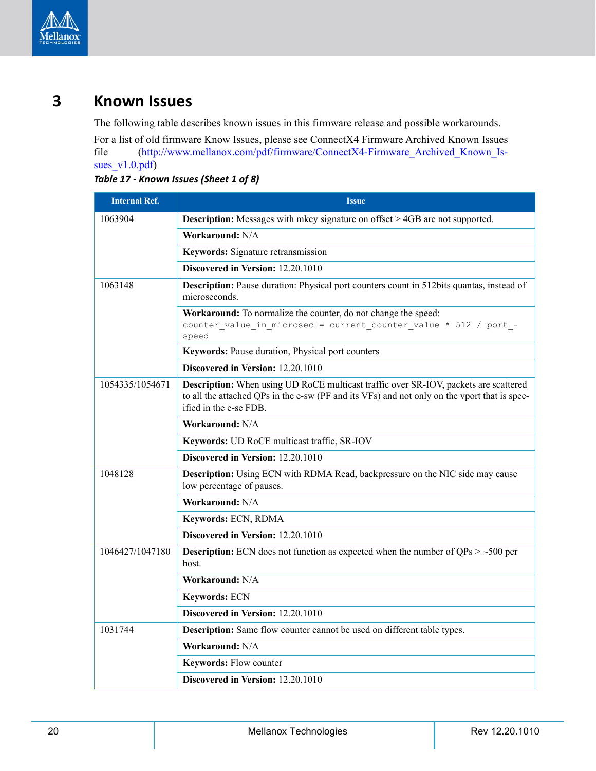# 3 Known Issues

The following table describes known issues in this firmware release and possible workarounds.

For a list of old firmware Know Issues, please see ConnectX4 Firmware Archived Known Issues file (http://www.mellanox.com/pdf/firmware/ConnectX4-Firmware_Archived_Known_Issues_v1.0.pdf)

*Table 17 - Known Issues (Sheet 1 of 8)*

| Internal Ref. | Issue |
|---|---|
| 1063904 | **Description:** Messages with mkey signature on offset > 4GB are not supported. |
| | **Workaround:** N/A |
| | **Keywords:** Signature retransmission |
| | **Discovered in Version:** 12.20.1010 |
| 1063148 | **Description:** Pause duration: Physical port counters count in 512bits quantas, instead of microseconds. |
| | **Workaround:** To normalize the counter, do not change the speed: `counter_value_in_microsec = current_counter_value * 512 / port_speed` |
| | **Keywords:** Pause duration, Physical port counters |
| | **Discovered in Version:** 12.20.1010 |
| 1054335/1054671 | **Description:** When using UD RoCE multicast traffic over SR-IOV, packets are scattered to all the attached QPs in the e-sw (PF and its VFs) and not only on the vport that is specified in the e-se FDB. |
| | **Workaround:** N/A |
| | **Keywords:** UD RoCE multicast traffic, SR-IOV |
| | **Discovered in Version:** 12.20.1010 |
| 1048128 | **Description:** Using ECN with RDMA Read, backpressure on the NIC side may cause low percentage of pauses. |
| | **Workaround:** N/A |
| | **Keywords:** ECN, RDMA |
| | **Discovered in Version:** 12.20.1010 |
| 1046427/1047180 | **Description:** ECN does not function as expected when the number of QPs > ~500 per host. |
| | **Workaround:** N/A |
| | **Keywords:** ECN |
| | **Discovered in Version:** 12.20.1010 |
| 1031744 | **Description:** Same flow counter cannot be used on different table types. |
| | **Workaround:** N/A |
| | **Keywords:** Flow counter |
| | **Discovered in Version:** 12.20.1010 |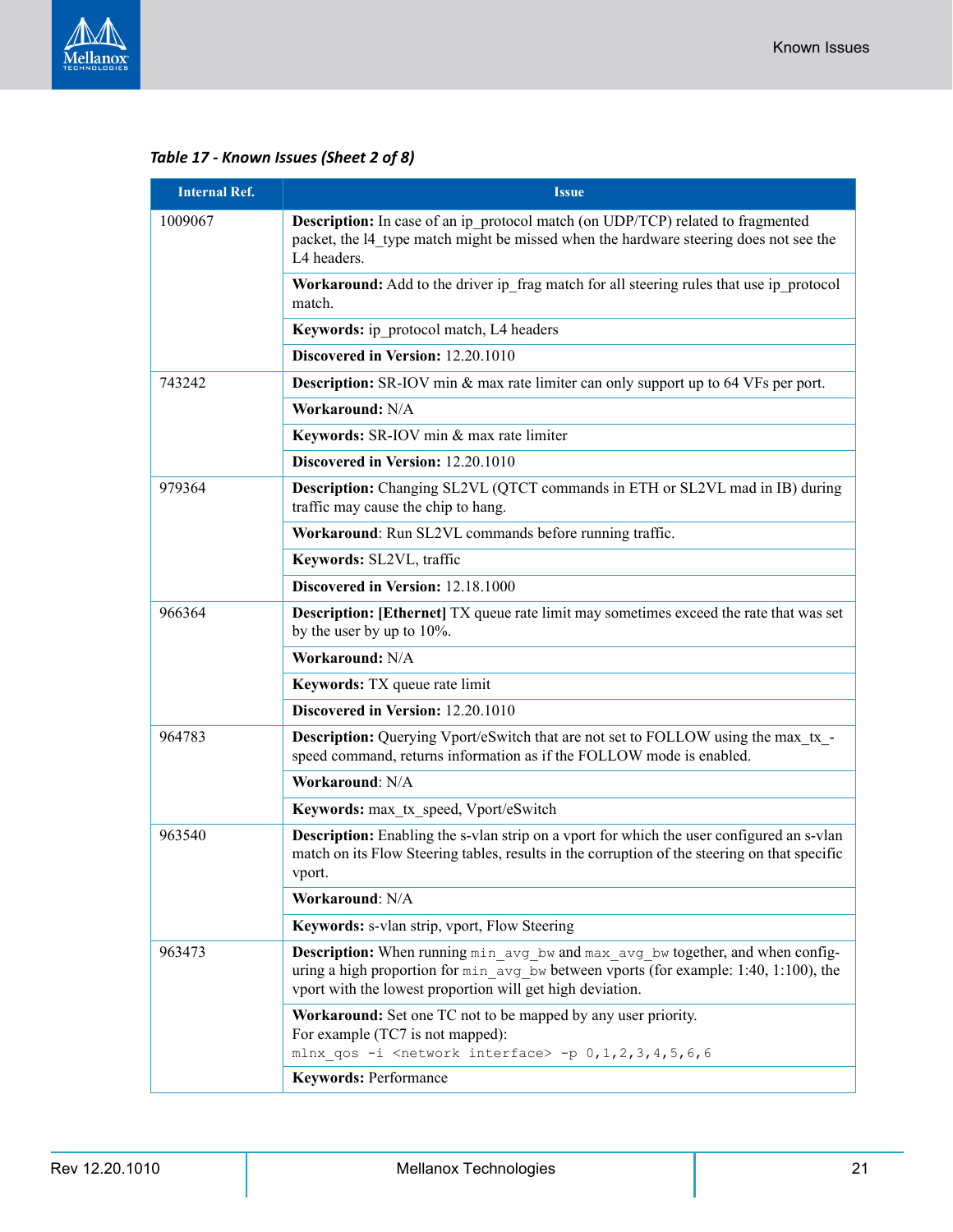*Table 17 - Known Issues (Sheet 2 of 8)*

| Internal Ref. | Issue |
| --- | --- |
| 1009067 | **Description:** In case of an ip_protocol match (on UDP/TCP) related to fragmented packet, the l4_type match might be missed when the hardware steering does not see the L4 headers. |
| | **Workaround:** Add to the driver ip_frag match for all steering rules that use ip_protocol match. |
| | **Keywords:** ip_protocol match, L4 headers |
| | **Discovered in Version:** 12.20.1010 |
| 743242 | **Description:** SR-IOV min & max rate limiter can only support up to 64 VFs per port. |
| | **Workaround:** N/A |
| | **Keywords:** SR-IOV min & max rate limiter |
| | **Discovered in Version:** 12.20.1010 |
| 979364 | **Description:** Changing SL2VL (QTCT commands in ETH or SL2VL mad in IB) during traffic may cause the chip to hang. |
| | **Workaround**: Run SL2VL commands before running traffic. |
| | **Keywords:** SL2VL, traffic |
| | **Discovered in Version:** 12.18.1000 |
| 966364 | **Description: [Ethernet]** TX queue rate limit may sometimes exceed the rate that was set by the user by up to 10%. |
| | **Workaround:** N/A |
| | **Keywords:** TX queue rate limit |
| | **Discovered in Version:** 12.20.1010 |
| 964783 | **Description:** Querying Vport/eSwitch that are not set to FOLLOW using the max_tx_speed command, returns information as if the FOLLOW mode is enabled. |
| | **Workaround**: N/A |
| | **Keywords:** max_tx_speed, Vport/eSwitch |
| 963540 | **Description:** Enabling the s-vlan strip on a vport for which the user configured an s-vlan match on its Flow Steering tables, results in the corruption of the steering on that specific vport. |
| | **Workaround**: N/A |
| | **Keywords:** s-vlan strip, vport, Flow Steering |
| 963473 | **Description:** When running `min_avg_bw` and `max_avg_bw` together, and when configuring a high proportion for `min_avg_bw` between vports (for example: 1:40, 1:100), the vport with the lowest proportion will get high deviation. |
| | **Workaround:** Set one TC not to be mapped by any user priority. For example (TC7 is not mapped): `mlnx_qos -i <network interface> -p 0,1,2,3,4,5,6,6` |
| | **Keywords:** Performance |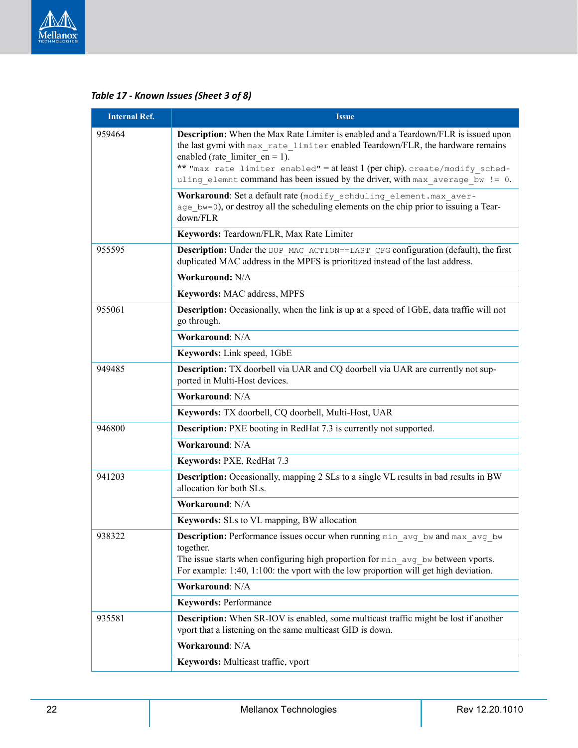*Table 17 - Known Issues (Sheet 3 of 8)*

| Internal Ref. | Issue |
|---|---|
| 959464 | **Description:** When the Max Rate Limiter is enabled and a Teardown/FLR is issued upon the last gvmi with `max_rate_limiter` enabled Teardown/FLR, the hardware remains enabled (rate_limiter_en = 1).<br>** `"max rate limiter enabled"` = at least 1 (per chip). `create/modify_scheduling_elemnt` command has been issued by the driver, with `max_average_bw != 0`. |
| | **Workaround**: Set a default rate (`modify_schduling_element.max_average_bw=0`), or destroy all the scheduling elements on the chip prior to issuing a Teardown/FLR |
| | **Keywords:** Teardown/FLR, Max Rate Limiter |
| 955595 | **Description:** Under the `DUP_MAC_ACTION==LAST_CFG` configuration (default), the first duplicated MAC address in the MPFS is prioritized instead of the last address. |
| | **Workaround:** N/A |
| | **Keywords:** MAC address, MPFS |
| 955061 | **Description:** Occasionally, when the link is up at a speed of 1GbE, data traffic will not go through. |
| | **Workaround**: N/A |
| | **Keywords:** Link speed, 1GbE |
| 949485 | **Description:** TX doorbell via UAR and CQ doorbell via UAR are currently not supported in Multi-Host devices. |
| | **Workaround**: N/A |
| | **Keywords:** TX doorbell, CQ doorbell, Multi-Host, UAR |
| 946800 | **Description:** PXE booting in RedHat 7.3 is currently not supported. |
| | **Workaround**: N/A |
| | **Keywords:** PXE, RedHat 7.3 |
| 941203 | **Description:** Occasionally, mapping 2 SLs to a single VL results in bad results in BW allocation for both SLs. |
| | **Workaround**: N/A |
| | **Keywords:** SLs to VL mapping, BW allocation |
| 938322 | **Description:** Performance issues occur when running `min_avg_bw` and `max_avg_bw` together.<br>The issue starts when configuring high proportion for `min_avg_bw` between vports. For example: 1:40, 1:100: the vport with the low proportion will get high deviation. |
| | **Workaround**: N/A |
| | **Keywords:** Performance |
| 935581 | **Description:** When SR-IOV is enabled, some multicast traffic might be lost if another vport that a listening on the same multicast GID is down. |
| | **Workaround**: N/A |
| | **Keywords:** Multicast traffic, vport |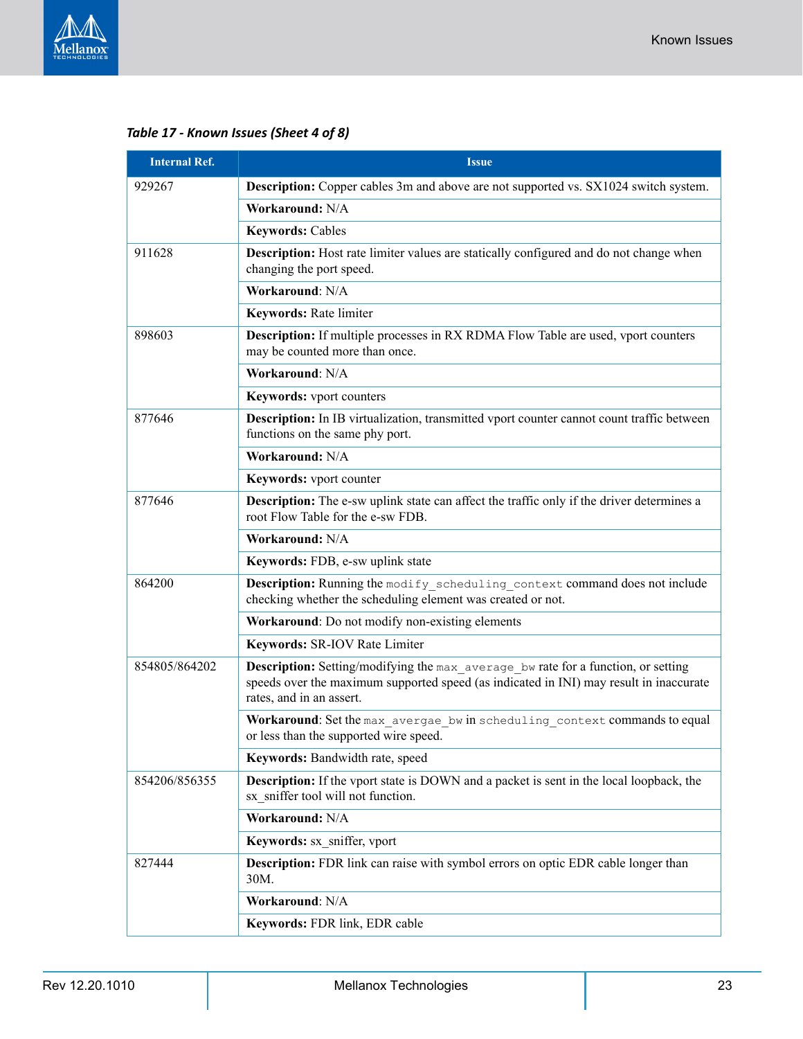*Table 17 - Known Issues (Sheet 4 of 8)*

| Internal Ref. | Issue |
|---|---|
| 929267 | **Description:** Copper cables 3m and above are not supported vs. SX1024 switch system. |
| | **Workaround:** N/A |
| | **Keywords:** Cables |
| 911628 | **Description:** Host rate limiter values are statically configured and do not change when changing the port speed. |
| | **Workaround**: N/A |
| | **Keywords:** Rate limiter |
| 898603 | **Description:** If multiple processes in RX RDMA Flow Table are used, vport counters may be counted more than once. |
| | **Workaround**: N/A |
| | **Keywords:** vport counters |
| 877646 | **Description:** In IB virtualization, transmitted vport counter cannot count traffic between functions on the same phy port. |
| | **Workaround:** N/A |
| | **Keywords:** vport counter |
| 877646 | **Description:** The e-sw uplink state can affect the traffic only if the driver determines a root Flow Table for the e-sw FDB. |
| | **Workaround:** N/A |
| | **Keywords:** FDB, e-sw uplink state |
| 864200 | **Description:** Running the `modify_scheduling_context` command does not include checking whether the scheduling element was created or not. |
| | **Workaround**: Do not modify non-existing elements |
| | **Keywords:** SR-IOV Rate Limiter |
| 854805/864202 | **Description:** Setting/modifying the `max_average_bw` rate for a function, or setting speeds over the maximum supported speed (as indicated in INI) may result in inaccurate rates, and in an assert. |
| | **Workaround**: Set the `max_avergae_bw` in `scheduling_context` commands to equal or less than the supported wire speed. |
| | **Keywords:** Bandwidth rate, speed |
| 854206/856355 | **Description:** If the vport state is DOWN and a packet is sent in the local loopback, the sx_sniffer tool will not function. |
| | **Workaround:** N/A |
| | **Keywords:** sx_sniffer, vport |
| 827444 | **Description:** FDR link can raise with symbol errors on optic EDR cable longer than 30M. |
| | **Workaround**: N/A |
| | **Keywords:** FDR link, EDR cable |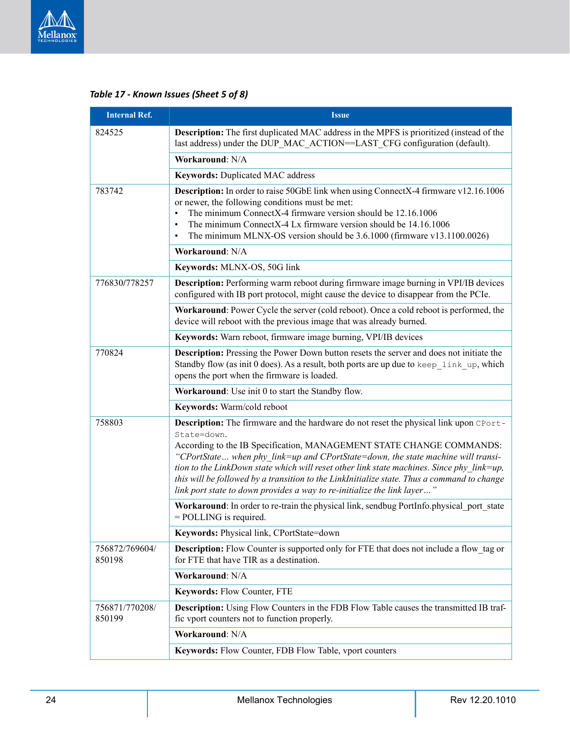*Table 17 - Known Issues (Sheet 5 of 8)*

| Internal Ref. | Issue |
|---|---|
| 824525 | **Description:** The first duplicated MAC address in the MPFS is prioritized (instead of the last address) under the DUP_MAC_ACTION==LAST_CFG configuration (default). |
| | **Workaround**: N/A |
| | **Keywords:** Duplicated MAC address |
| 783742 | **Description:** In order to raise 50GbE link when using ConnectX-4 firmware v12.16.1006 or newer, the following conditions must be met:<br>• The minimum ConnectX-4 firmware version should be 12.16.1006<br>• The minimum ConnectX-4 Lx firmware version should be 14.16.1006<br>• The minimum MLNX-OS version should be 3.6.1000 (firmware v13.1100.0026) |
| | **Workaround**: N/A |
| | **Keywords:** MLNX-OS, 50G link |
| 776830/778257 | **Description:** Performing warm reboot during firmware image burning in VPI/IB devices configured with IB port protocol, might cause the device to disappear from the PCIe. |
| | **Workaround**: Power Cycle the server (cold reboot). Once a cold reboot is performed, the device will reboot with the previous image that was already burned. |
| | **Keywords:** Warn reboot, firmware image burning, VPI/IB devices |
| 770824 | **Description:** Pressing the Power Down button resets the server and does not initiate the Standby flow (as init 0 does). As a result, both ports are up due to `keep_link_up`, which opens the port when the firmware is loaded. |
| | **Workaround**: Use init 0 to start the Standby flow. |
| | **Keywords:** Warm/cold reboot |
| 758803 | **Description:** The firmware and the hardware do not reset the physical link upon `CPortState=down`.<br>According to the IB Specification, MANAGEMENT STATE CHANGE COMMANDS: *"CPortState… when phy_link=up and CPortState=down, the state machine will transition to the LinkDown state which will reset other link state machines. Since phy_link=up, this will be followed by a transition to the LinkInitialize state. Thus a command to change link port state to down provides a way to re-initialize the link layer…"* |
| | **Workaround**: In order to re-train the physical link, sendbug PortInfo.physical_port_state = POLLING is required. |
| | **Keywords:** Physical link, CPortState=down |
| 756872/769604/850198 | **Description:** Flow Counter is supported only for FTE that does not include a flow_tag or for FTE that have TIR as a destination. |
| | **Workaround**: N/A |
| | **Keywords:** Flow Counter, FTE |
| 756871/770208/850199 | **Description:** Using Flow Counters in the FDB Flow Table causes the transmitted IB traffic vport counters not to function properly. |
| | **Workaround**: N/A |
| | **Keywords:** Flow Counter, FDB Flow Table, vport counters |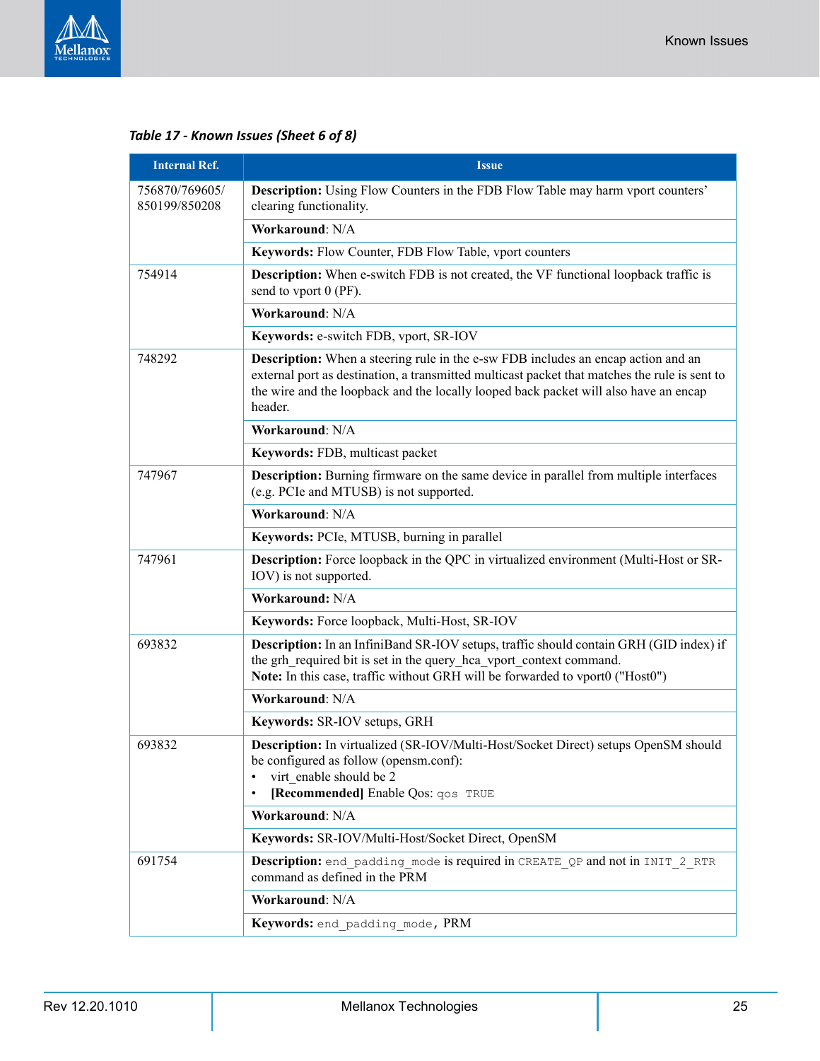**Table 17 - Known Issues (Sheet 6 of 8)**

| Internal Ref. | Issue |
|---|---|
| 756870/769605/ 850199/850208 | **Description:** Using Flow Counters in the FDB Flow Table may harm vport counters' clearing functionality. |
| | **Workaround**: N/A |
| | **Keywords:** Flow Counter, FDB Flow Table, vport counters |
| 754914 | **Description:** When e-switch FDB is not created, the VF functional loopback traffic is send to vport 0 (PF). |
| | **Workaround**: N/A |
| | **Keywords:** e-switch FDB, vport, SR-IOV |
| 748292 | **Description:** When a steering rule in the e-sw FDB includes an encap action and an external port as destination, a transmitted multicast packet that matches the rule is sent to the wire and the loopback and the locally looped back packet will also have an encap header. |
| | **Workaround**: N/A |
| | **Keywords:** FDB, multicast packet |
| 747967 | **Description:** Burning firmware on the same device in parallel from multiple interfaces (e.g. PCIe and MTUSB) is not supported. |
| | **Workaround**: N/A |
| | **Keywords:** PCIe, MTUSB, burning in parallel |
| 747961 | **Description:** Force loopback in the QPC in virtualized environment (Multi-Host or SR-IOV) is not supported. |
| | **Workaround:** N/A |
| | **Keywords:** Force loopback, Multi-Host, SR-IOV |
| 693832 | **Description:** In an InfiniBand SR-IOV setups, traffic should contain GRH (GID index) if the grh_required bit is set in the query_hca_vport_context command.<br>**Note:** In this case, traffic without GRH will be forwarded to vport0 ("Host0") |
| | **Workaround**: N/A |
| | **Keywords:** SR-IOV setups, GRH |
| 693832 | **Description:** In virtualized (SR-IOV/Multi-Host/Socket Direct) setups OpenSM should be configured as follow (opensm.conf):<br>• virt_enable should be 2<br>• **[Recommended]** Enable Qos: `qos TRUE` |
| | **Workaround**: N/A |
| | **Keywords:** SR-IOV/Multi-Host/Socket Direct, OpenSM |
| 691754 | **Description:** `end_padding_mode` is required in `CREATE_QP` and not in `INIT_2_RTR` command as defined in the PRM |
| | **Workaround**: N/A |
| | **Keywords:** `end_padding_mode`, PRM |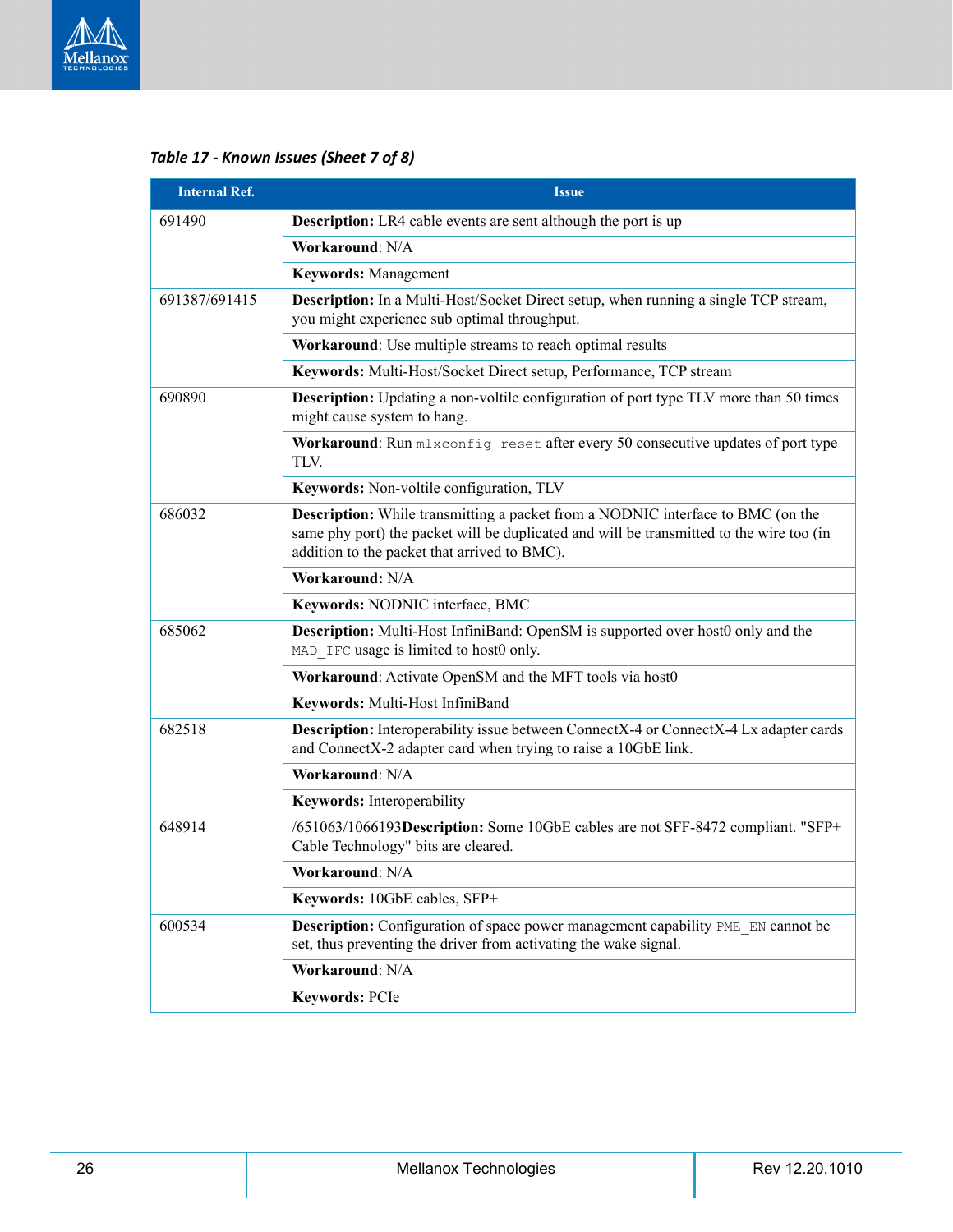*Table 17 - Known Issues (Sheet 7 of 8)*

| Internal Ref. | Issue |
|---|---|
| 691490 | **Description:** LR4 cable events are sent although the port is up |
| | **Workaround**: N/A |
| | **Keywords:** Management |
| 691387/691415 | **Description:** In a Multi-Host/Socket Direct setup, when running a single TCP stream, you might experience sub optimal throughput. |
| | **Workaround**: Use multiple streams to reach optimal results |
| | **Keywords:** Multi-Host/Socket Direct setup, Performance, TCP stream |
| 690890 | **Description:** Updating a non-voltile configuration of port type TLV more than 50 times might cause system to hang. |
| | **Workaround**: Run `mlxconfig reset` after every 50 consecutive updates of port type TLV. |
| | **Keywords:** Non-voltile configuration, TLV |
| 686032 | **Description:** While transmitting a packet from a NODNIC interface to BMC (on the same phy port) the packet will be duplicated and will be transmitted to the wire too (in addition to the packet that arrived to BMC). |
| | **Workaround:** N/A |
| | **Keywords:** NODNIC interface, BMC |
| 685062 | **Description:** Multi-Host InfiniBand: OpenSM is supported over host0 only and the `MAD_IFC` usage is limited to host0 only. |
| | **Workaround**: Activate OpenSM and the MFT tools via host0 |
| | **Keywords:** Multi-Host InfiniBand |
| 682518 | **Description:** Interoperability issue between ConnectX-4 or ConnectX-4 Lx adapter cards and ConnectX-2 adapter card when trying to raise a 10GbE link. |
| | **Workaround**: N/A |
| | **Keywords:** Interoperability |
| 648914 | /651063/1066193**Description:** Some 10GbE cables are not SFF-8472 compliant. "SFP+ Cable Technology" bits are cleared. |
| | **Workaround**: N/A |
| | **Keywords:** 10GbE cables, SFP+ |
| 600534 | **Description:** Configuration of space power management capability `PME_EN` cannot be set, thus preventing the driver from activating the wake signal. |
| | **Workaround**: N/A |
| | **Keywords:** PCIe |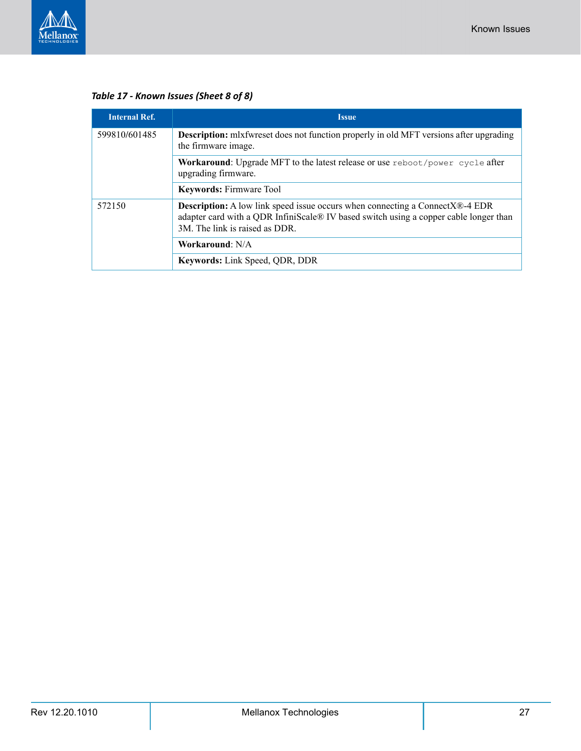*Table 17 - Known Issues (Sheet 8 of 8)*

| Internal Ref. | Issue |
|---|---|
| 599810/601485 | **Description:** mlxfwreset does not function properly in old MFT versions after upgrading the firmware image. |
| | **Workaround**: Upgrade MFT to the latest release or use `reboot/power cycle` after upgrading firmware. |
| | **Keywords:** Firmware Tool |
| 572150 | **Description:** A low link speed issue occurs when connecting a ConnectX®-4 EDR adapter card with a QDR InfiniScale® IV based switch using a copper cable longer than 3M. The link is raised as DDR. |
| | **Workaround**: N/A |
| | **Keywords:** Link Speed, QDR, DDR |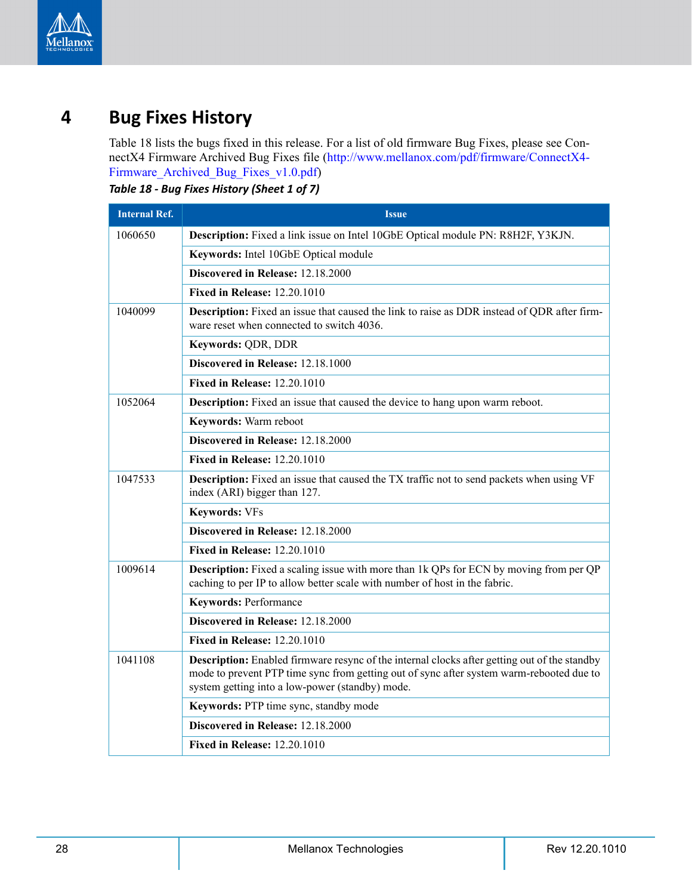# 4 Bug Fixes History

Table 18 lists the bugs fixed in this release. For a list of old firmware Bug Fixes, please see ConnectX4 Firmware Archived Bug Fixes file (http://www.mellanox.com/pdf/firmware/ConnectX4-Firmware_Archived_Bug_Fixes_v1.0.pdf)

***Table 18 - Bug Fixes History (Sheet 1 of 7)***

| Internal Ref. | Issue |
|---|---|
| 1060650 | **Description:** Fixed a link issue on Intel 10GbE Optical module PN: R8H2F, Y3KJN. |
| | **Keywords:** Intel 10GbE Optical module |
| | **Discovered in Release:** 12.18.2000 |
| | **Fixed in Release:** 12.20.1010 |
| 1040099 | **Description:** Fixed an issue that caused the link to raise as DDR instead of QDR after firmware reset when connected to switch 4036. |
| | **Keywords:** QDR, DDR |
| | **Discovered in Release:** 12.18.1000 |
| | **Fixed in Release:** 12.20.1010 |
| 1052064 | **Description:** Fixed an issue that caused the device to hang upon warm reboot. |
| | **Keywords:** Warm reboot |
| | **Discovered in Release:** 12.18.2000 |
| | **Fixed in Release:** 12.20.1010 |
| 1047533 | **Description:** Fixed an issue that caused the TX traffic not to send packets when using VF index (ARI) bigger than 127. |
| | **Keywords:** VFs |
| | **Discovered in Release:** 12.18.2000 |
| | **Fixed in Release:** 12.20.1010 |
| 1009614 | **Description:** Fixed a scaling issue with more than 1k QPs for ECN by moving from per QP caching to per IP to allow better scale with number of host in the fabric. |
| | **Keywords:** Performance |
| | **Discovered in Release:** 12.18.2000 |
| | **Fixed in Release:** 12.20.1010 |
| 1041108 | **Description:** Enabled firmware resync of the internal clocks after getting out of the standby mode to prevent PTP time sync from getting out of sync after system warm-rebooted due to system getting into a low-power (standby) mode. |
| | **Keywords:** PTP time sync, standby mode |
| | **Discovered in Release:** 12.18.2000 |
| | **Fixed in Release:** 12.20.1010 |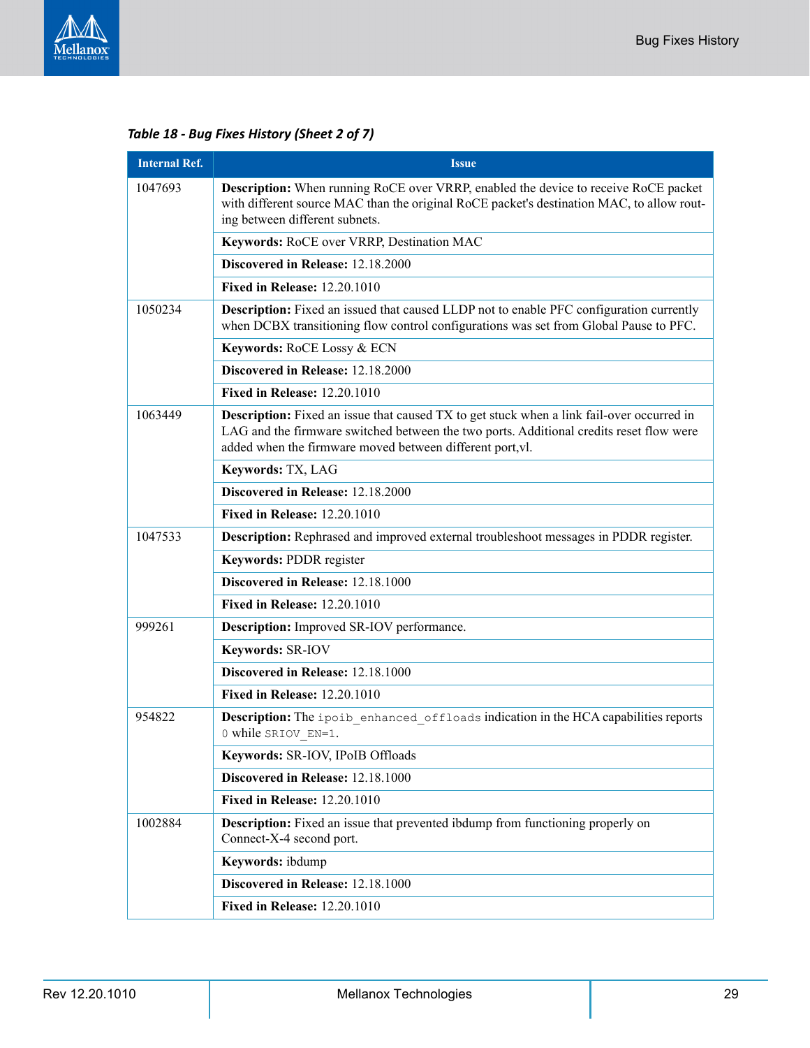*Table 18 - Bug Fixes History (Sheet 2 of 7)*

| Internal Ref. | Issue |
|---|---|
| 1047693 | **Description:** When running RoCE over VRRP, enabled the device to receive RoCE packet with different source MAC than the original RoCE packet's destination MAC, to allow routing between different subnets. |
| | **Keywords:** RoCE over VRRP, Destination MAC |
| | **Discovered in Release:** 12.18.2000 |
| | **Fixed in Release:** 12.20.1010 |
| 1050234 | **Description:** Fixed an issued that caused LLDP not to enable PFC configuration currently when DCBX transitioning flow control configurations was set from Global Pause to PFC. |
| | **Keywords:** RoCE Lossy & ECN |
| | **Discovered in Release:** 12.18.2000 |
| | **Fixed in Release:** 12.20.1010 |
| 1063449 | **Description:** Fixed an issue that caused TX to get stuck when a link fail-over occurred in LAG and the firmware switched between the two ports. Additional credits reset flow were added when the firmware moved between different port,vl. |
| | **Keywords:** TX, LAG |
| | **Discovered in Release:** 12.18.2000 |
| | **Fixed in Release:** 12.20.1010 |
| 1047533 | **Description:** Rephrased and improved external troubleshoot messages in PDDR register. |
| | **Keywords:** PDDR register |
| | **Discovered in Release:** 12.18.1000 |
| | **Fixed in Release:** 12.20.1010 |
| 999261 | **Description:** Improved SR-IOV performance. |
| | **Keywords:** SR-IOV |
| | **Discovered in Release:** 12.18.1000 |
| | **Fixed in Release:** 12.20.1010 |
| 954822 | **Description:** The `ipoib_enhanced_offloads` indication in the HCA capabilities reports `0` while `SRIOV_EN=1`. |
| | **Keywords:** SR-IOV, IPoIB Offloads |
| | **Discovered in Release:** 12.18.1000 |
| | **Fixed in Release:** 12.20.1010 |
| 1002884 | **Description:** Fixed an issue that prevented ibdump from functioning properly on Connect-X-4 second port. |
| | **Keywords:** ibdump |
| | **Discovered in Release:** 12.18.1000 |
| | **Fixed in Release:** 12.20.1010 |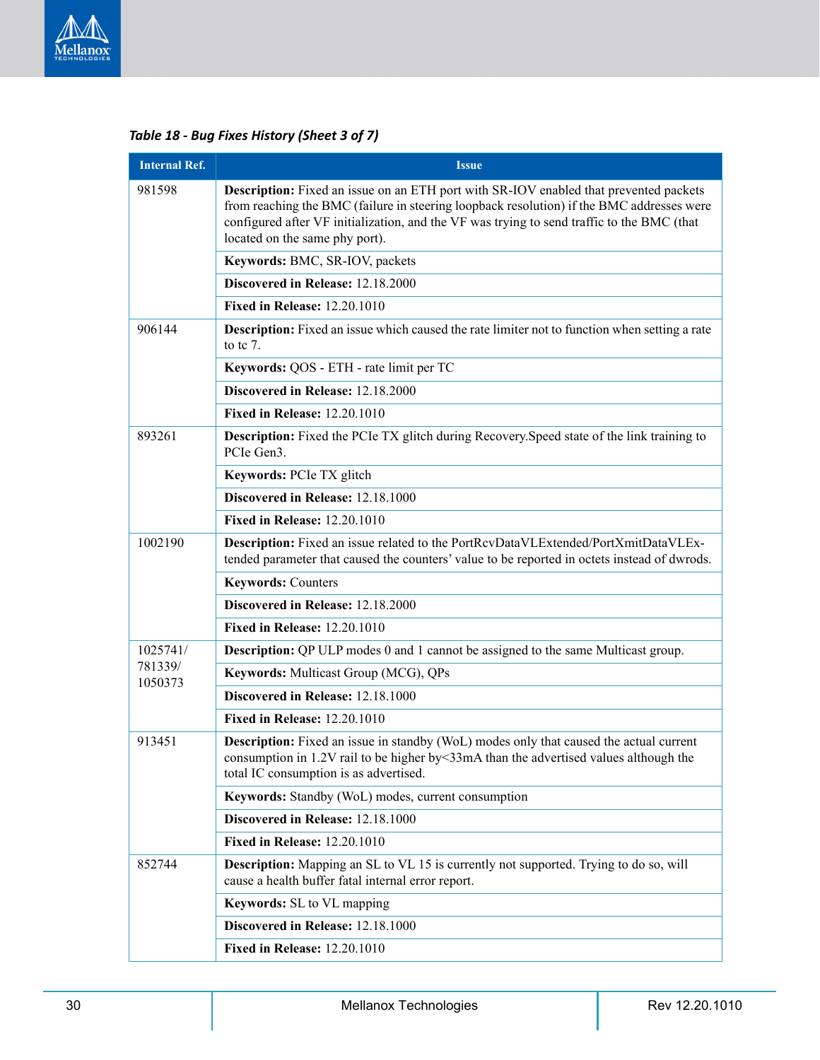*Table 18 - Bug Fixes History (Sheet 3 of 7)*

| Internal Ref. | Issue |
|---|---|
| 981598 | **Description:** Fixed an issue on an ETH port with SR-IOV enabled that prevented packets from reaching the BMC (failure in steering loopback resolution) if the BMC addresses were configured after VF initialization, and the VF was trying to send traffic to the BMC (that located on the same phy port). |
| | **Keywords:** BMC, SR-IOV, packets |
| | **Discovered in Release:** 12.18.2000 |
| | **Fixed in Release:** 12.20.1010 |
| 906144 | **Description:** Fixed an issue which caused the rate limiter not to function when setting a rate to tc 7. |
| | **Keywords:** QOS - ETH - rate limit per TC |
| | **Discovered in Release:** 12.18.2000 |
| | **Fixed in Release:** 12.20.1010 |
| 893261 | **Description:** Fixed the PCIe TX glitch during Recovery.Speed state of the link training to PCIe Gen3. |
| | **Keywords:** PCIe TX glitch |
| | **Discovered in Release:** 12.18.1000 |
| | **Fixed in Release:** 12.20.1010 |
| 1002190 | **Description:** Fixed an issue related to the PortRcvDataVLExtended/PortXmitDataVLExtended parameter that caused the counters' value to be reported in octets instead of dwrods. |
| | **Keywords:** Counters |
| | **Discovered in Release:** 12.18.2000 |
| | **Fixed in Release:** 12.20.1010 |
| 1025741/ 781339/ 1050373 | **Description:** QP ULP modes 0 and 1 cannot be assigned to the same Multicast group. |
| | **Keywords:** Multicast Group (MCG), QPs |
| | **Discovered in Release:** 12.18.1000 |
| | **Fixed in Release:** 12.20.1010 |
| 913451 | **Description:** Fixed an issue in standby (WoL) modes only that caused the actual current consumption in 1.2V rail to be higher by<33mA than the advertised values although the total IC consumption is as advertised. |
| | **Keywords:** Standby (WoL) modes, current consumption |
| | **Discovered in Release:** 12.18.1000 |
| | **Fixed in Release:** 12.20.1010 |
| 852744 | **Description:** Mapping an SL to VL 15 is currently not supported. Trying to do so, will cause a health buffer fatal internal error report. |
| | **Keywords:** SL to VL mapping |
| | **Discovered in Release:** 12.18.1000 |
| | **Fixed in Release:** 12.20.1010 |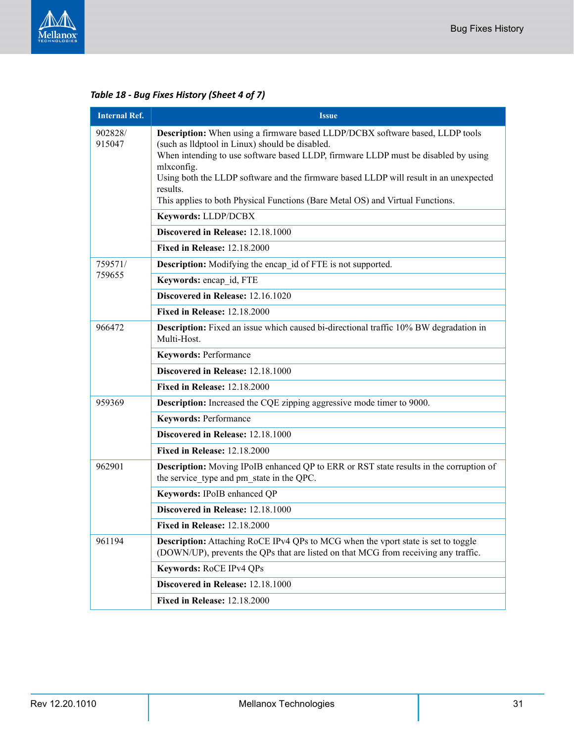*Table 18 - Bug Fixes History (Sheet 4 of 7)*

| Internal Ref. | Issue |
|---|---|
| 902828/ 915047 | **Description:** When using a firmware based LLDP/DCBX software based, LLDP tools (such as lldptool in Linux) should be disabled.<br>When intending to use software based LLDP, firmware LLDP must be disabled by using mlxconfig.<br>Using both the LLDP software and the firmware based LLDP will result in an unexpected results.<br>This applies to both Physical Functions (Bare Metal OS) and Virtual Functions. |
| | **Keywords:** LLDP/DCBX |
| | **Discovered in Release:** 12.18.1000 |
| | **Fixed in Release:** 12.18.2000 |
| 759571/ 759655 | **Description:** Modifying the encap_id of FTE is not supported. |
| | **Keywords:** encap_id, FTE |
| | **Discovered in Release:** 12.16.1020 |
| | **Fixed in Release:** 12.18.2000 |
| 966472 | **Description:** Fixed an issue which caused bi-directional traffic 10% BW degradation in Multi-Host. |
| | **Keywords:** Performance |
| | **Discovered in Release:** 12.18.1000 |
| | **Fixed in Release:** 12.18.2000 |
| 959369 | **Description:** Increased the CQE zipping aggressive mode timer to 9000. |
| | **Keywords:** Performance |
| | **Discovered in Release:** 12.18.1000 |
| | **Fixed in Release:** 12.18.2000 |
| 962901 | **Description:** Moving IPoIB enhanced QP to ERR or RST state results in the corruption of the service_type and pm_state in the QPC. |
| | **Keywords:** IPoIB enhanced QP |
| | **Discovered in Release:** 12.18.1000 |
| | **Fixed in Release:** 12.18.2000 |
| 961194 | **Description:** Attaching RoCE IPv4 QPs to MCG when the vport state is set to toggle (DOWN/UP), prevents the QPs that are listed on that MCG from receiving any traffic. |
| | **Keywords:** RoCE IPv4 QPs |
| | **Discovered in Release:** 12.18.1000 |
| | **Fixed in Release:** 12.18.2000 |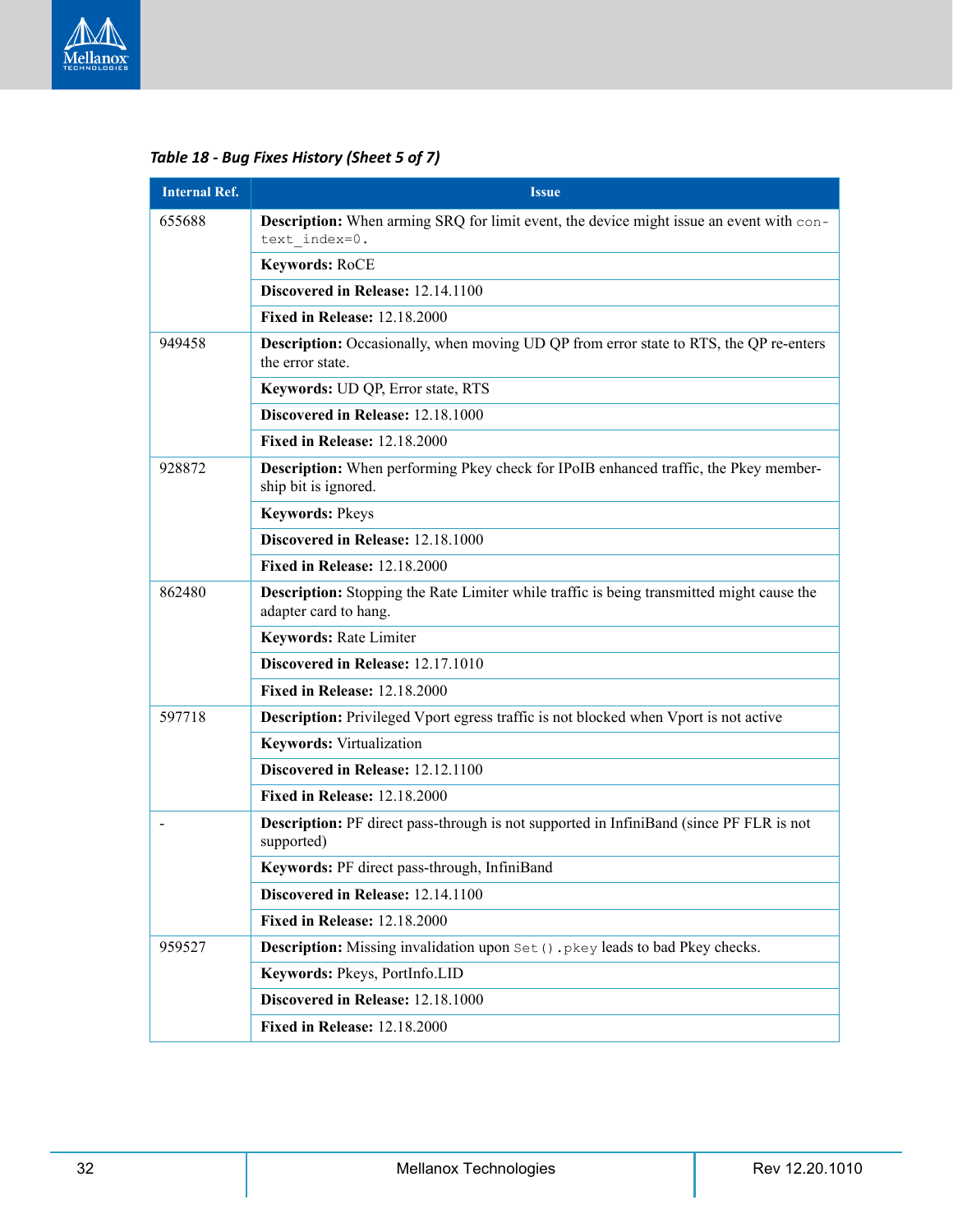*Table 18 - Bug Fixes History (Sheet 5 of 7)*

| Internal Ref. | Issue |
|---|---|
| 655688 | **Description:** When arming SRQ for limit event, the device might issue an event with `context_index=0`. |
| | **Keywords:** RoCE |
| | **Discovered in Release:** 12.14.1100 |
| | **Fixed in Release:** 12.18.2000 |
| 949458 | **Description:** Occasionally, when moving UD QP from error state to RTS, the QP re-enters the error state. |
| | **Keywords:** UD QP, Error state, RTS |
| | **Discovered in Release:** 12.18.1000 |
| | **Fixed in Release:** 12.18.2000 |
| 928872 | **Description:** When performing Pkey check for IPoIB enhanced traffic, the Pkey membership bit is ignored. |
| | **Keywords:** Pkeys |
| | **Discovered in Release:** 12.18.1000 |
| | **Fixed in Release:** 12.18.2000 |
| 862480 | **Description:** Stopping the Rate Limiter while traffic is being transmitted might cause the adapter card to hang. |
| | **Keywords:** Rate Limiter |
| | **Discovered in Release:** 12.17.1010 |
| | **Fixed in Release:** 12.18.2000 |
| 597718 | **Description:** Privileged Vport egress traffic is not blocked when Vport is not active |
| | **Keywords:** Virtualization |
| | **Discovered in Release:** 12.12.1100 |
| | **Fixed in Release:** 12.18.2000 |
| - | **Description:** PF direct pass-through is not supported in InfiniBand (since PF FLR is not supported) |
| | **Keywords:** PF direct pass-through, InfiniBand |
| | **Discovered in Release:** 12.14.1100 |
| | **Fixed in Release:** 12.18.2000 |
| 959527 | **Description:** Missing invalidation upon `Set().pkey` leads to bad Pkey checks. |
| | **Keywords:** Pkeys, PortInfo.LID |
| | **Discovered in Release:** 12.18.1000 |
| | **Fixed in Release:** 12.18.2000 |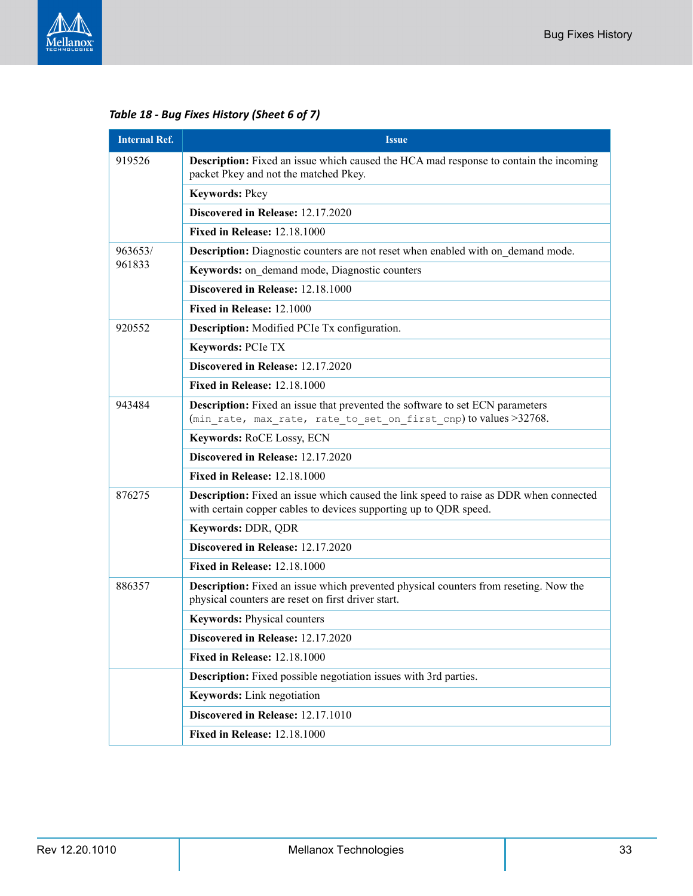*Table 18 - Bug Fixes History (Sheet 6 of 7)*

| Internal Ref. | Issue |
|---|---|
| 919526 | **Description:** Fixed an issue which caused the HCA mad response to contain the incoming packet Pkey and not the matched Pkey. |
| | **Keywords:** Pkey |
| | **Discovered in Release:** 12.17.2020 |
| | **Fixed in Release:** 12.18.1000 |
| 963653/ 961833 | **Description:** Diagnostic counters are not reset when enabled with on_demand mode. |
| | **Keywords:** on_demand mode, Diagnostic counters |
| | **Discovered in Release:** 12.18.1000 |
| | **Fixed in Release:** 12.1000 |
| 920552 | **Description:** Modified PCIe Tx configuration. |
| | **Keywords:** PCIe TX |
| | **Discovered in Release:** 12.17.2020 |
| | **Fixed in Release:** 12.18.1000 |
| 943484 | **Description:** Fixed an issue that prevented the software to set ECN parameters (`min_rate, max_rate, rate_to_set_on_first_cnp`) to values >32768. |
| | **Keywords:** RoCE Lossy, ECN |
| | **Discovered in Release:** 12.17.2020 |
| | **Fixed in Release:** 12.18.1000 |
| 876275 | **Description:** Fixed an issue which caused the link speed to raise as DDR when connected with certain copper cables to devices supporting up to QDR speed. |
| | **Keywords:** DDR, QDR |
| | **Discovered in Release:** 12.17.2020 |
| | **Fixed in Release:** 12.18.1000 |
| 886357 | **Description:** Fixed an issue which prevented physical counters from reseting. Now the physical counters are reset on first driver start. |
| | **Keywords:** Physical counters |
| | **Discovered in Release:** 12.17.2020 |
| | **Fixed in Release:** 12.18.1000 |
| | **Description:** Fixed possible negotiation issues with 3rd parties. |
| | **Keywords:** Link negotiation |
| | **Discovered in Release:** 12.17.1010 |
| | **Fixed in Release:** 12.18.1000 |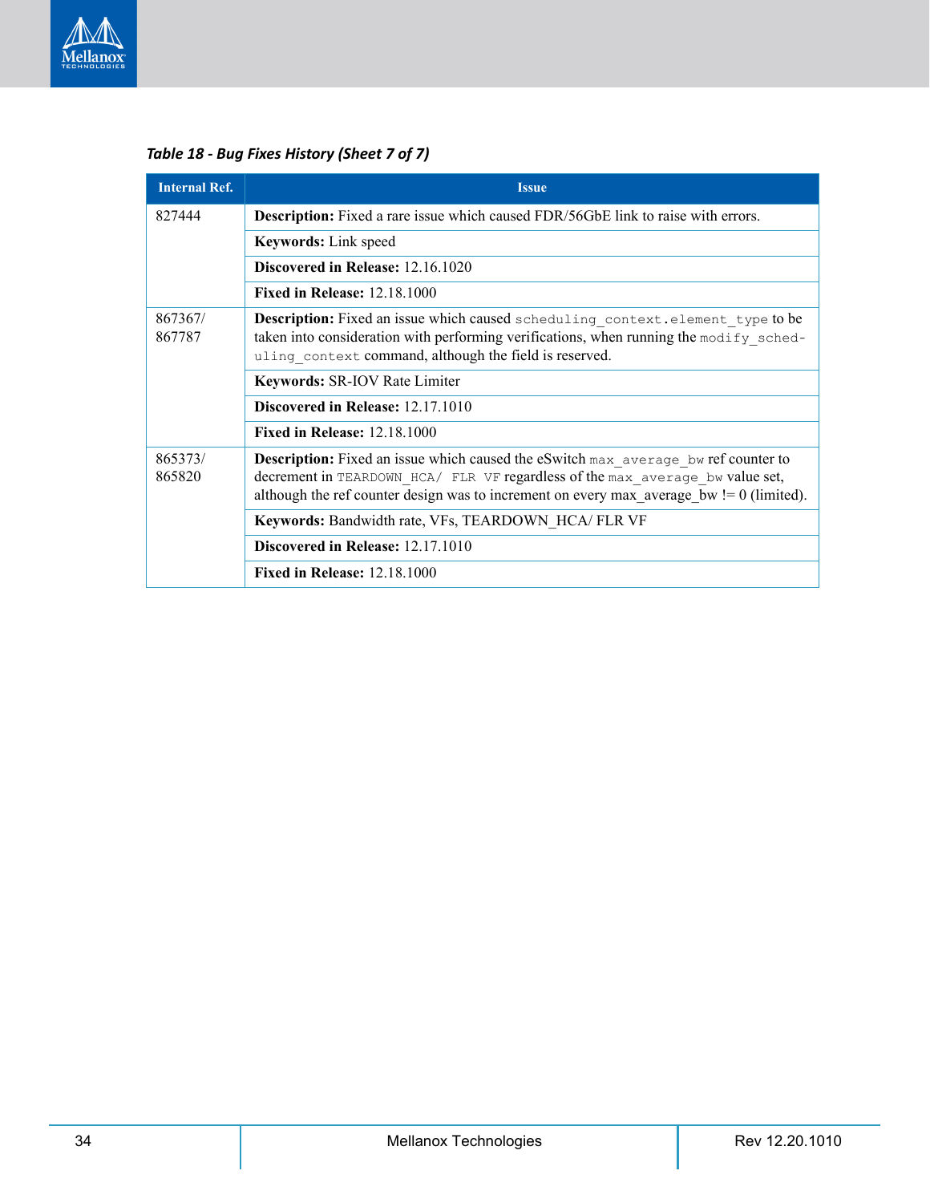*Table 18 - Bug Fixes History (Sheet 7 of 7)*

| Internal Ref. | Issue |
|---|---|
| 827444 | **Description:** Fixed a rare issue which caused FDR/56GbE link to raise with errors. |
| | **Keywords:** Link speed |
| | **Discovered in Release:** 12.16.1020 |
| | **Fixed in Release:** 12.18.1000 |
| 867367/ 867787 | **Description:** Fixed an issue which caused `scheduling_context.element_type` to be taken into consideration with performing verifications, when running the `modify_scheduling_context` command, although the field is reserved. |
| | **Keywords:** SR-IOV Rate Limiter |
| | **Discovered in Release:** 12.17.1010 |
| | **Fixed in Release:** 12.18.1000 |
| 865373/ 865820 | **Description:** Fixed an issue which caused the eSwitch `max_average_bw` ref counter to decrement in `TEARDOWN_HCA/ FLR VF` regardless of the `max_average_bw` value set, although the ref counter design was to increment on every max_average_bw != 0 (limited). |
| | **Keywords:** Bandwidth rate, VFs, TEARDOWN_HCA/ FLR VF |
| | **Discovered in Release:** 12.17.1010 |
| | **Fixed in Release:** 12.18.1000 |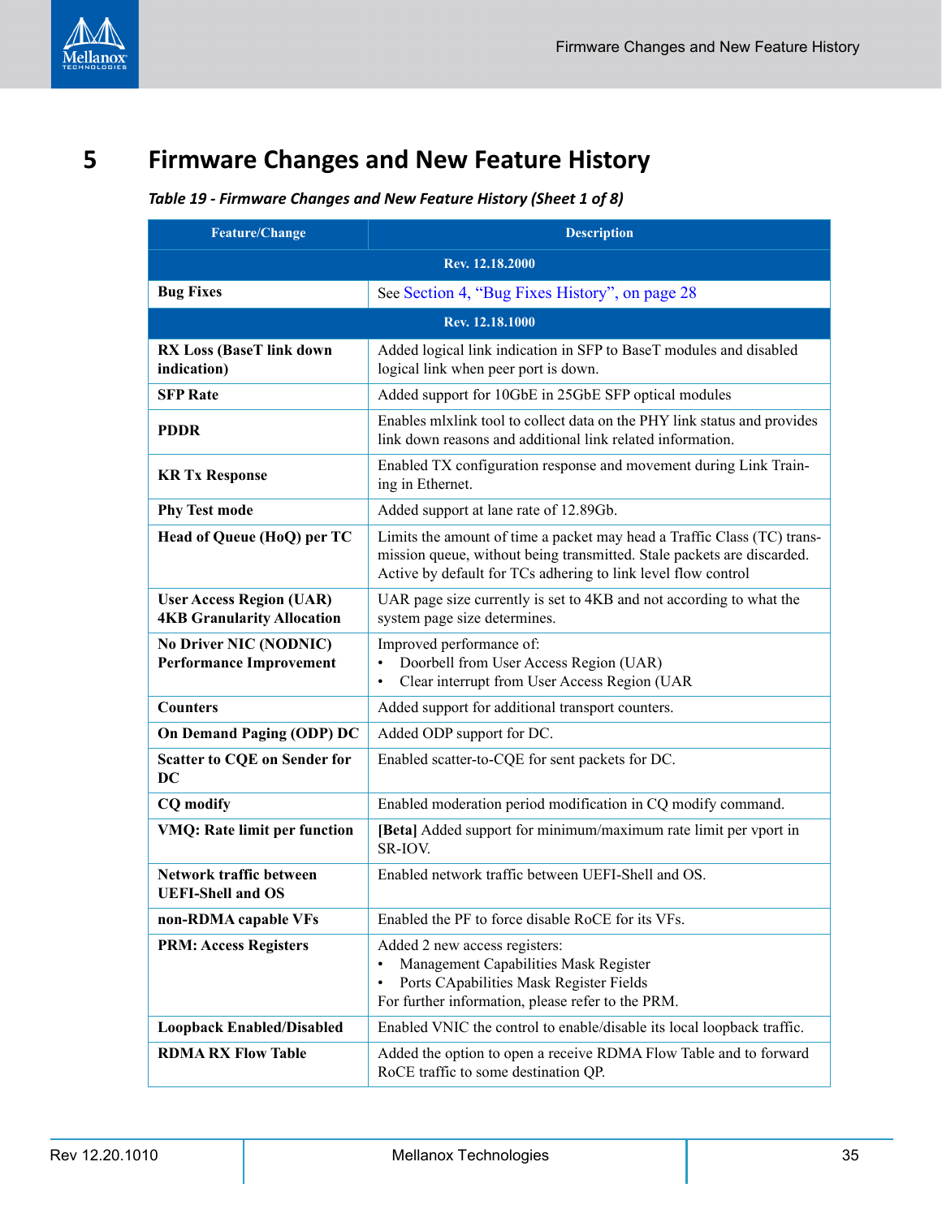# 5 Firmware Changes and New Feature History

*Table 19 - Firmware Changes and New Feature History (Sheet 1 of 8)*

| Feature/Change | Description |
|---|---|
| **Rev. 12.18.2000** | |
| **Bug Fixes** | See Section 4, “Bug Fixes History”, on page 28 |
| **Rev. 12.18.1000** | |
| **RX Loss (BaseT link down indication)** | Added logical link indication in SFP to BaseT modules and disabled logical link when peer port is down. |
| **SFP Rate** | Added support for 10GbE in 25GbE SFP optical modules |
| **PDDR** | Enables mlxlink tool to collect data on the PHY link status and provides link down reasons and additional link related information. |
| **KR Tx Response** | Enabled TX configuration response and movement during Link Training in Ethernet. |
| **Phy Test mode** | Added support at lane rate of 12.89Gb. |
| **Head of Queue (HoQ) per TC** | Limits the amount of time a packet may head a Traffic Class (TC) transmission queue, without being transmitted. Stale packets are discarded. Active by default for TCs adhering to link level flow control |
| **User Access Region (UAR) 4KB Granularity Allocation** | UAR page size currently is set to 4KB and not according to what the system page size determines. |
| **No Driver NIC (NODNIC) Performance Improvement** | Improved performance of:<br>• Doorbell from User Access Region (UAR)<br>• Clear interrupt from User Access Region (UAR |
| **Counters** | Added support for additional transport counters. |
| **On Demand Paging (ODP) DC** | Added ODP support for DC. |
| **Scatter to CQE on Sender for DC** | Enabled scatter-to-CQE for sent packets for DC. |
| **CQ modify** | Enabled moderation period modification in CQ modify command. |
| **VMQ: Rate limit per function** | **[Beta]** Added support for minimum/maximum rate limit per vport in SR-IOV. |
| **Network traffic between UEFI-Shell and OS** | Enabled network traffic between UEFI-Shell and OS. |
| **non-RDMA capable VFs** | Enabled the PF to force disable RoCE for its VFs. |
| **PRM: Access Registers** | Added 2 new access registers:<br>• Management Capabilities Mask Register<br>• Ports CApabilities Mask Register Fields<br>For further information, please refer to the PRM. |
| **Loopback Enabled/Disabled** | Enabled VNIC the control to enable/disable its local loopback traffic. |
| **RDMA RX Flow Table** | Added the option to open a receive RDMA Flow Table and to forward RoCE traffic to some destination QP. |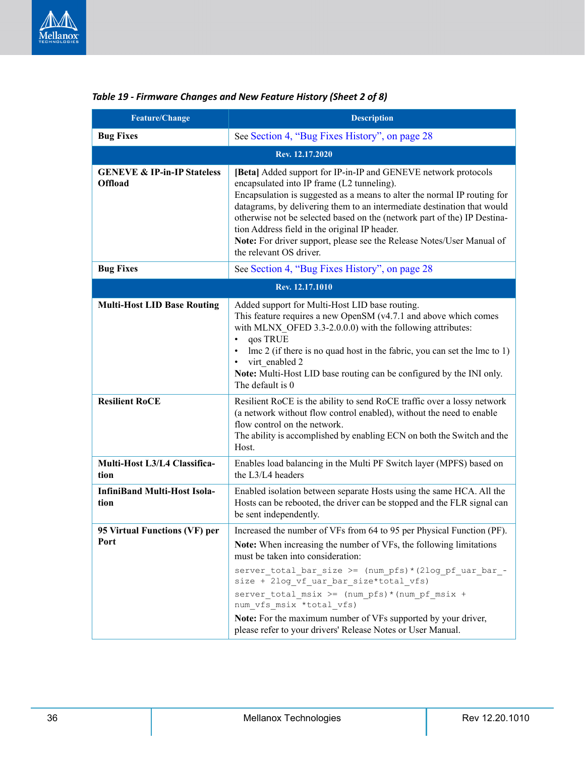*Table 19 - Firmware Changes and New Feature History (Sheet 2 of 8)*

| Feature/Change | Description |
|---|---|
| **Bug Fixes** | See Section 4, “Bug Fixes History”, on page 28 |
| **Rev. 12.17.2020** | |
| **GENEVE & IP-in-IP Stateless Offload** | **[Beta]** Added support for IP-in-IP and GENEVE network protocols encapsulated into IP frame (L2 tunneling).<br>Encapsulation is suggested as a means to alter the normal IP routing for datagrams, by delivering them to an intermediate destination that would otherwise not be selected based on the (network part of the) IP Destination Address field in the original IP header.<br>**Note:** For driver support, please see the Release Notes/User Manual of the relevant OS driver. |
| **Bug Fixes** | See Section 4, “Bug Fixes History”, on page 28 |
| **Rev. 12.17.1010** | |
| **Multi-Host LID Base Routing** | Added support for Multi-Host LID base routing.<br>This feature requires a new OpenSM (v4.7.1 and above which comes with MLNX_OFED 3.3-2.0.0.0) with the following attributes:<br>• qos TRUE<br>• lmc 2 (if there is no quad host in the fabric, you can set the lmc to 1)<br>• virt_enabled 2<br>**Note:** Multi-Host LID base routing can be configured by the INI only. The default is 0 |
| **Resilient RoCE** | Resilient RoCE is the ability to send RoCE traffic over a lossy network (a network without flow control enabled), without the need to enable flow control on the network.<br>The ability is accomplished by enabling ECN on both the Switch and the Host. |
| **Multi-Host L3/L4 Classification** | Enables load balancing in the Multi PF Switch layer (MPFS) based on the L3/L4 headers |
| **InfiniBand Multi-Host Isolation** | Enabled isolation between separate Hosts using the same HCA. All the Hosts can be rebooted, the driver can be stopped and the FLR signal can be sent independently. |
| **95 Virtual Functions (VF) per Port** | Increased the number of VFs from 64 to 95 per Physical Function (PF).<br>**Note:** When increasing the number of VFs, the following limitations must be taken into consideration:<br>`server_total_bar_size >= (num_pfs)*(2log_pf_uar_bar_size + 2log_vf_uar_bar_size*total_vfs)`<br>`server_total_msix >= (num_pfs)*(num_pf_msix + num_vfs_msix *total_vfs)`<br>**Note:** For the maximum number of VFs supported by your driver, please refer to your drivers' Release Notes or User Manual. |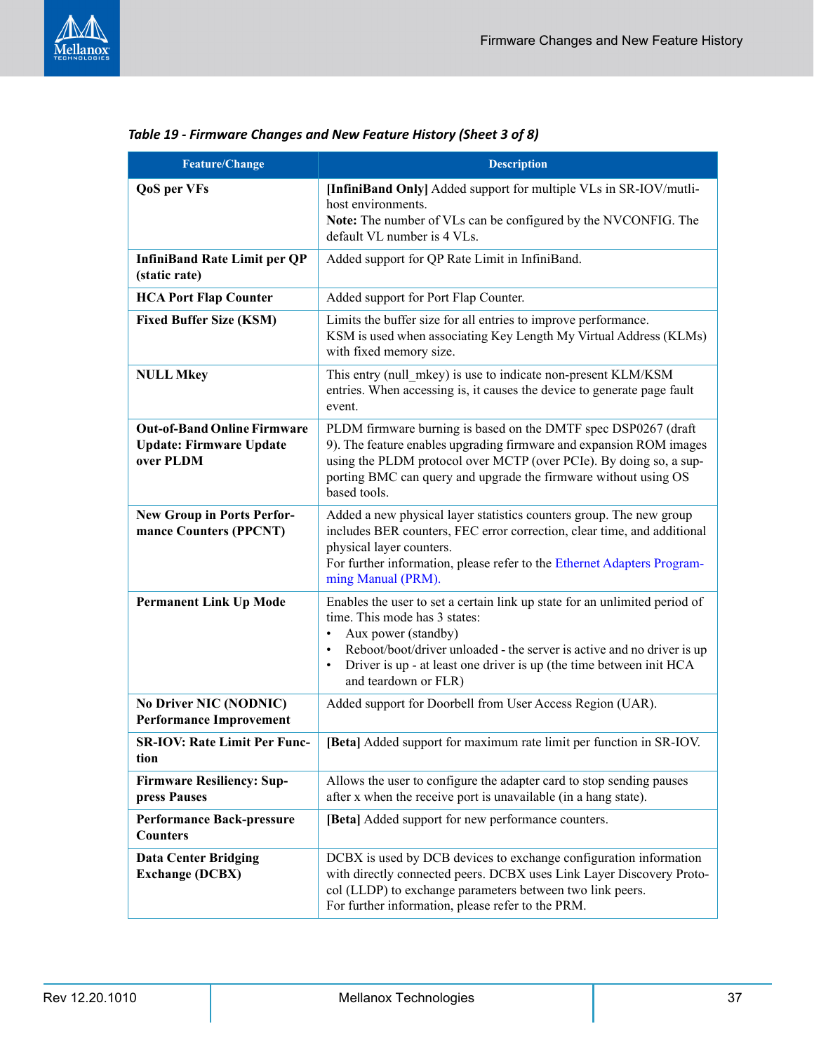*Table 19 - Firmware Changes and New Feature History (Sheet 3 of 8)*

| Feature/Change | Description |
|---|---|
| **QoS per VFs** | **[InfiniBand Only]** Added support for multiple VLs in SR-IOV/mutli-host environments.<br>**Note:** The number of VLs can be configured by the NVCONFIG. The default VL number is 4 VLs. |
| **InfiniBand Rate Limit per QP (static rate)** | Added support for QP Rate Limit in InfiniBand. |
| **HCA Port Flap Counter** | Added support for Port Flap Counter. |
| **Fixed Buffer Size (KSM)** | Limits the buffer size for all entries to improve performance.<br>KSM is used when associating Key Length My Virtual Address (KLMs) with fixed memory size. |
| **NULL Mkey** | This entry (null_mkey) is use to indicate non-present KLM/KSM entries. When accessing is, it causes the device to generate page fault event. |
| **Out-of-Band Online Firmware Update: Firmware Update over PLDM** | PLDM firmware burning is based on the DMTF spec DSP0267 (draft 9). The feature enables upgrading firmware and expansion ROM images using the PLDM protocol over MCTP (over PCIe). By doing so, a supporting BMC can query and upgrade the firmware without using OS based tools. |
| **New Group in Ports Performance Counters (PPCNT)** | Added a new physical layer statistics counters group. The new group includes BER counters, FEC error correction, clear time, and additional physical layer counters.<br>For further information, please refer to the Ethernet Adapters Programming Manual (PRM). |
| **Permanent Link Up Mode** | Enables the user to set a certain link up state for an unlimited period of time. This mode has 3 states:<br>• Aux power (standby)<br>• Reboot/boot/driver unloaded - the server is active and no driver is up<br>• Driver is up - at least one driver is up (the time between init HCA and teardown or FLR) |
| **No Driver NIC (NODNIC) Performance Improvement** | Added support for Doorbell from User Access Region (UAR). |
| **SR-IOV: Rate Limit Per Function** | **[Beta]** Added support for maximum rate limit per function in SR-IOV. |
| **Firmware Resiliency: Suppress Pauses** | Allows the user to configure the adapter card to stop sending pauses after x when the receive port is unavailable (in a hang state). |
| **Performance Back-pressure Counters** | **[Beta]** Added support for new performance counters. |
| **Data Center Bridging Exchange (DCBX)** | DCBX is used by DCB devices to exchange configuration information with directly connected peers. DCBX uses Link Layer Discovery Protocol (LLDP) to exchange parameters between two link peers.<br>For further information, please refer to the PRM. |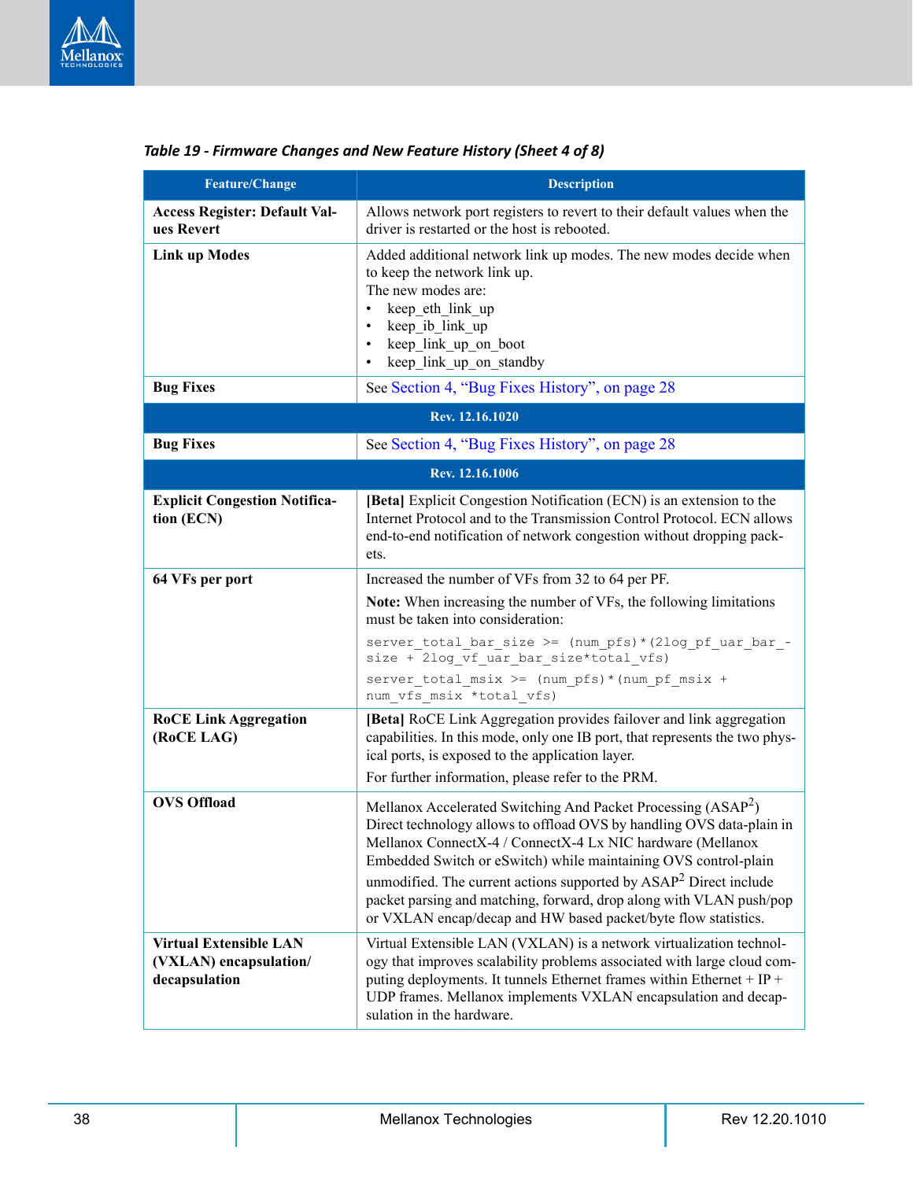*Table 19 - Firmware Changes and New Feature History (Sheet 4 of 8)*

| Feature/Change | Description |
|---|---|
| **Access Register: Default Values Revert** | Allows network port registers to revert to their default values when the driver is restarted or the host is rebooted. |
| **Link up Modes** | Added additional network link up modes. The new modes decide when to keep the network link up.<br>The new modes are:<br>• keep_eth_link_up<br>• keep_ib_link_up<br>• keep_link_up_on_boot<br>• keep_link_up_on_standby |
| **Bug Fixes** | See Section 4, “Bug Fixes History”, on page 28 |
| **Rev. 12.16.1020** | |
| **Bug Fixes** | See Section 4, “Bug Fixes History”, on page 28 |
| **Rev. 12.16.1006** | |
| **Explicit Congestion Notification (ECN)** | **[Beta]** Explicit Congestion Notification (ECN) is an extension to the Internet Protocol and to the Transmission Control Protocol. ECN allows end-to-end notification of network congestion without dropping packets. |
| **64 VFs per port** | Increased the number of VFs from 32 to 64 per PF.<br>**Note:** When increasing the number of VFs, the following limitations must be taken into consideration:<br>`server_total_bar_size >= (num_pfs)*(2log_pf_uar_bar_size + 2log_vf_uar_bar_size*total_vfs)`<br>`server_total_msix >= (num_pfs)*(num_pf_msix + num_vfs_msix *total_vfs)` |
| **RoCE Link Aggregation (RoCE LAG)** | **[Beta]** RoCE Link Aggregation provides failover and link aggregation capabilities. In this mode, only one IB port, that represents the two physical ports, is exposed to the application layer.<br>For further information, please refer to the PRM. |
| **OVS Offload** | Mellanox Accelerated Switching And Packet Processing (ASAP$^2$) Direct technology allows to offload OVS by handling OVS data-plain in Mellanox ConnectX-4 / ConnectX-4 Lx NIC hardware (Mellanox Embedded Switch or eSwitch) while maintaining OVS control-plain unmodified. The current actions supported by ASAP$^2$ Direct include packet parsing and matching, forward, drop along with VLAN push/pop or VXLAN encap/decap and HW based packet/byte flow statistics. |
| **Virtual Extensible LAN (VXLAN) encapsulation/ decapsulation** | Virtual Extensible LAN (VXLAN) is a network virtualization technology that improves scalability problems associated with large cloud computing deployments. It tunnels Ethernet frames within Ethernet + IP + UDP frames. Mellanox implements VXLAN encapsulation and decapsulation in the hardware. |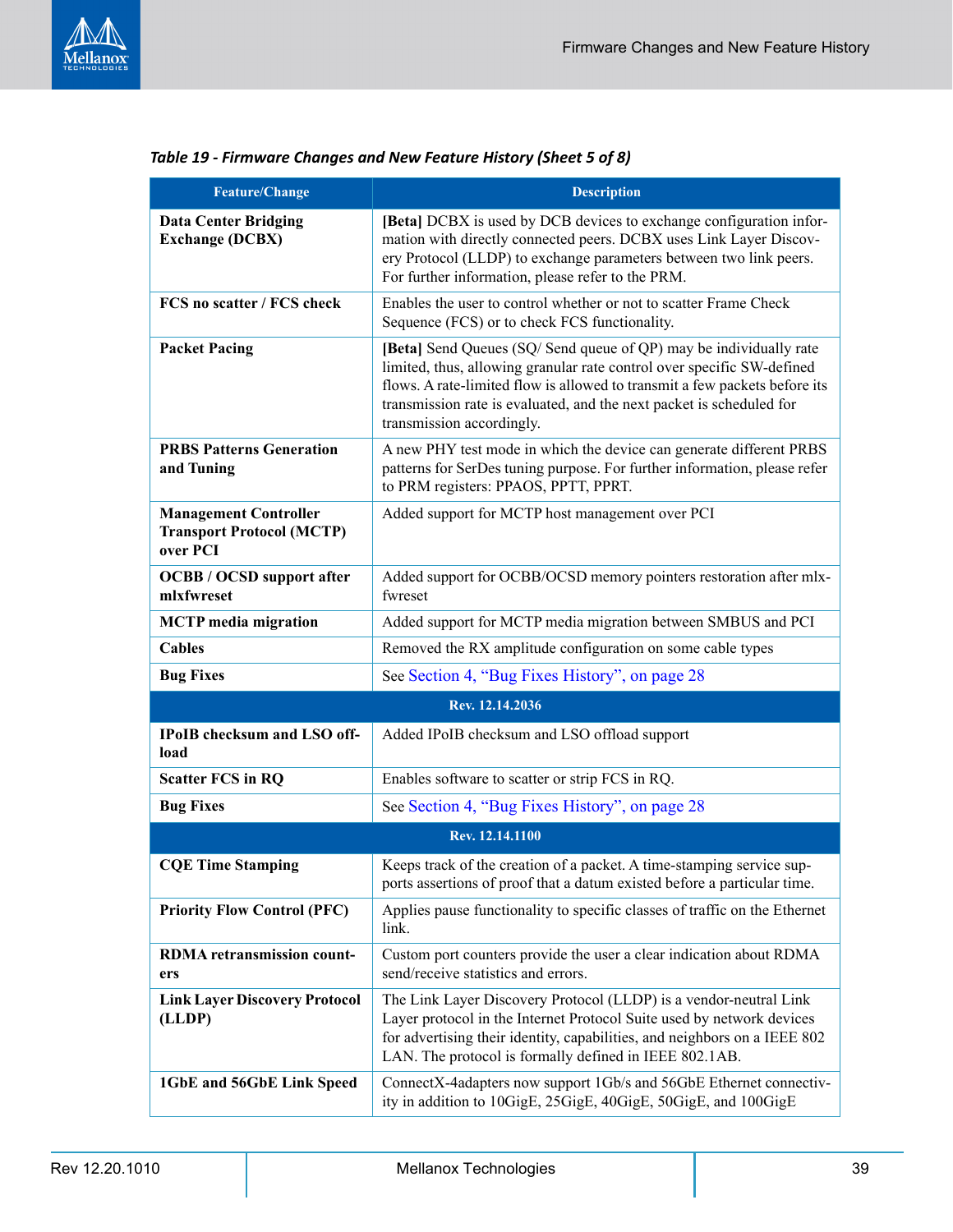*Table 19 - Firmware Changes and New Feature History (Sheet 5 of 8)*

| Feature/Change | Description |
|---|---|
| **Data Center Bridging Exchange (DCBX)** | **[Beta]** DCBX is used by DCB devices to exchange configuration information with directly connected peers. DCBX uses Link Layer Discovery Protocol (LLDP) to exchange parameters between two link peers. For further information, please refer to the PRM. |
| **FCS no scatter / FCS check** | Enables the user to control whether or not to scatter Frame Check Sequence (FCS) or to check FCS functionality. |
| **Packet Pacing** | **[Beta]** Send Queues (SQ/ Send queue of QP) may be individually rate limited, thus, allowing granular rate control over specific SW-defined flows. A rate-limited flow is allowed to transmit a few packets before its transmission rate is evaluated, and the next packet is scheduled for transmission accordingly. |
| **PRBS Patterns Generation and Tuning** | A new PHY test mode in which the device can generate different PRBS patterns for SerDes tuning purpose. For further information, please refer to PRM registers: PPAOS, PPTT, PPRT. |
| **Management Controller Transport Protocol (MCTP) over PCI** | Added support for MCTP host management over PCI |
| **OCBB / OCSD support after mlxfwreset** | Added support for OCBB/OCSD memory pointers restoration after mlxfwreset |
| **MCTP media migration** | Added support for MCTP media migration between SMBUS and PCI |
| **Cables** | Removed the RX amplitude configuration on some cable types |
| **Bug Fixes** | See Section 4, “Bug Fixes History”, on page 28 |
| **Rev. 12.14.2036** | |
| **IPoIB checksum and LSO offload** | Added IPoIB checksum and LSO offload support |
| **Scatter FCS in RQ** | Enables software to scatter or strip FCS in RQ. |
| **Bug Fixes** | See Section 4, “Bug Fixes History”, on page 28 |
| **Rev. 12.14.1100** | |
| **CQE Time Stamping** | Keeps track of the creation of a packet. A time-stamping service supports assertions of proof that a datum existed before a particular time. |
| **Priority Flow Control (PFC)** | Applies pause functionality to specific classes of traffic on the Ethernet link. |
| **RDMA retransmission counters** | Custom port counters provide the user a clear indication about RDMA send/receive statistics and errors. |
| **Link Layer Discovery Protocol (LLDP)** | The Link Layer Discovery Protocol (LLDP) is a vendor-neutral Link Layer protocol in the Internet Protocol Suite used by network devices for advertising their identity, capabilities, and neighbors on a IEEE 802 LAN. The protocol is formally defined in IEEE 802.1AB. |
| **1GbE and 56GbE Link Speed** | ConnectX-4adapters now support 1Gb/s and 56GbE Ethernet connectivity in addition to 10GigE, 25GigE, 40GigE, 50GigE, and 100GigE |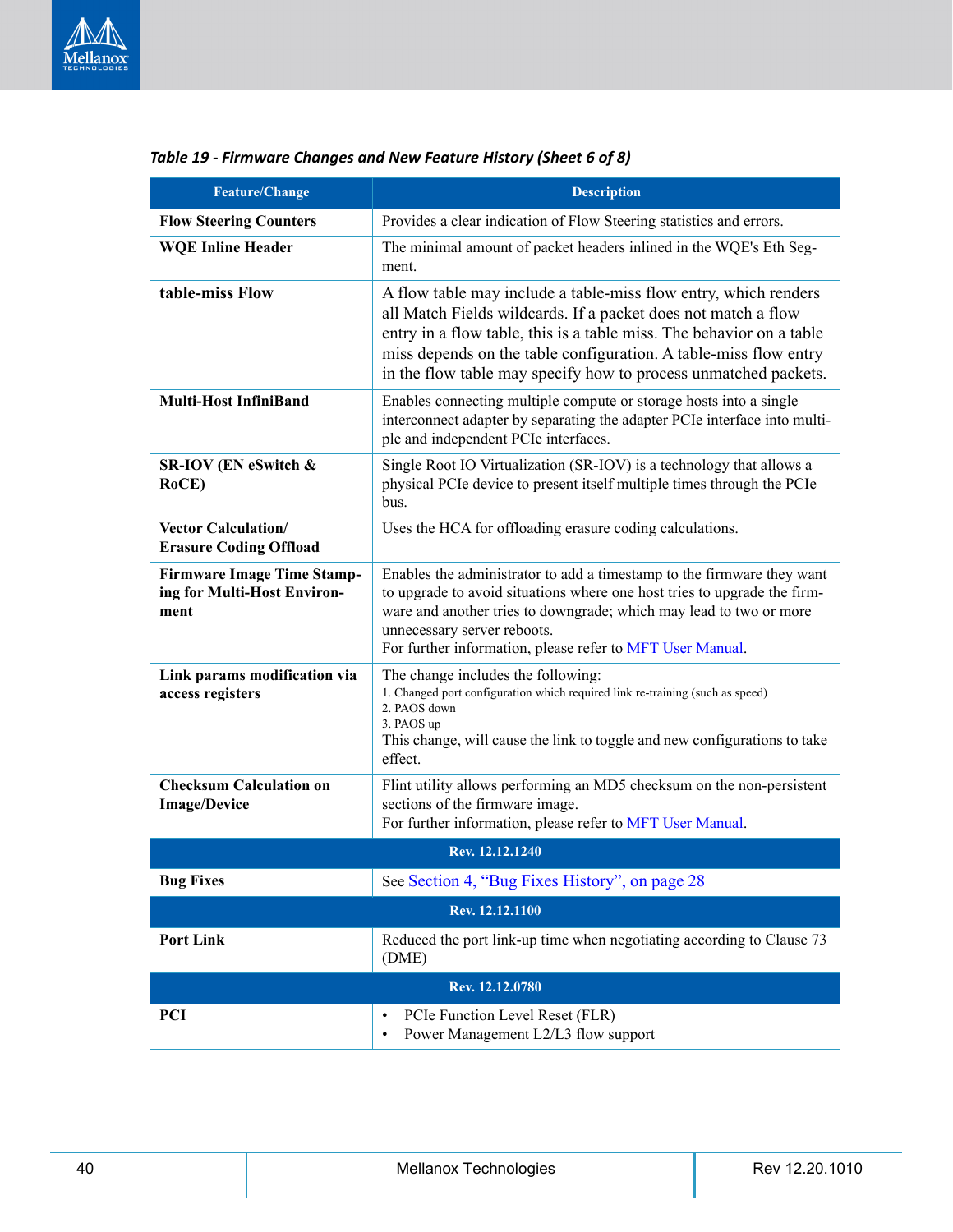*Table 19 - Firmware Changes and New Feature History (Sheet 6 of 8)*

| Feature/Change | Description |
|---|---|
| **Flow Steering Counters** | Provides a clear indication of Flow Steering statistics and errors. |
| **WQE Inline Header** | The minimal amount of packet headers inlined in the WQE's Eth Segment. |
| **table-miss Flow** | A flow table may include a table-miss flow entry, which renders all Match Fields wildcards. If a packet does not match a flow entry in a flow table, this is a table miss. The behavior on a table miss depends on the table configuration. A table-miss flow entry in the flow table may specify how to process unmatched packets. |
| **Multi-Host InfiniBand** | Enables connecting multiple compute or storage hosts into a single interconnect adapter by separating the adapter PCIe interface into multiple and independent PCIe interfaces. |
| **SR-IOV (EN eSwitch & RoCE)** | Single Root IO Virtualization (SR-IOV) is a technology that allows a physical PCIe device to present itself multiple times through the PCIe bus. |
| **Vector Calculation/ Erasure Coding Offload** | Uses the HCA for offloading erasure coding calculations. |
| **Firmware Image Time Stamping for Multi-Host Environment** | Enables the administrator to add a timestamp to the firmware they want to upgrade to avoid situations where one host tries to upgrade the firmware and another tries to downgrade; which may lead to two or more unnecessary server reboots.<br>For further information, please refer to MFT User Manual. |
| **Link params modification via access registers** | The change includes the following:<br>1. Changed port configuration which required link re-training (such as speed)<br>2. PAOS down<br>3. PAOS up<br>This change, will cause the link to toggle and new configurations to take effect. |
| **Checksum Calculation on Image/Device** | Flint utility allows performing an MD5 checksum on the non-persistent sections of the firmware image.<br>For further information, please refer to MFT User Manual. |
| **Rev. 12.12.1240** | |
| **Bug Fixes** | See Section 4, "Bug Fixes History", on page 28 |
| **Rev. 12.12.1100** | |
| **Port Link** | Reduced the port link-up time when negotiating according to Clause 73 (DME) |
| **Rev. 12.12.0780** | |
| **PCI** | • PCIe Function Level Reset (FLR)<br>• Power Management L2/L3 flow support |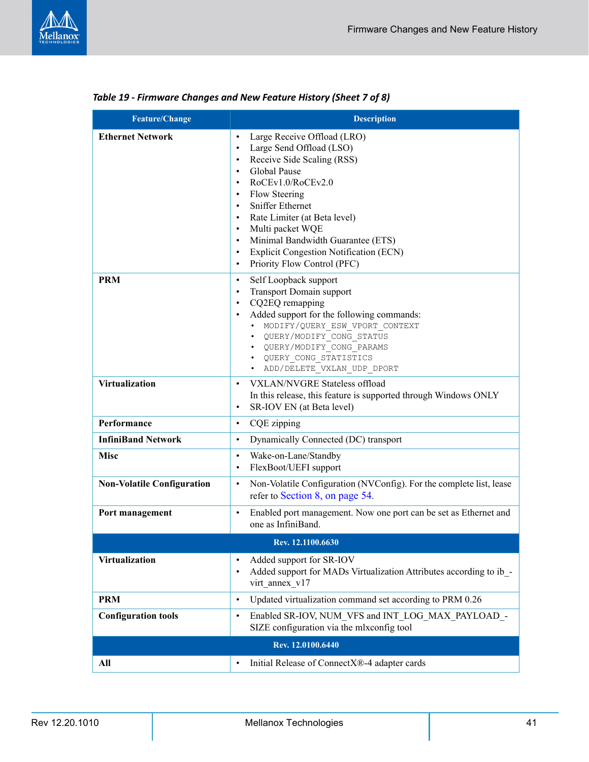*Table 19 - Firmware Changes and New Feature History (Sheet 7 of 8)*

| Feature/Change | Description |
|---|---|
| **Ethernet Network** | • Large Receive Offload (LRO)<br>• Large Send Offload (LSO)<br>• Receive Side Scaling (RSS)<br>• Global Pause<br>• RoCEv1.0/RoCEv2.0<br>• Flow Steering<br>• Sniffer Ethernet<br>• Rate Limiter (at Beta level)<br>• Multi packet WQE<br>• Minimal Bandwidth Guarantee (ETS)<br>• Explicit Congestion Notification (ECN)<br>• Priority Flow Control (PFC) |
| **PRM** | • Self Loopback support<br>• Transport Domain support<br>• CQ2EQ remapping<br>• Added support for the following commands:<br>&nbsp;&nbsp;• `MODIFY/QUERY_ESW_VPORT_CONTEXT`<br>&nbsp;&nbsp;• `QUERY/MODIFY_CONG_STATUS`<br>&nbsp;&nbsp;• `QUERY/MODIFY_CONG_PARAMS`<br>&nbsp;&nbsp;• `QUERY_CONG_STATISTICS`<br>&nbsp;&nbsp;• `ADD/DELETE_VXLAN_UDP_DPORT` |
| **Virtualization** | • VXLAN/NVGRE Stateless offload<br>In this release, this feature is supported through Windows ONLY<br>• SR-IOV EN (at Beta level) |
| **Performance** | • CQE zipping |
| **InfiniBand Network** | • Dynamically Connected (DC) transport |
| **Misc** | • Wake-on-Lane/Standby<br>• FlexBoot/UEFI support |
| **Non-Volatile Configuration** | • Non-Volatile Configuration (NVConfig). For the complete list, lease refer to Section 8, on page 54. |
| **Port management** | • Enabled port management. Now one port can be set as Ethernet and one as InfiniBand. |
| **Rev. 12.1100.6630** | |
| **Virtualization** | • Added support for SR-IOV<br>• Added support for MADs Virtualization Attributes according to ib_-virt_annex_v17 |
| **PRM** | • Updated virtualization command set according to PRM 0.26 |
| **Configuration tools** | • Enabled SR-IOV, NUM_VFS and INT_LOG_MAX_PAYLOAD_-SIZE configuration via the mlxconfig tool |
| **Rev. 12.0100.6440** | |
| **All** | • Initial Release of ConnectX®-4 adapter cards |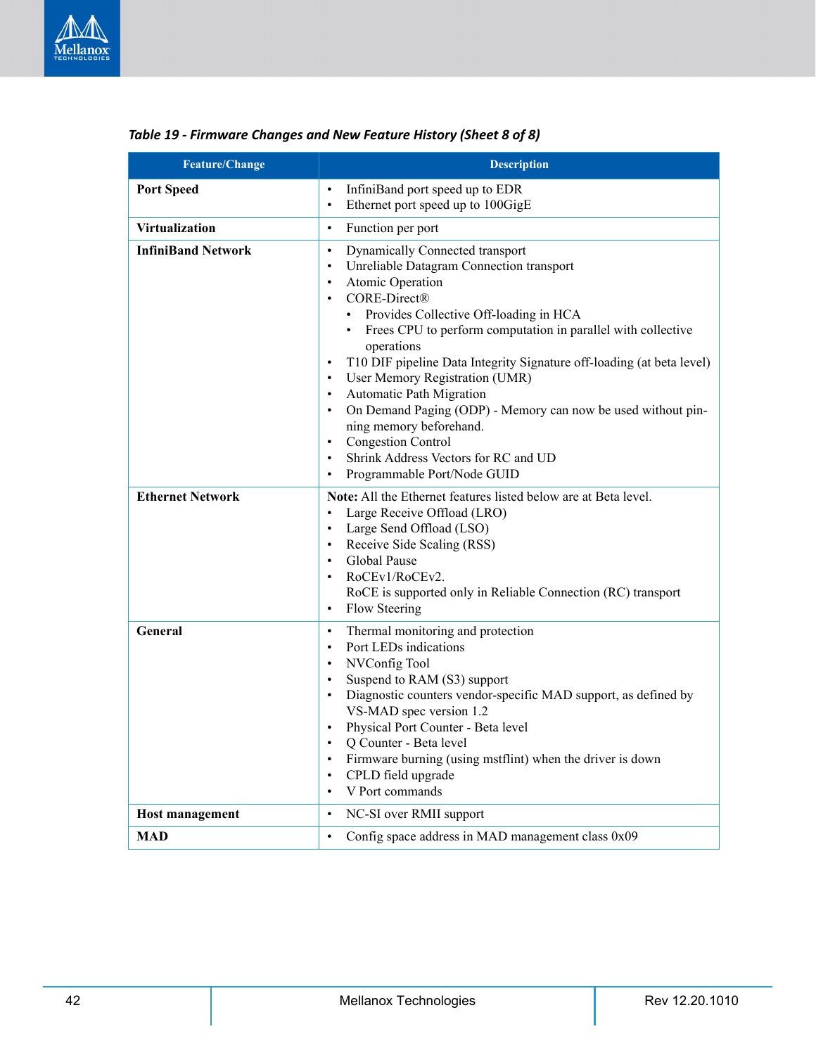*Table 19 - Firmware Changes and New Feature History (Sheet 8 of 8)*

| Feature/Change | Description |
|---|---|
| **Port Speed** | • InfiniBand port speed up to EDR<br>• Ethernet port speed up to 100GigE |
| **Virtualization** | • Function per port |
| **InfiniBand Network** | • Dynamically Connected transport<br>• Unreliable Datagram Connection transport<br>• Atomic Operation<br>• CORE-Direct®<br>&nbsp;&nbsp;&nbsp;&nbsp;• Provides Collective Off-loading in HCA<br>&nbsp;&nbsp;&nbsp;&nbsp;• Frees CPU to perform computation in parallel with collective operations<br>• T10 DIF pipeline Data Integrity Signature off-loading (at beta level)<br>• User Memory Registration (UMR)<br>• Automatic Path Migration<br>• On Demand Paging (ODP) - Memory can now be used without pinning memory beforehand.<br>• Congestion Control<br>• Shrink Address Vectors for RC and UD<br>• Programmable Port/Node GUID |
| **Ethernet Network** | **Note:** All the Ethernet features listed below are at Beta level.<br>• Large Receive Offload (LRO)<br>• Large Send Offload (LSO)<br>• Receive Side Scaling (RSS)<br>• Global Pause<br>• RoCEv1/RoCEv2.<br>RoCE is supported only in Reliable Connection (RC) transport<br>• Flow Steering |
| **General** | • Thermal monitoring and protection<br>• Port LEDs indications<br>• NVConfig Tool<br>• Suspend to RAM (S3) support<br>• Diagnostic counters vendor-specific MAD support, as defined by VS-MAD spec version 1.2<br>• Physical Port Counter - Beta level<br>• Q Counter - Beta level<br>• Firmware burning (using mstflint) when the driver is down<br>• CPLD field upgrade<br>• V Port commands |
| **Host management** | • NC-SI over RMII support |
| **MAD** | • Config space address in MAD management class 0x09 |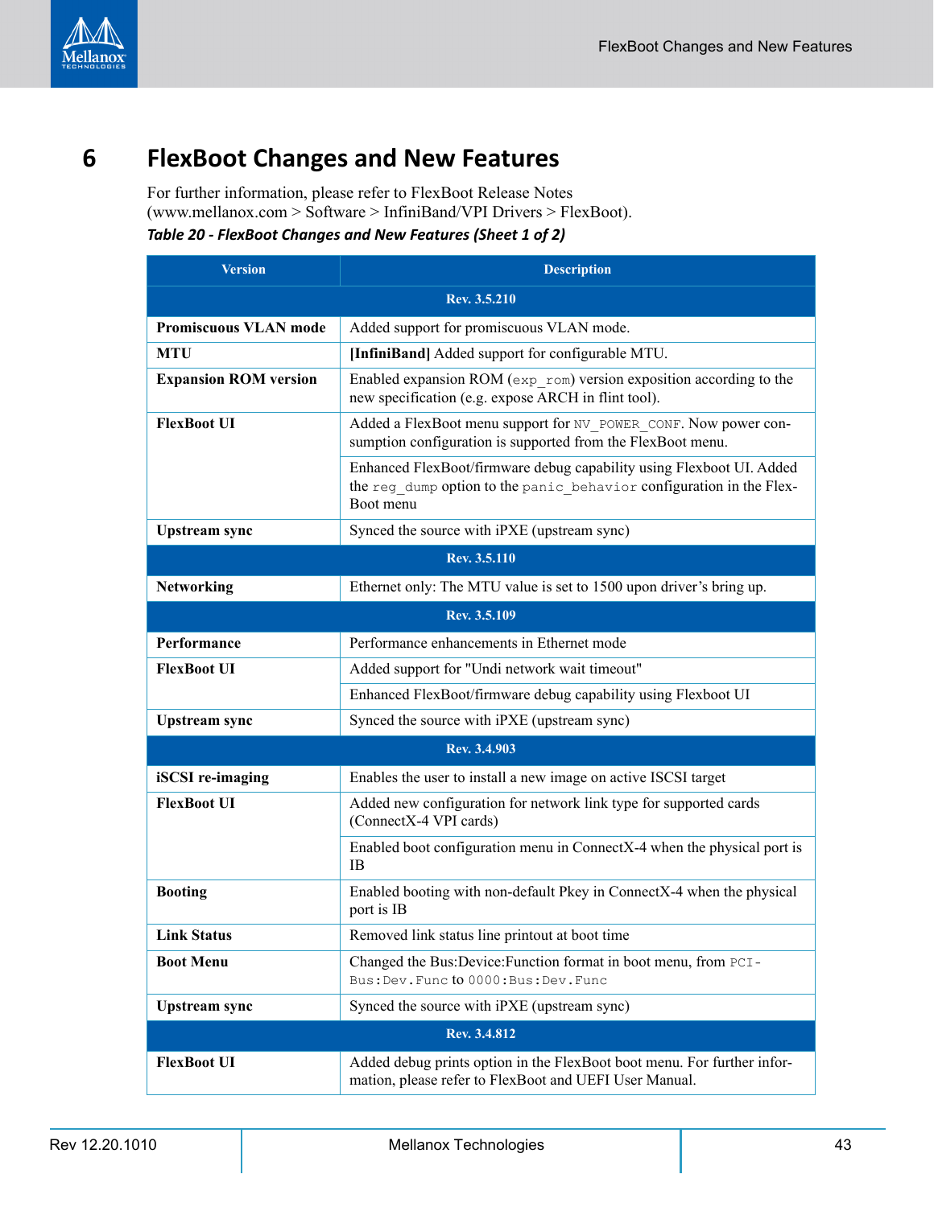# 6 FlexBoot Changes and New Features

For further information, please refer to FlexBoot Release Notes (www.mellanox.com > Software > InfiniBand/VPI Drivers > FlexBoot).

*Table 20 - FlexBoot Changes and New Features (Sheet 1 of 2)*

| Version | Description |
|---|---|
| **Rev. 3.5.210** | |
| **Promiscuous VLAN mode** | Added support for promiscuous VLAN mode. |
| **MTU** | **[InfiniBand]** Added support for configurable MTU. |
| **Expansion ROM version** | Enabled expansion ROM (`exp_rom`) version exposition according to the new specification (e.g. expose ARCH in flint tool). |
| **FlexBoot UI** | Added a FlexBoot menu support for `NV_POWER_CONF`. Now power consumption configuration is supported from the FlexBoot menu. |
| | Enhanced FlexBoot/firmware debug capability using Flexboot UI. Added the `reg_dump` option to the `panic_behavior` configuration in the FlexBoot menu |
| **Upstream sync** | Synced the source with iPXE (upstream sync) |
| **Rev. 3.5.110** | |
| **Networking** | Ethernet only: The MTU value is set to 1500 upon driver's bring up. |
| **Rev. 3.5.109** | |
| **Performance** | Performance enhancements in Ethernet mode |
| **FlexBoot UI** | Added support for "Undi network wait timeout" |
| | Enhanced FlexBoot/firmware debug capability using Flexboot UI |
| **Upstream sync** | Synced the source with iPXE (upstream sync) |
| **Rev. 3.4.903** | |
| **iSCSI re-imaging** | Enables the user to install a new image on active ISCSI target |
| **FlexBoot UI** | Added new configuration for network link type for supported cards (ConnectX-4 VPI cards) |
| | Enabled boot configuration menu in ConnectX-4 when the physical port is IB |
| **Booting** | Enabled booting with non-default Pkey in ConnectX-4 when the physical port is IB |
| **Link Status** | Removed link status line printout at boot time |
| **Boot Menu** | Changed the Bus:Device:Function format in boot menu, from `PCI-Bus:Dev.Func` to `0000:Bus:Dev.Func` |
| **Upstream sync** | Synced the source with iPXE (upstream sync) |
| **Rev. 3.4.812** | |
| **FlexBoot UI** | Added debug prints option in the FlexBoot boot menu. For further information, please refer to FlexBoot and UEFI User Manual. |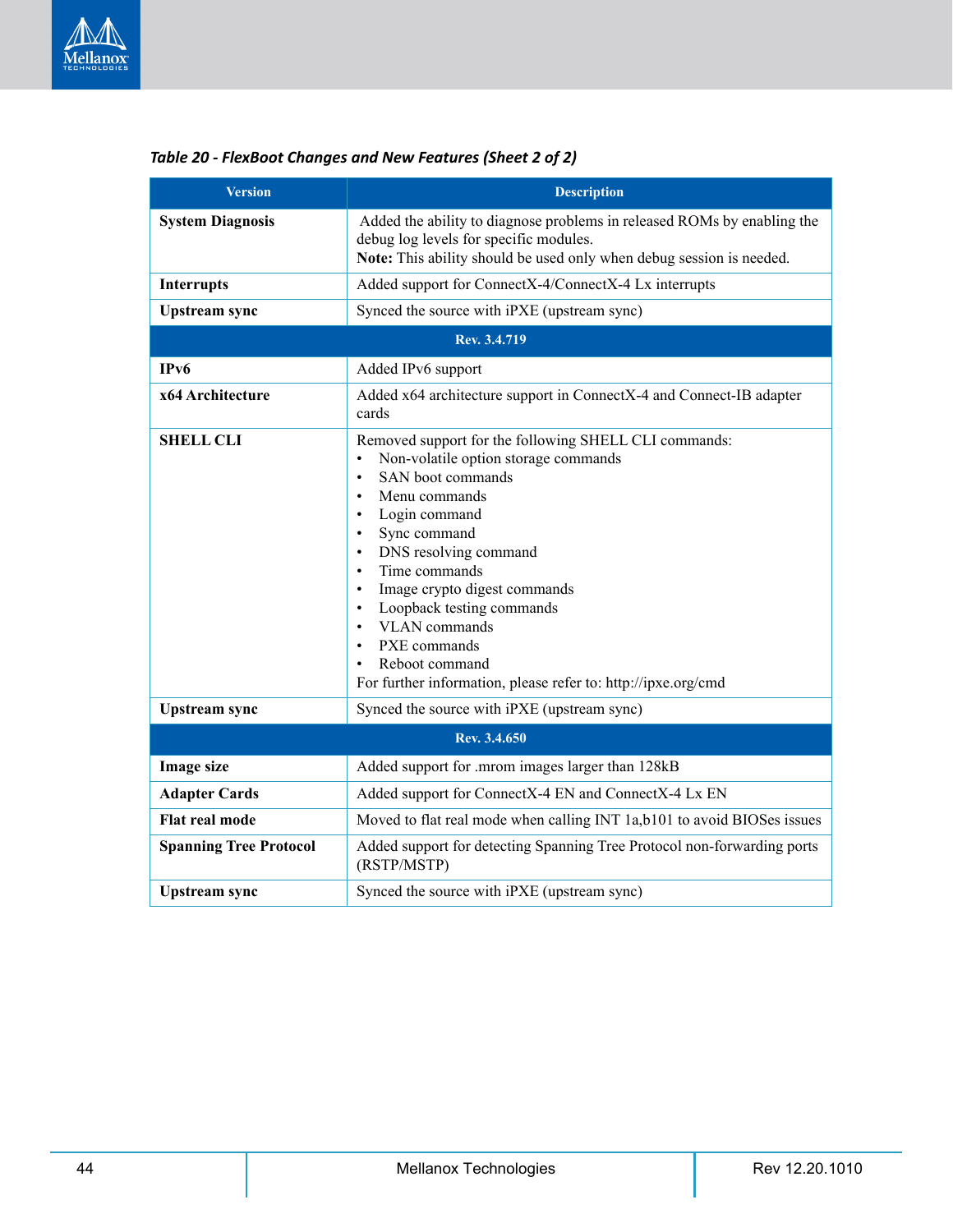*Table 20 - FlexBoot Changes and New Features (Sheet 2 of 2)*

| Version | Description |
|---|---|
| **System Diagnosis** | Added the ability to diagnose problems in released ROMs by enabling the debug log levels for specific modules.<br>**Note:** This ability should be used only when debug session is needed. |
| **Interrupts** | Added support for ConnectX-4/ConnectX-4 Lx interrupts |
| **Upstream sync** | Synced the source with iPXE (upstream sync) |
| **Rev. 3.4.719** | |
| **IPv6** | Added IPv6 support |
| **x64 Architecture** | Added x64 architecture support in ConnectX-4 and Connect-IB adapter cards |
| **SHELL CLI** | Removed support for the following SHELL CLI commands:<br>• Non-volatile option storage commands<br>• SAN boot commands<br>• Menu commands<br>• Login command<br>• Sync command<br>• DNS resolving command<br>• Time commands<br>• Image crypto digest commands<br>• Loopback testing commands<br>• VLAN commands<br>• PXE commands<br>• Reboot command<br>For further information, please refer to: http://ipxe.org/cmd |
| **Upstream sync** | Synced the source with iPXE (upstream sync) |
| **Rev. 3.4.650** | |
| **Image size** | Added support for .mrom images larger than 128kB |
| **Adapter Cards** | Added support for ConnectX-4 EN and ConnectX-4 Lx EN |
| **Flat real mode** | Moved to flat real mode when calling INT 1a,b101 to avoid BIOSes issues |
| **Spanning Tree Protocol** | Added support for detecting Spanning Tree Protocol non-forwarding ports (RSTP/MSTP) |
| **Upstream sync** | Synced the source with iPXE (upstream sync) |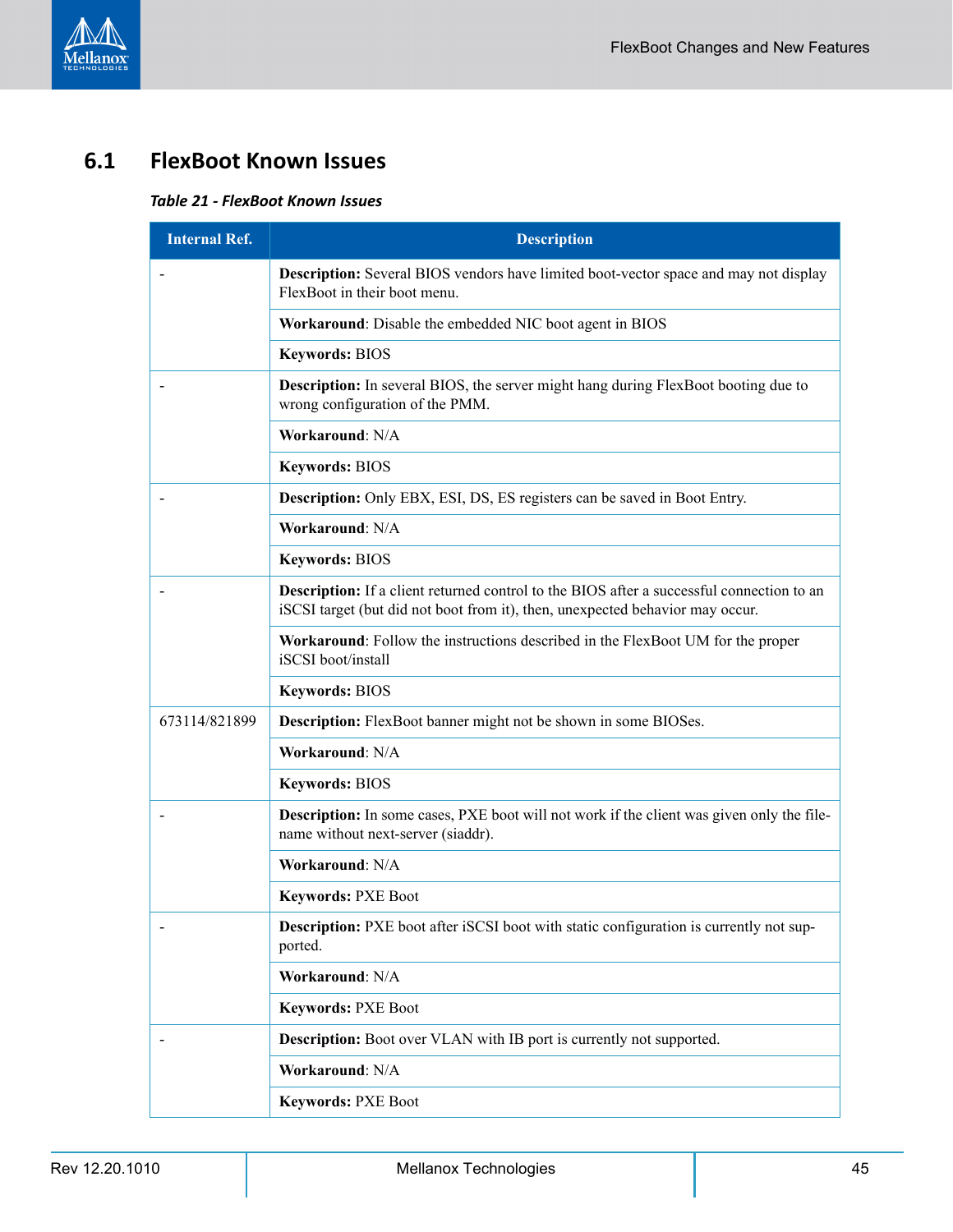## 6.1 FlexBoot Known Issues

*Table 21 - FlexBoot Known Issues*

| Internal Ref. | Description |
|---|---|
| - | **Description:** Several BIOS vendors have limited boot-vector space and may not display FlexBoot in their boot menu. |
| | **Workaround**: Disable the embedded NIC boot agent in BIOS |
| | **Keywords:** BIOS |
| - | **Description:** In several BIOS, the server might hang during FlexBoot booting due to wrong configuration of the PMM. |
| | **Workaround**: N/A |
| | **Keywords:** BIOS |
| - | **Description:** Only EBX, ESI, DS, ES registers can be saved in Boot Entry. |
| | **Workaround**: N/A |
| | **Keywords:** BIOS |
| - | **Description:** If a client returned control to the BIOS after a successful connection to an iSCSI target (but did not boot from it), then, unexpected behavior may occur. |
| | **Workaround**: Follow the instructions described in the FlexBoot UM for the proper iSCSI boot/install |
| | **Keywords:** BIOS |
| 673114/821899 | **Description:** FlexBoot banner might not be shown in some BIOSes. |
| | **Workaround**: N/A |
| | **Keywords:** BIOS |
| - | **Description:** In some cases, PXE boot will not work if the client was given only the file-name without next-server (siaddr). |
| | **Workaround**: N/A |
| | **Keywords:** PXE Boot |
| - | **Description:** PXE boot after iSCSI boot with static configuration is currently not supported. |
| | **Workaround**: N/A |
| | **Keywords:** PXE Boot |
| - | **Description:** Boot over VLAN with IB port is currently not supported. |
| | **Workaround**: N/A |
| | **Keywords:** PXE Boot |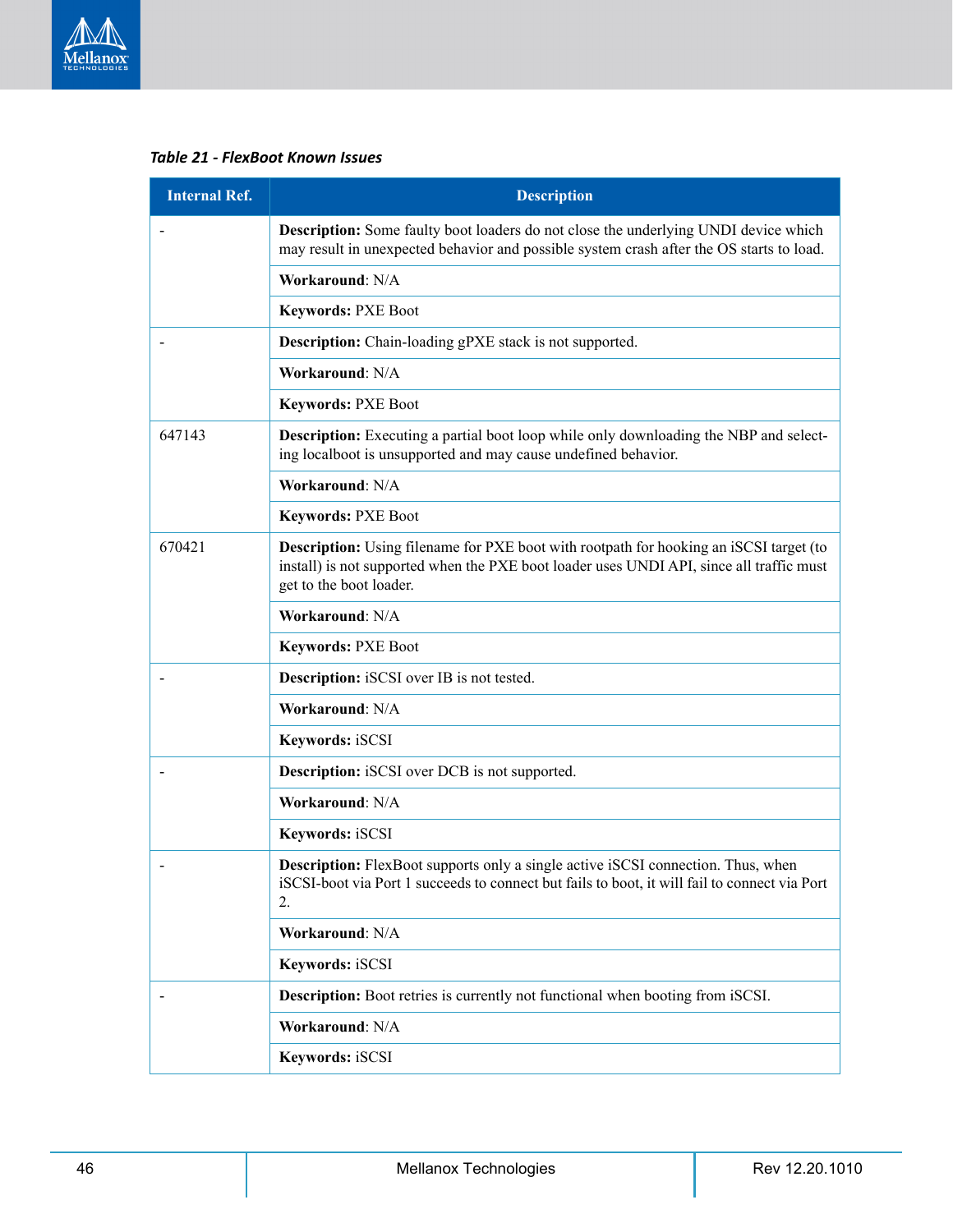*Table 21 - FlexBoot Known Issues*

| Internal Ref. | Description |
|---|---|
| - | **Description:** Some faulty boot loaders do not close the underlying UNDI device which may result in unexpected behavior and possible system crash after the OS starts to load. |
| | **Workaround**: N/A |
| | **Keywords:** PXE Boot |
| - | **Description:** Chain-loading gPXE stack is not supported. |
| | **Workaround**: N/A |
| | **Keywords:** PXE Boot |
| 647143 | **Description:** Executing a partial boot loop while only downloading the NBP and selecting localboot is unsupported and may cause undefined behavior. |
| | **Workaround**: N/A |
| | **Keywords:** PXE Boot |
| 670421 | **Description:** Using filename for PXE boot with rootpath for hooking an iSCSI target (to install) is not supported when the PXE boot loader uses UNDI API, since all traffic must get to the boot loader. |
| | **Workaround**: N/A |
| | **Keywords:** PXE Boot |
| - | **Description:** iSCSI over IB is not tested. |
| | **Workaround**: N/A |
| | **Keywords:** iSCSI |
| - | **Description:** iSCSI over DCB is not supported. |
| | **Workaround**: N/A |
| | **Keywords:** iSCSI |
| - | **Description:** FlexBoot supports only a single active iSCSI connection. Thus, when iSCSI-boot via Port 1 succeeds to connect but fails to boot, it will fail to connect via Port 2. |
| | **Workaround**: N/A |
| | **Keywords:** iSCSI |
| - | **Description:** Boot retries is currently not functional when booting from iSCSI. |
| | **Workaround**: N/A |
| | **Keywords:** iSCSI |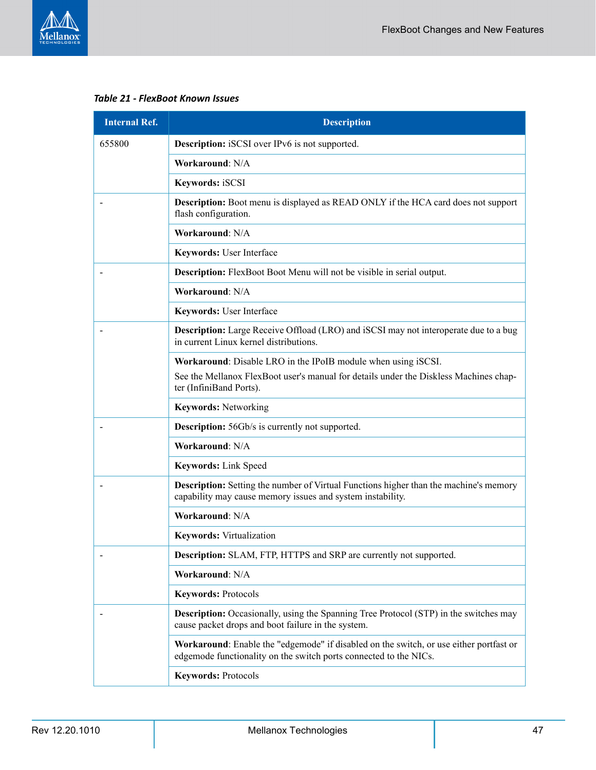*Table 21 - FlexBoot Known Issues*

| Internal Ref. | Description |
|---|---|
| 655800 | **Description:** iSCSI over IPv6 is not supported. |
| | **Workaround**: N/A |
| | **Keywords:** iSCSI |
| - | **Description:** Boot menu is displayed as READ ONLY if the HCA card does not support flash configuration. |
| | **Workaround**: N/A |
| | **Keywords:** User Interface |
| - | **Description:** FlexBoot Boot Menu will not be visible in serial output. |
| | **Workaround**: N/A |
| | **Keywords:** User Interface |
| - | **Description:** Large Receive Offload (LRO) and iSCSI may not interoperate due to a bug in current Linux kernel distributions. |
| | **Workaround**: Disable LRO in the IPoIB module when using iSCSI. See the Mellanox FlexBoot user's manual for details under the Diskless Machines chapter (InfiniBand Ports). |
| | **Keywords:** Networking |
| - | **Description:** 56Gb/s is currently not supported. |
| | **Workaround**: N/A |
| | **Keywords:** Link Speed |
| - | **Description:** Setting the number of Virtual Functions higher than the machine's memory capability may cause memory issues and system instability. |
| | **Workaround**: N/A |
| | **Keywords:** Virtualization |
| - | **Description:** SLAM, FTP, HTTPS and SRP are currently not supported. |
| | **Workaround**: N/A |
| | **Keywords:** Protocols |
| - | **Description:** Occasionally, using the Spanning Tree Protocol (STP) in the switches may cause packet drops and boot failure in the system. |
| | **Workaround**: Enable the "edgemode" if disabled on the switch, or use either portfast or edgemode functionality on the switch ports connected to the NICs. |
| | **Keywords:** Protocols |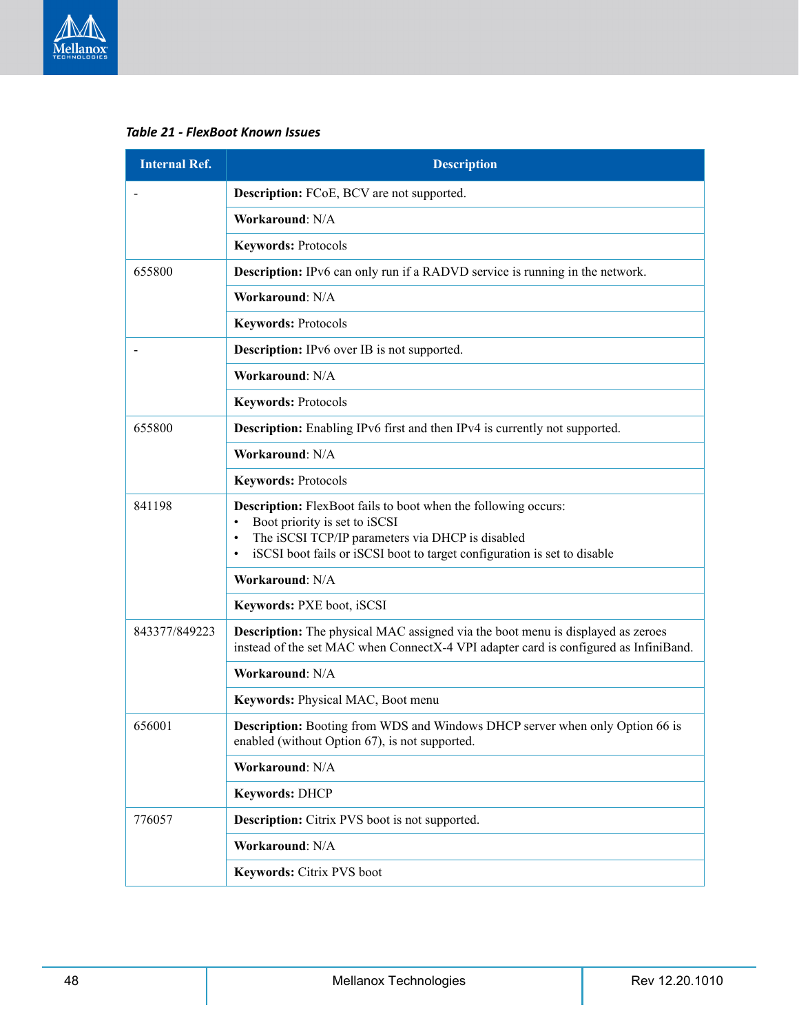*Table 21 - FlexBoot Known Issues*

| Internal Ref. | Description |
|---|---|
| - | **Description:** FCoE, BCV are not supported. |
| | **Workaround**: N/A |
| | **Keywords:** Protocols |
| 655800 | **Description:** IPv6 can only run if a RADVD service is running in the network. |
| | **Workaround**: N/A |
| | **Keywords:** Protocols |
| - | **Description:** IPv6 over IB is not supported. |
| | **Workaround**: N/A |
| | **Keywords:** Protocols |
| 655800 | **Description:** Enabling IPv6 first and then IPv4 is currently not supported. |
| | **Workaround**: N/A |
| | **Keywords:** Protocols |
| 841198 | **Description:** FlexBoot fails to boot when the following occurs:<br>• Boot priority is set to iSCSI<br>• The iSCSI TCP/IP parameters via DHCP is disabled<br>• iSCSI boot fails or iSCSI boot to target configuration is set to disable |
| | **Workaround**: N/A |
| | **Keywords:** PXE boot, iSCSI |
| 843377/849223 | **Description:** The physical MAC assigned via the boot menu is displayed as zeroes instead of the set MAC when ConnectX-4 VPI adapter card is configured as InfiniBand. |
| | **Workaround**: N/A |
| | **Keywords:** Physical MAC, Boot menu |
| 656001 | **Description:** Booting from WDS and Windows DHCP server when only Option 66 is enabled (without Option 67), is not supported. |
| | **Workaround**: N/A |
| | **Keywords:** DHCP |
| 776057 | **Description:** Citrix PVS boot is not supported. |
| | **Workaround**: N/A |
| | **Keywords:** Citrix PVS boot |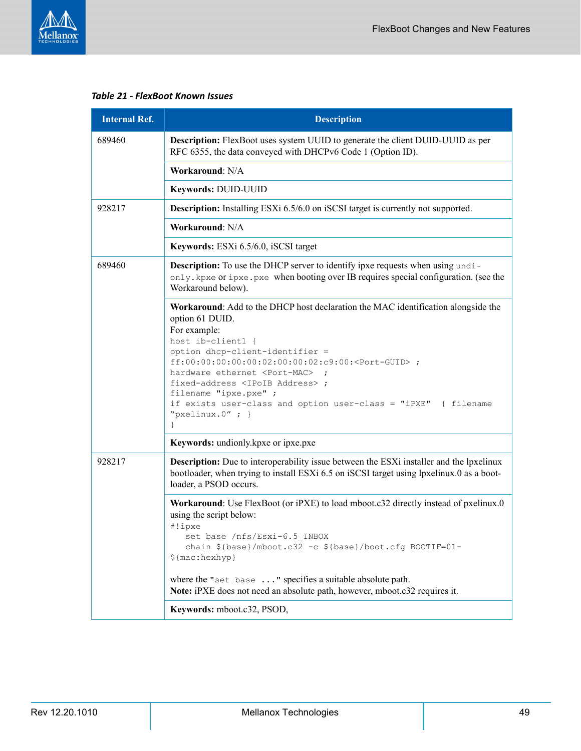*Table 21 - FlexBoot Known Issues*

| Internal Ref. | Description |
|---|---|
| 689460 | **Description:** FlexBoot uses system UUID to generate the client DUID-UUID as per RFC 6355, the data conveyed with DHCPv6 Code 1 (Option ID). |
| | **Workaround**: N/A |
| | **Keywords:** DUID-UUID |
| 928217 | **Description:** Installing ESXi 6.5/6.0 on iSCSI target is currently not supported. |
| | **Workaround**: N/A |
| | **Keywords:** ESXi 6.5/6.0, iSCSI target |
| 689460 | **Description:** To use the DHCP server to identify ipxe requests when using `undi-only.kpxe` or `ipxe.pxe` when booting over IB requires special configuration. (see the Workaround below). |
| | **Workaround**: Add to the DHCP host declaration the MAC identification alongside the option 61 DUID.<br>For example:<br>`host ib-client1 {`<br>`option dhcp-client-identifier = ff:00:00:00:00:00:02:00:00:02:c9:00:<Port-GUID> ;`<br>`hardware ethernet <Port-MAC>  ;`<br>`fixed-address <IPoIB Address> ;`<br>`filename "ipxe.pxe" ;`<br>`if exists user-class and option user-class = "iPXE"  { filename "pxelinux.0" ; }`<br>`}` |
| | **Keywords:** undionly.kpxe or ipxe.pxe |
| 928217 | **Description:** Due to interoperability issue between the ESXi installer and the lpxelinux bootloader, when trying to install ESXi 6.5 on iSCSI target using lpxelinux.0 as a boot-loader, a PSOD occurs. |
| | **Workaround**: Use FlexBoot (or iPXE) to load mboot.c32 directly instead of pxelinux.0 using the script below:<br>`#!ipxe`<br>`   set base /nfs/Esxi-6.5_INBOX`<br>`   chain ${base}/mboot.c32 -c ${base}/boot.cfg BOOTIF=01-${mac:hexhyp}`<br><br>where the "`set base ...`" specifies a suitable absolute path.<br>**Note:** iPXE does not need an absolute path, however, mboot.c32 requires it. |
| | **Keywords:** mboot.c32, PSOD, |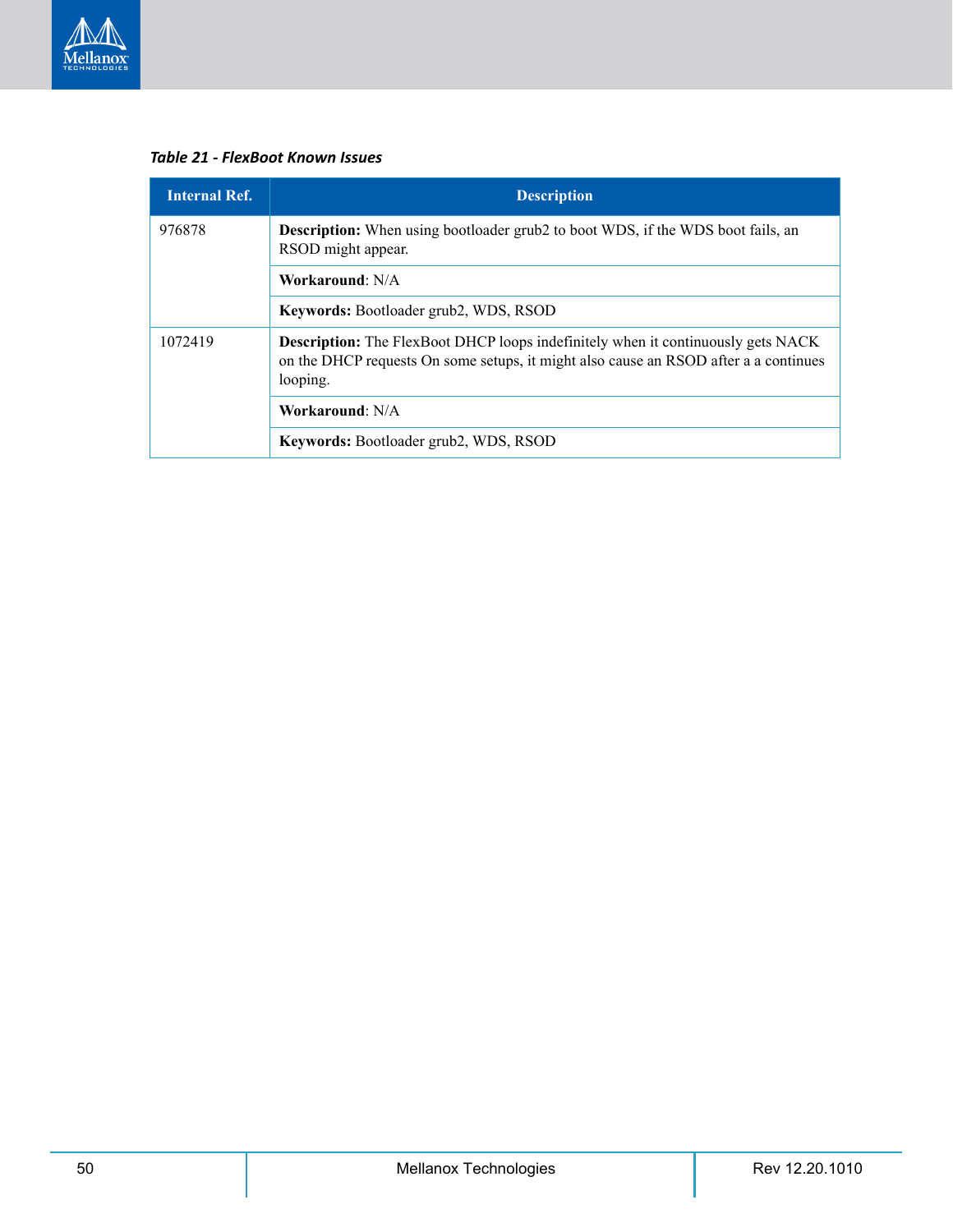*Table 21 - FlexBoot Known Issues*

| Internal Ref. | Description |
|---|---|
| 976878 | **Description:** When using bootloader grub2 to boot WDS, if the WDS boot fails, an RSOD might appear. |
| | **Workaround**: N/A |
| | **Keywords:** Bootloader grub2, WDS, RSOD |
| 1072419 | **Description:** The FlexBoot DHCP loops indefinitely when it continuously gets NACK on the DHCP requests On some setups, it might also cause an RSOD after a a continues looping. |
| | **Workaround**: N/A |
| | **Keywords:** Bootloader grub2, WDS, RSOD |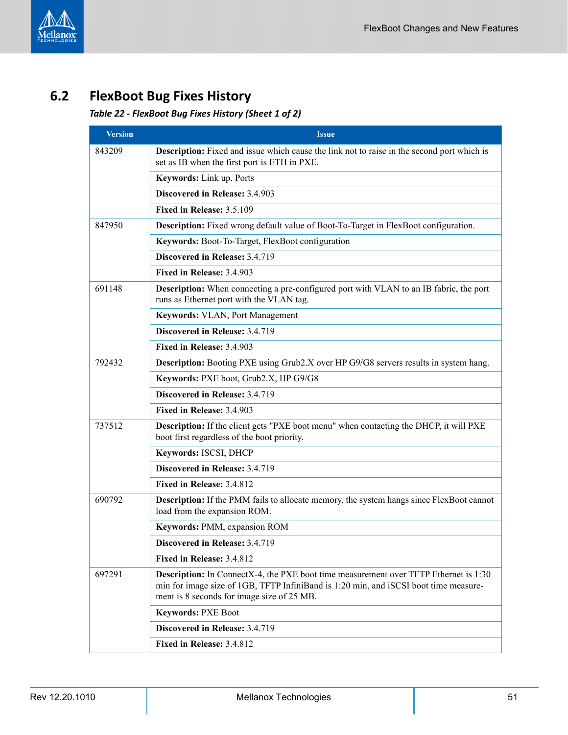## 6.2 FlexBoot Bug Fixes History

*Table 22 - FlexBoot Bug Fixes History (Sheet 1 of 2)*

| Version | Issue |
|---|---|
| 843209 | **Description:** Fixed and issue which cause the link not to raise in the second port which is set as IB when the first port is ETH in PXE. |
| | **Keywords:** Link up, Ports |
| | **Discovered in Release:** 3.4.903 |
| | **Fixed in Release:** 3.5.109 |
| 847950 | **Description:** Fixed wrong default value of Boot-To-Target in FlexBoot configuration. |
| | **Keywords:** Boot-To-Target, FlexBoot configuration |
| | **Discovered in Release:** 3.4.719 |
| | **Fixed in Release:** 3.4.903 |
| 691148 | **Description:** When connecting a pre-configured port with VLAN to an IB fabric, the port runs as Ethernet port with the VLAN tag. |
| | **Keywords:** VLAN, Port Management |
| | **Discovered in Release:** 3.4.719 |
| | **Fixed in Release:** 3.4.903 |
| 792432 | **Description:** Booting PXE using Grub2.X over HP G9/G8 servers results in system hang. |
| | **Keywords:** PXE boot, Grub2.X, HP G9/G8 |
| | **Discovered in Release:** 3.4.719 |
| | **Fixed in Release:** 3.4.903 |
| 737512 | **Description:** If the client gets "PXE boot menu" when contacting the DHCP, it will PXE boot first regardless of the boot priority. |
| | **Keywords:** ISCSI, DHCP |
| | **Discovered in Release:** 3.4.719 |
| | **Fixed in Release:** 3.4.812 |
| 690792 | **Description:** If the PMM fails to allocate memory, the system hangs since FlexBoot cannot load from the expansion ROM. |
| | **Keywords:** PMM, expansion ROM |
| | **Discovered in Release:** 3.4.719 |
| | **Fixed in Release:** 3.4.812 |
| 697291 | **Description:** In ConnectX-4, the PXE boot time measurement over TFTP Ethernet is 1:30 min for image size of 1GB, TFTP InfiniBand is 1:20 min, and iSCSI boot time measurement is 8 seconds for image size of 25 MB. |
| | **Keywords:** PXE Boot |
| | **Discovered in Release:** 3.4.719 |
| | **Fixed in Release:** 3.4.812 |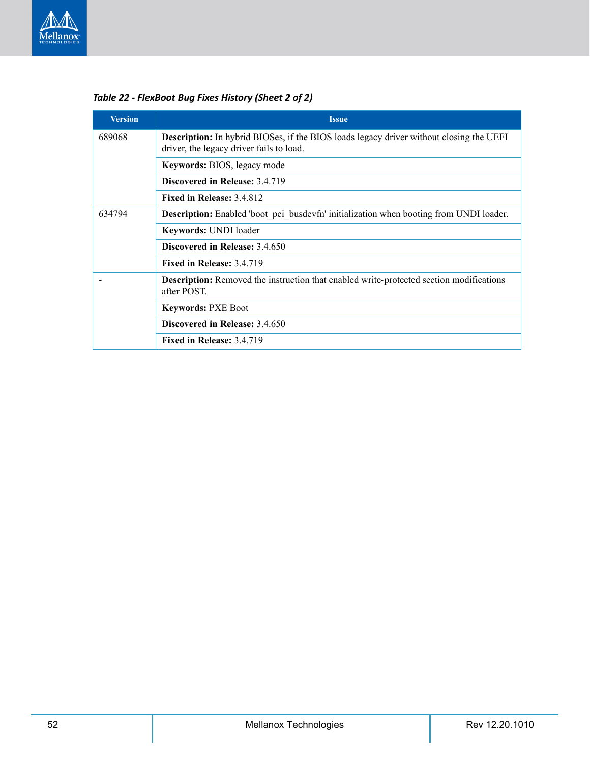*Table 22 - FlexBoot Bug Fixes History (Sheet 2 of 2)*

| Version | Issue |
|---|---|
| 689068 | **Description:** In hybrid BIOSes, if the BIOS loads legacy driver without closing the UEFI driver, the legacy driver fails to load. |
| | **Keywords:** BIOS, legacy mode |
| | **Discovered in Release:** 3.4.719 |
| | **Fixed in Release:** 3.4.812 |
| 634794 | **Description:** Enabled 'boot_pci_busdevfn' initialization when booting from UNDI loader. |
| | **Keywords:** UNDI loader |
| | **Discovered in Release:** 3.4.650 |
| | **Fixed in Release:** 3.4.719 |
| - | **Description:** Removed the instruction that enabled write-protected section modifications after POST. |
| | **Keywords:** PXE Boot |
| | **Discovered in Release:** 3.4.650 |
| | **Fixed in Release:** 3.4.719 |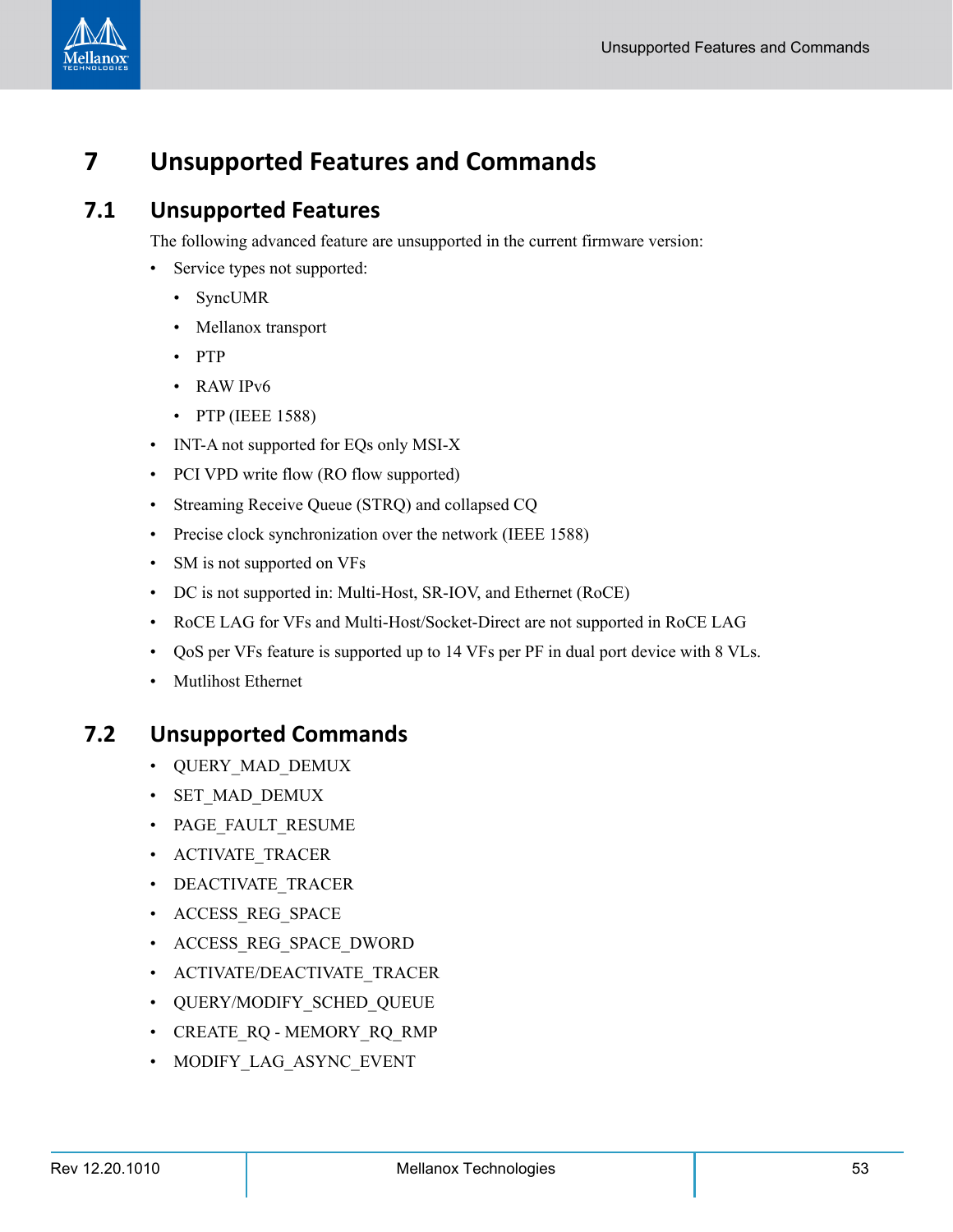# 7 Unsupported Features and Commands

## 7.1 Unsupported Features

The following advanced feature are unsupported in the current firmware version:

- Service types not supported:
  - SyncUMR
  - Mellanox transport
  - PTP
  - RAW IPv6
  - PTP (IEEE 1588)
- INT-A not supported for EQs only MSI-X
- PCI VPD write flow (RO flow supported)
- Streaming Receive Queue (STRQ) and collapsed CQ
- Precise clock synchronization over the network (IEEE 1588)
- SM is not supported on VFs
- DC is not supported in: Multi-Host, SR-IOV, and Ethernet (RoCE)
- RoCE LAG for VFs and Multi-Host/Socket-Direct are not supported in RoCE LAG
- QoS per VFs feature is supported up to 14 VFs per PF in dual port device with 8 VLs.
- Mutlihost Ethernet

## 7.2 Unsupported Commands

- QUERY_MAD_DEMUX
- SET_MAD_DEMUX
- PAGE_FAULT_RESUME
- ACTIVATE_TRACER
- DEACTIVATE_TRACER
- ACCESS_REG_SPACE
- ACCESS_REG_SPACE_DWORD
- ACTIVATE/DEACTIVATE_TRACER
- QUERY/MODIFY_SCHED_QUEUE
- CREATE_RQ - MEMORY_RQ_RMP
- MODIFY_LAG_ASYNC_EVENT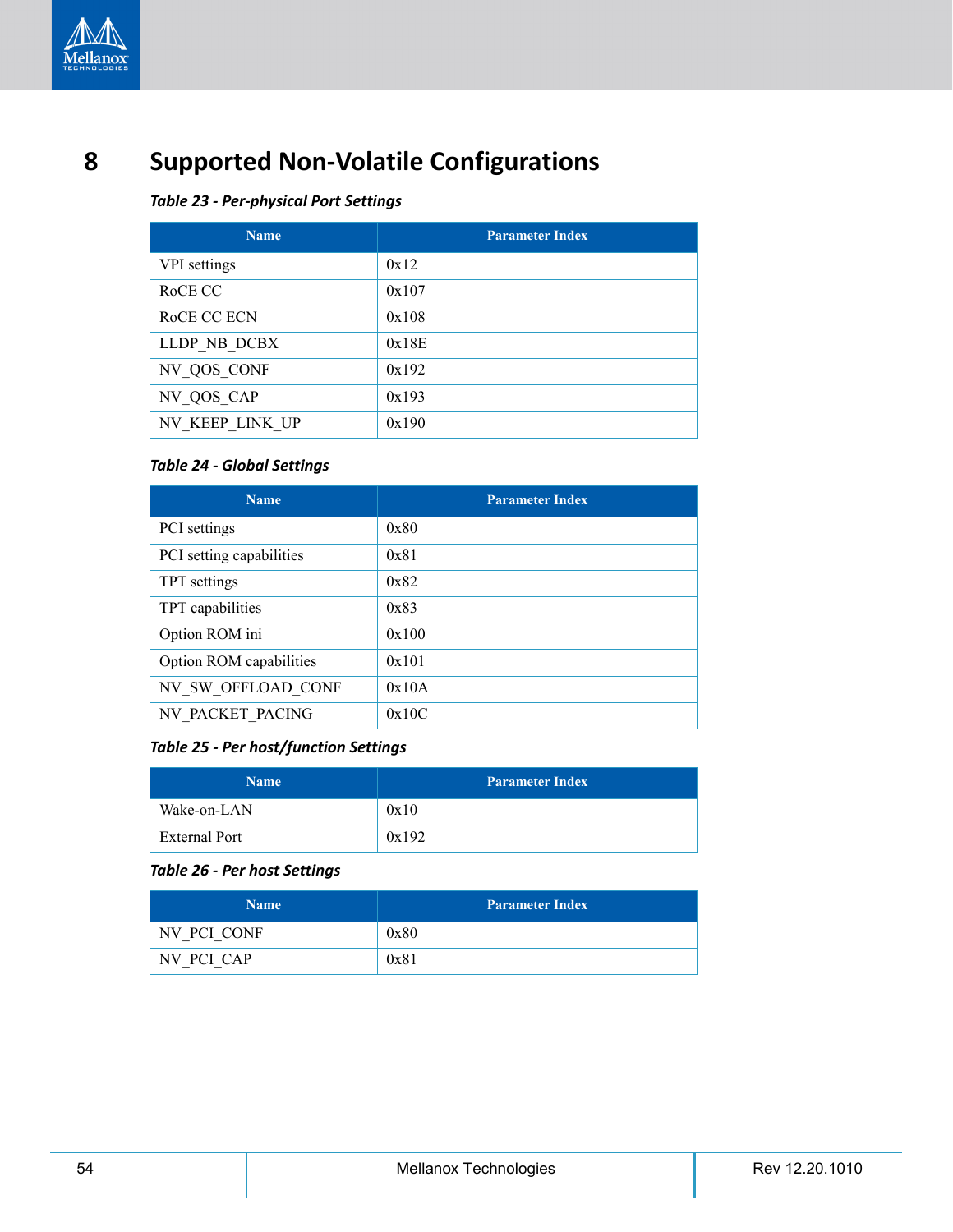# 8 Supported Non-Volatile Configurations

*Table 23 - Per-physical Port Settings*

| Name | Parameter Index |
|---|---|
| VPI settings | 0x12 |
| RoCE CC | 0x107 |
| RoCE CC ECN | 0x108 |
| LLDP_NB_DCBX | 0x18E |
| NV_QOS_CONF | 0x192 |
| NV_QOS_CAP | 0x193 |
| NV_KEEP_LINK_UP | 0x190 |

*Table 24 - Global Settings*

| Name | Parameter Index |
|---|---|
| PCI settings | 0x80 |
| PCI setting capabilities | 0x81 |
| TPT settings | 0x82 |
| TPT capabilities | 0x83 |
| Option ROM ini | 0x100 |
| Option ROM capabilities | 0x101 |
| NV_SW_OFFLOAD_CONF | 0x10A |
| NV_PACKET_PACING | 0x10C |

*Table 25 - Per host/function Settings*

| Name | Parameter Index |
|---|---|
| Wake-on-LAN | 0x10 |
| External Port | 0x192 |

*Table 26 - Per host Settings*

| Name | Parameter Index |
|---|---|
| NV_PCI_CONF | 0x80 |
| NV_PCI_CAP | 0x81 |